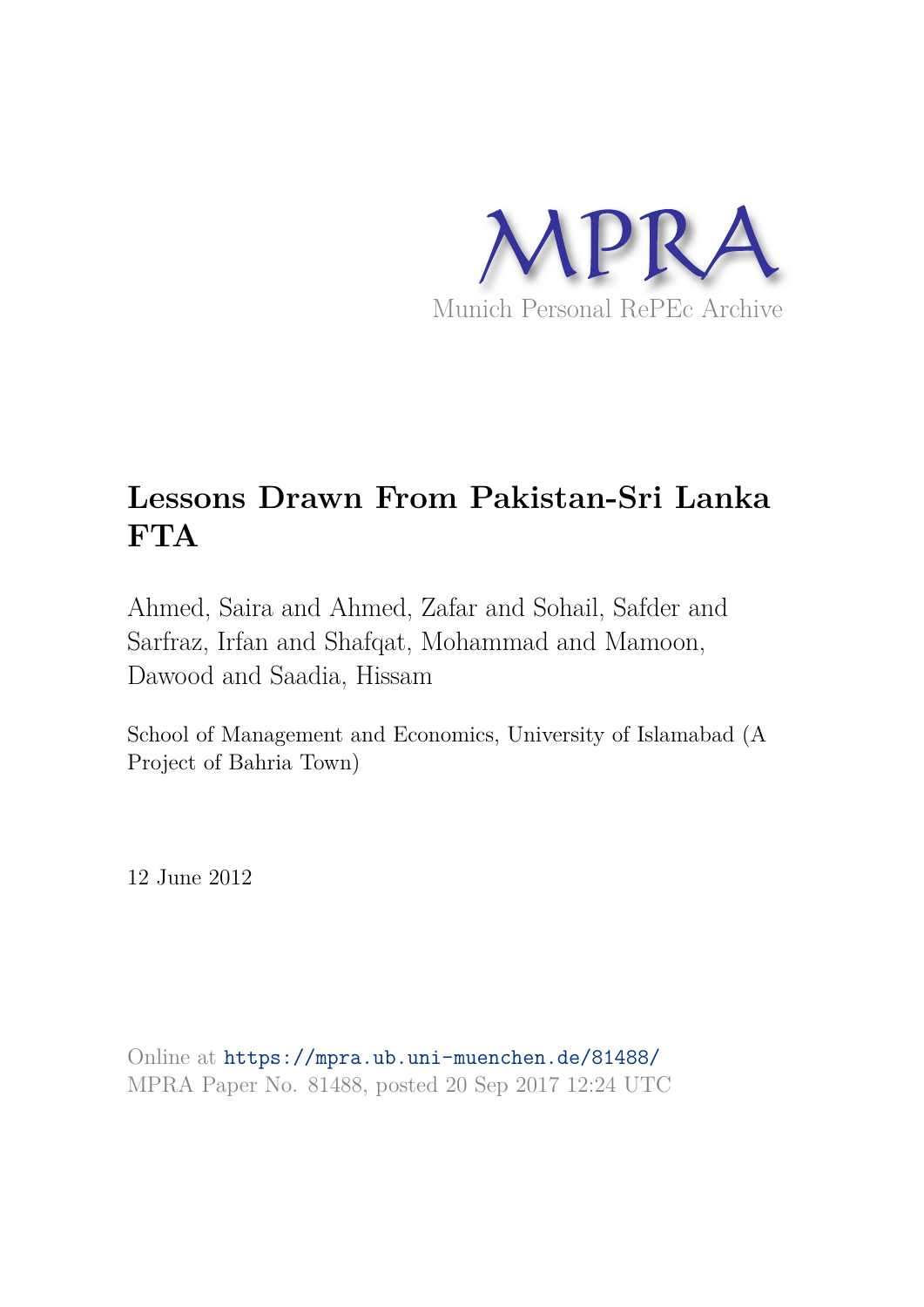MPRA

Munich Personal RePEc Archive

# Lessons Drawn From Pakistan-Sri Lanka FTA

Ahmed, Saira and Ahmed, Zafar and Sohail, Safder and Sarfraz, Irfan and Shafqat, Mohammad and Mamoon, Dawood and Saadia, Hissam

School of Management and Economics, University of Islamabad (A Project of Bahria Town)

12 June 2012

Online at https://mpra.ub.uni-muenchen.de/81488/
MPRA Paper No. 81488, posted 20 Sep 2017 12:24 UTC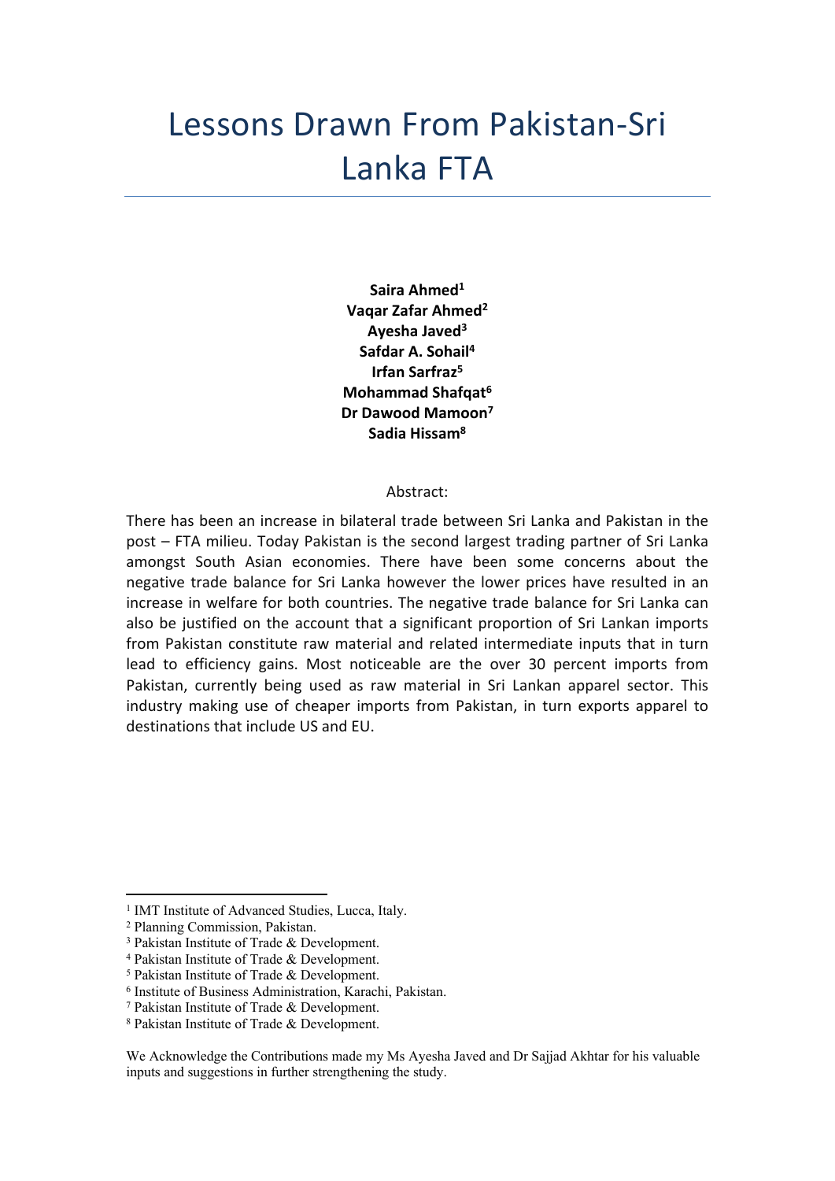# Lessons Drawn From Pakistan-Sri Lanka FTA

**Saira Ahmed**[1]
**Vaqar Zafar Ahmed**[2]
**Ayesha Javed**[3]
**Safdar A. Sohail**[4]
**Irfan Sarfraz**[5]
**Mohammad Shafqat**[6]
**Dr Dawood Mamoon**[7]
**Sadia Hissam**[8]

Abstract:

There has been an increase in bilateral trade between Sri Lanka and Pakistan in the post – FTA milieu. Today Pakistan is the second largest trading partner of Sri Lanka amongst South Asian economies. There have been some concerns about the negative trade balance for Sri Lanka however the lower prices have resulted in an increase in welfare for both countries. The negative trade balance for Sri Lanka can also be justified on the account that a significant proportion of Sri Lankan imports from Pakistan constitute raw material and related intermediate inputs that in turn lead to efficiency gains. Most noticeable are the over 30 percent imports from Pakistan, currently being used as raw material in Sri Lankan apparel sector. This industry making use of cheaper imports from Pakistan, in turn exports apparel to destinations that include US and EU.

[1] IMT Institute of Advanced Studies, Lucca, Italy.
[2] Planning Commission, Pakistan.
[3] Pakistan Institute of Trade & Development.
[4] Pakistan Institute of Trade & Development.
[5] Pakistan Institute of Trade & Development.
[6] Institute of Business Administration, Karachi, Pakistan.
[7] Pakistan Institute of Trade & Development.
[8] Pakistan Institute of Trade & Development.

We Acknowledge the Contributions made my Ms Ayesha Javed and Dr Sajjad Akhtar for his valuable inputs and suggestions in further strengthening the study.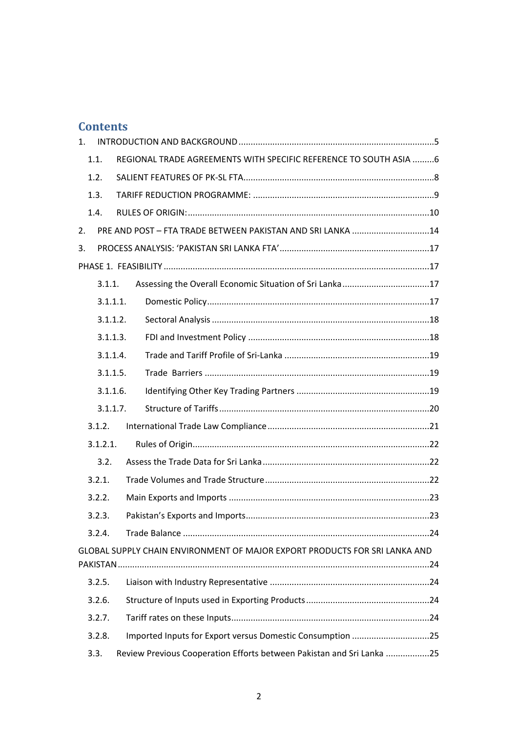## Contents

1. INTRODUCTION AND BACKGROUND ....................................................................................5
   - 1.1. REGIONAL TRADE AGREEMENTS WITH SPECIFIC REFERENCE TO SOUTH ASIA .........6
   - 1.2. SALIENT FEATURES OF PK-SL FTA..............................................................................8
   - 1.3. TARIFF REDUCTION PROGRAMME: ..........................................................................9
   - 1.4. RULES OF ORIGIN:...................................................................................................10
2. PRE AND POST – FTA TRADE BETWEEN PAKISTAN AND SRI LANKA ................................14
3. PROCESS ANALYSIS: 'PAKISTAN SRI LANKA FTA'.............................................................17

PHASE 1. FEASIBILITY .............................................................................................................17

- 3.1.1. Assessing the Overall Economic Situation of Sri Lanka....................................17
  - 3.1.1.1. Domestic Policy...........................................................................................17
  - 3.1.1.2. Sectoral Analysis .........................................................................................18
  - 3.1.1.3. FDI and Investment Policy ..........................................................................18
  - 3.1.1.4. Trade and Tariff Profile of Sri-Lanka ...........................................................19
  - 3.1.1.5. Trade Barriers ............................................................................................19
  - 3.1.1.6. Identifying Other Key Trading Partners ......................................................19
  - 3.1.1.7. Structure of Tariffs......................................................................................20
- 3.1.2. International Trade Law Compliance..................................................................21
- 3.1.2.1. Rules of Origin.................................................................................................22
- 3.2. Assess the Trade Data for Sri Lanka....................................................................22
- 3.2.1. Trade Volumes and Trade Structure...................................................................22
- 3.2.2. Main Exports and Imports ..................................................................................23
- 3.2.3. Pakistan's Exports and Imports...........................................................................23
- 3.2.4. Trade Balance .....................................................................................................24

GLOBAL SUPPLY CHAIN ENVIRONMENT OF MAJOR EXPORT PRODUCTS FOR SRI LANKA AND PAKISTAN...............................................................................................................................24

- 3.2.5. Liaison with Industry Representative .................................................................24
- 3.2.6. Structure of Inputs used in Exporting Products...................................................24
- 3.2.7. Tariff rates on these Inputs.................................................................................24
- 3.2.8. Imported Inputs for Export versus Domestic Consumption ................................25
- 3.3. Review Previous Cooperation Efforts between Pakistan and Sri Lanka ..................25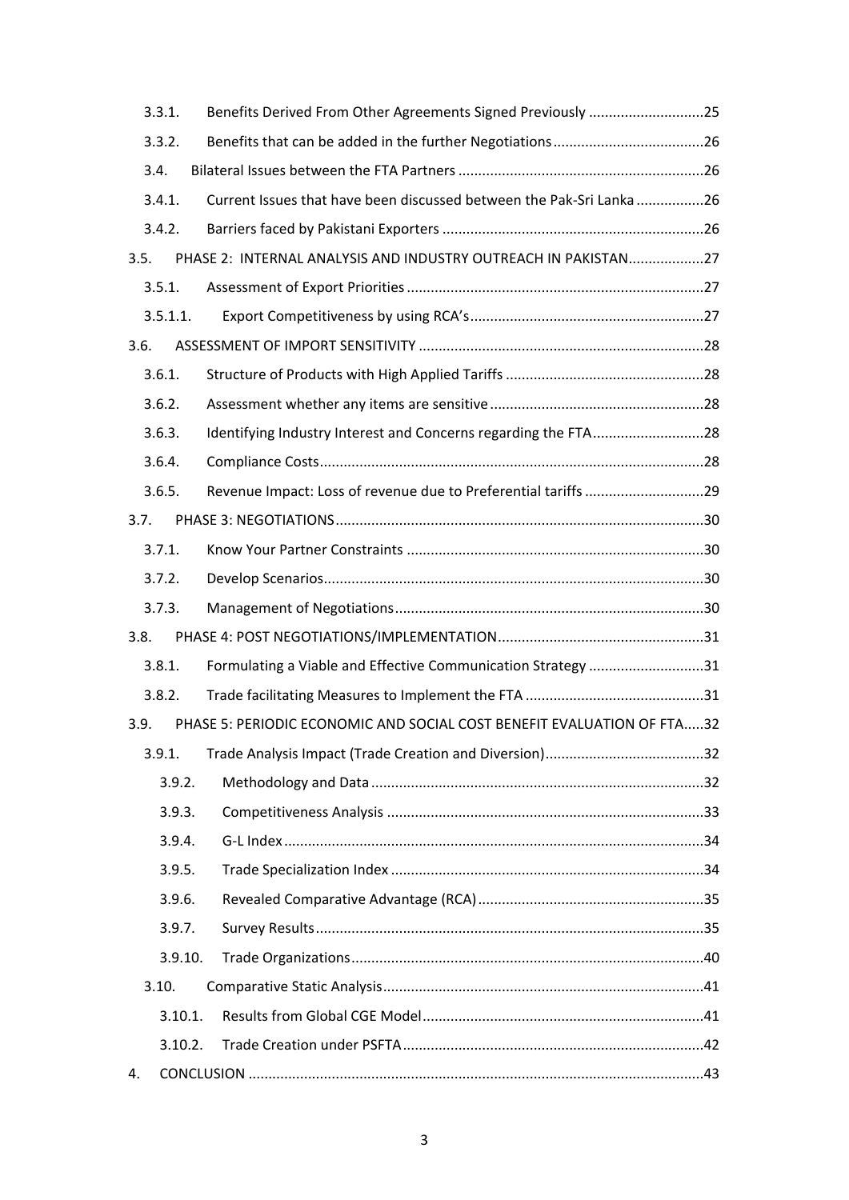3.3.1. Benefits Derived From Other Agreements Signed Previously .............................25

3.3.2. Benefits that can be added in the further Negotiations......................................26

3.4. Bilateral Issues between the FTA Partners .............................................................26

3.4.1. Current Issues that have been discussed between the Pak-Sri Lanka .................26

3.4.2. Barriers faced by Pakistani Exporters .................................................................26

3.5. PHASE 2: INTERNAL ANALYSIS AND INDUSTRY OUTREACH IN PAKISTAN...................27

3.5.1. Assessment of Export Priorities ..........................................................................27

3.5.1.1. Export Competitiveness by using RCA's..........................................................27

3.6. ASSESSMENT OF IMPORT SENSITIVITY .......................................................................28

3.6.1. Structure of Products with High Applied Tariffs .................................................28

3.6.2. Assessment whether any items are sensitive .....................................................28

3.6.3. Identifying Industry Interest and Concerns regarding the FTA............................28

3.6.4. Compliance Costs................................................................................................28

3.6.5. Revenue Impact: Loss of revenue due to Preferential tariffs ..............................29

3.7. PHASE 3: NEGOTIATIONS............................................................................................30

3.7.1. Know Your Partner Constraints ..........................................................................30

3.7.2. Develop Scenarios...............................................................................................30

3.7.3. Management of Negotiations.............................................................................30

3.8. PHASE 4: POST NEGOTIATIONS/IMPLEMENTATION...................................................31

3.8.1. Formulating a Viable and Effective Communication Strategy .............................31

3.8.2. Trade facilitating Measures to Implement the FTA .............................................31

3.9. PHASE 5: PERIODIC ECONOMIC AND SOCIAL COST BENEFIT EVALUATION OF FTA.....32

3.9.1. Trade Analysis Impact (Trade Creation and Diversion)........................................32

3.9.2. Methodology and Data...................................................................................32

3.9.3. Competitiveness Analysis ...............................................................................33

3.9.4. G-L Index.........................................................................................................34

3.9.5. Trade Specialization Index ..............................................................................34

3.9.6. Revealed Comparative Advantage (RCA).........................................................35

3.9.7. Survey Results.................................................................................................35

3.9.10. Trade Organizations........................................................................................40

3.10. Comparative Static Analysis................................................................................41

3.10.1. Results from Global CGE Model......................................................................41

3.10.2. Trade Creation under PSFTA...........................................................................42

4. CONCLUSION .................................................................................................................43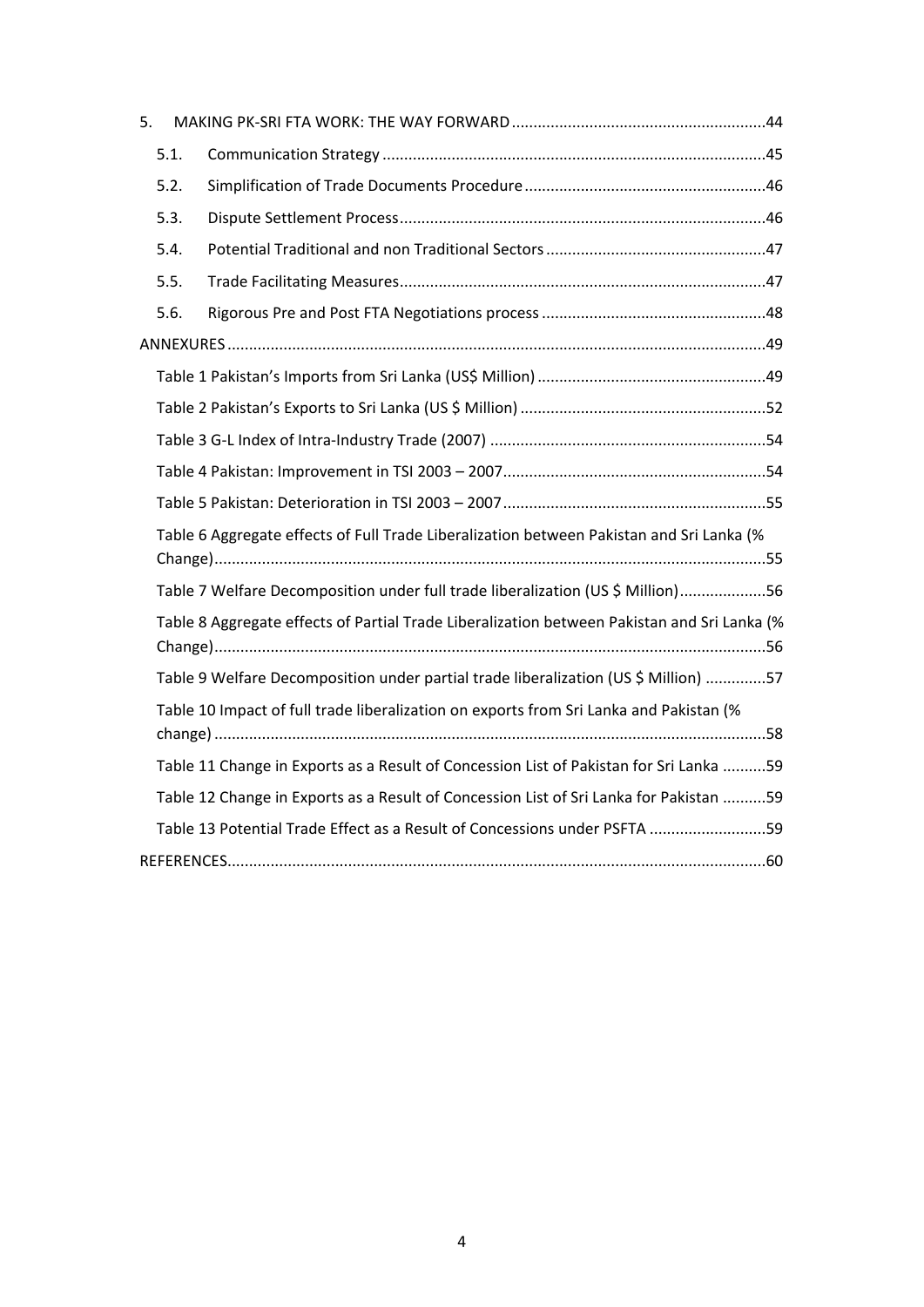5. MAKING PK-SRI FTA WORK: THE WAY FORWARD .......................................................... 44

   5.1. Communication Strategy ........................................................................................ 45

   5.2. Simplification of Trade Documents Procedure ....................................................... 46

   5.3. Dispute Settlement Process .................................................................................... 46

   5.4. Potential Traditional and non Traditional Sectors .................................................. 47

   5.5. Trade Facilitating Measures .................................................................................... 47

   5.6. Rigorous Pre and Post FTA Negotiations process .................................................... 48

ANNEXURES ............................................................................................................................ 49

   Table 1 Pakistan's Imports from Sri Lanka (US$ Million) ..................................................... 49

   Table 2 Pakistan's Exports to Sri Lanka (US $ Million) ......................................................... 52

   Table 3 G-L Index of Intra-Industry Trade (2007) ................................................................ 54

   Table 4 Pakistan: Improvement in TSI 2003 – 2007 ............................................................. 54

   Table 5 Pakistan: Deterioration in TSI 2003 – 2007 ............................................................. 55

   Table 6 Aggregate effects of Full Trade Liberalization between Pakistan and Sri Lanka (% Change) ............................................................................................................................... 55

   Table 7 Welfare Decomposition under full trade liberalization (US $ Million) .................... 56

   Table 8 Aggregate effects of Partial Trade Liberalization between Pakistan and Sri Lanka (% Change) ............................................................................................................................... 56

   Table 9 Welfare Decomposition under partial trade liberalization (US $ Million) .............. 57

   Table 10 Impact of full trade liberalization on exports from Sri Lanka and Pakistan (% change) ................................................................................................................................ 58

   Table 11 Change in Exports as a Result of Concession List of Pakistan for Sri Lanka .......... 59

   Table 12 Change in Exports as a Result of Concession List of Sri Lanka for Pakistan .......... 59

   Table 13 Potential Trade Effect as a Result of Concessions under PSFTA ........................... 59

REFERENCES ............................................................................................................................ 60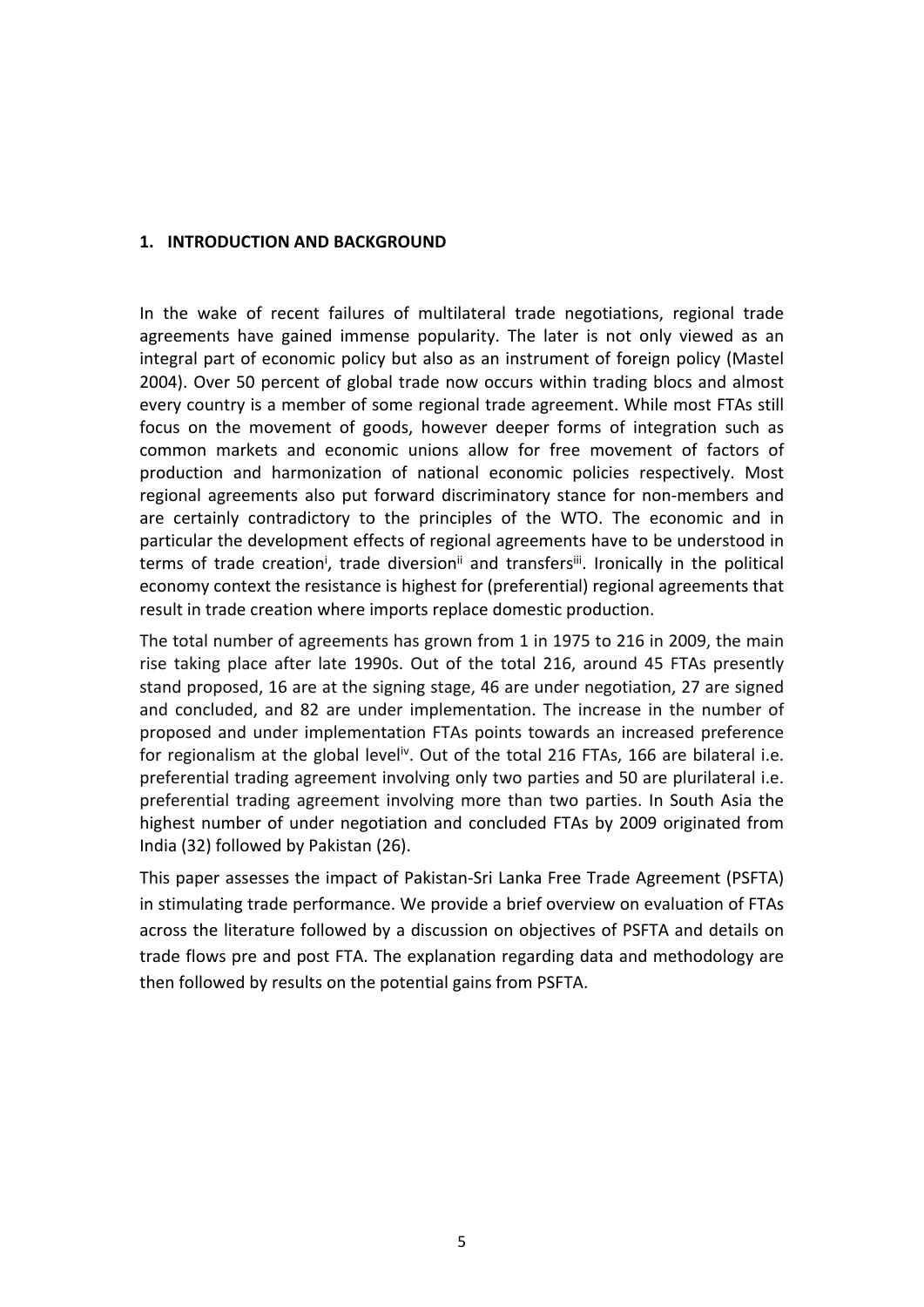## 1. INTRODUCTION AND BACKGROUND

In the wake of recent failures of multilateral trade negotiations, regional trade agreements have gained immense popularity. The later is not only viewed as an integral part of economic policy but also as an instrument of foreign policy (Mastel 2004). Over 50 percent of global trade now occurs within trading blocs and almost every country is a member of some regional trade agreement. While most FTAs still focus on the movement of goods, however deeper forms of integration such as common markets and economic unions allow for free movement of factors of production and harmonization of national economic policies respectively. Most regional agreements also put forward discriminatory stance for non-members and are certainly contradictory to the principles of the WTO. The economic and in particular the development effects of regional agreements have to be understood in terms of trade creation[i], trade diversion[ii] and transfers[iii]. Ironically in the political economy context the resistance is highest for (preferential) regional agreements that result in trade creation where imports replace domestic production.

The total number of agreements has grown from 1 in 1975 to 216 in 2009, the main rise taking place after late 1990s. Out of the total 216, around 45 FTAs presently stand proposed, 16 are at the signing stage, 46 are under negotiation, 27 are signed and concluded, and 82 are under implementation. The increase in the number of proposed and under implementation FTAs points towards an increased preference for regionalism at the global level[iv]. Out of the total 216 FTAs, 166 are bilateral i.e. preferential trading agreement involving only two parties and 50 are plurilateral i.e. preferential trading agreement involving more than two parties. In South Asia the highest number of under negotiation and concluded FTAs by 2009 originated from India (32) followed by Pakistan (26).

This paper assesses the impact of Pakistan-Sri Lanka Free Trade Agreement (PSFTA) in stimulating trade performance. We provide a brief overview on evaluation of FTAs across the literature followed by a discussion on objectives of PSFTA and details on trade flows pre and post FTA. The explanation regarding data and methodology are then followed by results on the potential gains from PSFTA.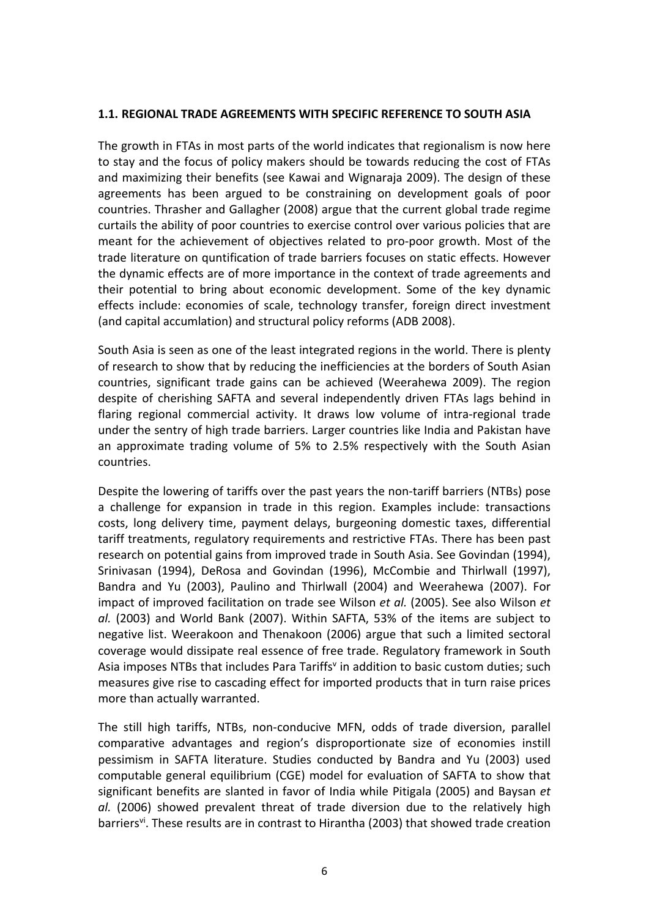### 1.1. REGIONAL TRADE AGREEMENTS WITH SPECIFIC REFERENCE TO SOUTH ASIA

The growth in FTAs in most parts of the world indicates that regionalism is now here to stay and the focus of policy makers should be towards reducing the cost of FTAs and maximizing their benefits (see Kawai and Wignaraja 2009). The design of these agreements has been argued to be constraining on development goals of poor countries. Thrasher and Gallagher (2008) argue that the current global trade regime curtails the ability of poor countries to exercise control over various policies that are meant for the achievement of objectives related to pro-poor growth. Most of the trade literature on quntification of trade barriers focuses on static effects. However the dynamic effects are of more importance in the context of trade agreements and their potential to bring about economic development. Some of the key dynamic effects include: economies of scale, technology transfer, foreign direct investment (and capital accumlation) and structural policy reforms (ADB 2008).

South Asia is seen as one of the least integrated regions in the world. There is plenty of research to show that by reducing the inefficiencies at the borders of South Asian countries, significant trade gains can be achieved (Weerahewa 2009). The region despite of cherishing SAFTA and several independently driven FTAs lags behind in flaring regional commercial activity. It draws low volume of intra-regional trade under the sentry of high trade barriers. Larger countries like India and Pakistan have an approximate trading volume of 5% to 2.5% respectively with the South Asian countries.

Despite the lowering of tariffs over the past years the non-tariff barriers (NTBs) pose a challenge for expansion in trade in this region. Examples include: transactions costs, long delivery time, payment delays, burgeoning domestic taxes, differential tariff treatments, regulatory requirements and restrictive FTAs. There has been past research on potential gains from improved trade in South Asia. See Govindan (1994), Srinivasan (1994), DeRosa and Govindan (1996), McCombie and Thirlwall (1997), Bandra and Yu (2003), Paulino and Thirlwall (2004) and Weerahewa (2007). For impact of improved facilitation on trade see Wilson *et al.* (2005). See also Wilson *et al.* (2003) and World Bank (2007). Within SAFTA, 53% of the items are subject to negative list. Weerakoon and Thenakoon (2006) argue that such a limited sectoral coverage would dissipate real essence of free trade. Regulatory framework in South Asia imposes NTBs that includes Para Tariffs[v] in addition to basic custom duties; such measures give rise to cascading effect for imported products that in turn raise prices more than actually warranted.

The still high tariffs, NTBs, non-conducive MFN, odds of trade diversion, parallel comparative advantages and region's disproportionate size of economies instill pessimism in SAFTA literature. Studies conducted by Bandra and Yu (2003) used computable general equilibrium (CGE) model for evaluation of SAFTA to show that significant benefits are slanted in favor of India while Pitigala (2005) and Baysan *et al.* (2006) showed prevalent threat of trade diversion due to the relatively high barriers[vi]. These results are in contrast to Hirantha (2003) that showed trade creation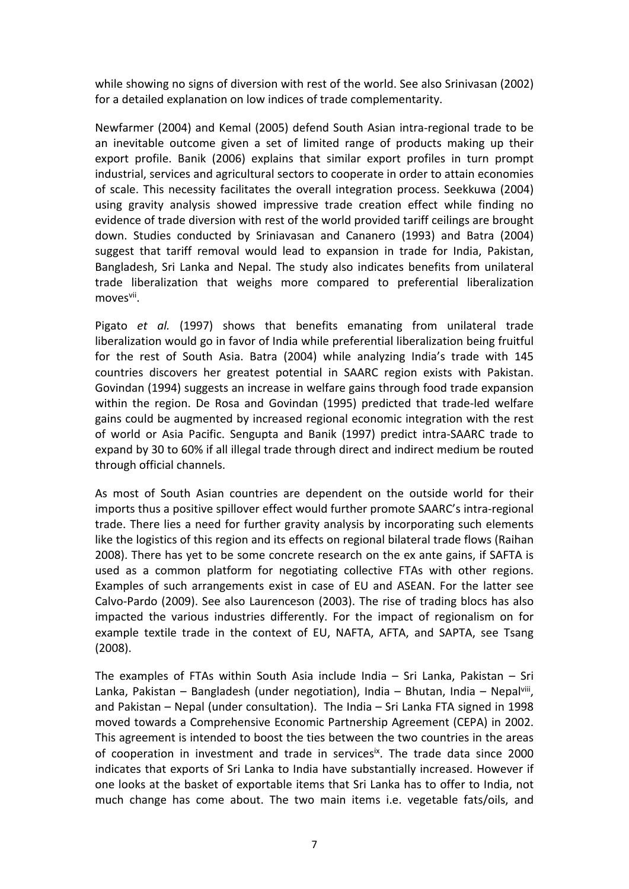while showing no signs of diversion with rest of the world. See also Srinivasan (2002) for a detailed explanation on low indices of trade complementarity.

Newfarmer (2004) and Kemal (2005) defend South Asian intra-regional trade to be an inevitable outcome given a set of limited range of products making up their export profile. Banik (2006) explains that similar export profiles in turn prompt industrial, services and agricultural sectors to cooperate in order to attain economies of scale. This necessity facilitates the overall integration process. Seekkuwa (2004) using gravity analysis showed impressive trade creation effect while finding no evidence of trade diversion with rest of the world provided tariff ceilings are brought down. Studies conducted by Sriniavasan and Cananero (1993) and Batra (2004) suggest that tariff removal would lead to expansion in trade for India, Pakistan, Bangladesh, Sri Lanka and Nepal. The study also indicates benefits from unilateral trade liberalization that weighs more compared to preferential liberalization moves[vii].

Pigato *et al.* (1997) shows that benefits emanating from unilateral trade liberalization would go in favor of India while preferential liberalization being fruitful for the rest of South Asia. Batra (2004) while analyzing India's trade with 145 countries discovers her greatest potential in SAARC region exists with Pakistan. Govindan (1994) suggests an increase in welfare gains through food trade expansion within the region. De Rosa and Govindan (1995) predicted that trade-led welfare gains could be augmented by increased regional economic integration with the rest of world or Asia Pacific. Sengupta and Banik (1997) predict intra-SAARC trade to expand by 30 to 60% if all illegal trade through direct and indirect medium be routed through official channels.

As most of South Asian countries are dependent on the outside world for their imports thus a positive spillover effect would further promote SAARC's intra-regional trade. There lies a need for further gravity analysis by incorporating such elements like the logistics of this region and its effects on regional bilateral trade flows (Raihan 2008). There has yet to be some concrete research on the ex ante gains, if SAFTA is used as a common platform for negotiating collective FTAs with other regions. Examples of such arrangements exist in case of EU and ASEAN. For the latter see Calvo-Pardo (2009). See also Laurenceson (2003). The rise of trading blocs has also impacted the various industries differently. For the impact of regionalism on for example textile trade in the context of EU, NAFTA, AFTA, and SAPTA, see Tsang (2008).

The examples of FTAs within South Asia include India – Sri Lanka, Pakistan – Sri Lanka, Pakistan – Bangladesh (under negotiation), India – Bhutan, India – Nepal[viii], and Pakistan – Nepal (under consultation). The India – Sri Lanka FTA signed in 1998 moved towards a Comprehensive Economic Partnership Agreement (CEPA) in 2002. This agreement is intended to boost the ties between the two countries in the areas of cooperation in investment and trade in services[ix]. The trade data since 2000 indicates that exports of Sri Lanka to India have substantially increased. However if one looks at the basket of exportable items that Sri Lanka has to offer to India, not much change has come about. The two main items i.e. vegetable fats/oils, and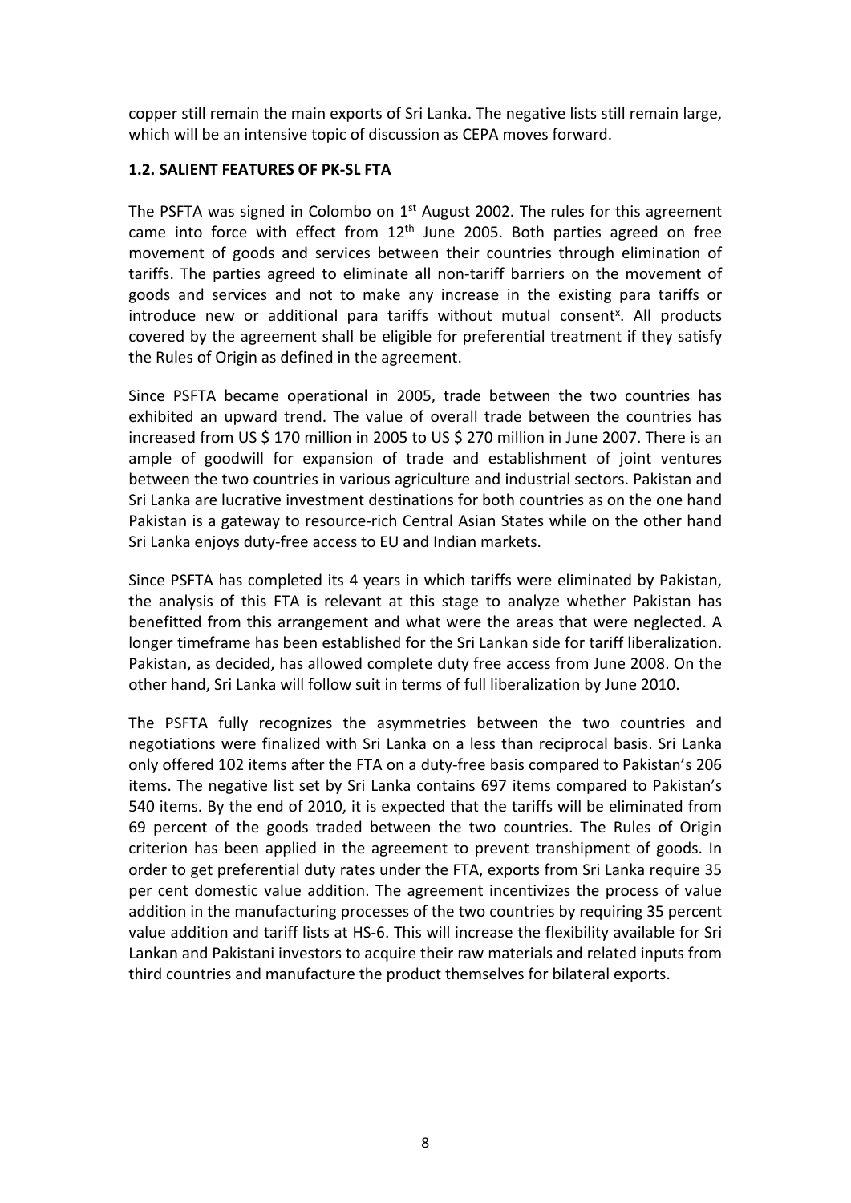copper still remain the main exports of Sri Lanka. The negative lists still remain large, which will be an intensive topic of discussion as CEPA moves forward.

### 1.2. SALIENT FEATURES OF PK-SL FTA

The PSFTA was signed in Colombo on 1st August 2002. The rules for this agreement came into force with effect from 12th June 2005. Both parties agreed on free movement of goods and services between their countries through elimination of tariffs. The parties agreed to eliminate all non-tariff barriers on the movement of goods and services and not to make any increase in the existing para tariffs or introduce new or additional para tariffs without mutual consent[x]. All products covered by the agreement shall be eligible for preferential treatment if they satisfy the Rules of Origin as defined in the agreement.

Since PSFTA became operational in 2005, trade between the two countries has exhibited an upward trend. The value of overall trade between the countries has increased from US $ 170 million in 2005 to US $ 270 million in June 2007. There is an ample of goodwill for expansion of trade and establishment of joint ventures between the two countries in various agriculture and industrial sectors. Pakistan and Sri Lanka are lucrative investment destinations for both countries as on the one hand Pakistan is a gateway to resource-rich Central Asian States while on the other hand Sri Lanka enjoys duty-free access to EU and Indian markets.

Since PSFTA has completed its 4 years in which tariffs were eliminated by Pakistan, the analysis of this FTA is relevant at this stage to analyze whether Pakistan has benefitted from this arrangement and what were the areas that were neglected. A longer timeframe has been established for the Sri Lankan side for tariff liberalization. Pakistan, as decided, has allowed complete duty free access from June 2008. On the other hand, Sri Lanka will follow suit in terms of full liberalization by June 2010.

The PSFTA fully recognizes the asymmetries between the two countries and negotiations were finalized with Sri Lanka on a less than reciprocal basis. Sri Lanka only offered 102 items after the FTA on a duty-free basis compared to Pakistan's 206 items. The negative list set by Sri Lanka contains 697 items compared to Pakistan's 540 items. By the end of 2010, it is expected that the tariffs will be eliminated from 69 percent of the goods traded between the two countries. The Rules of Origin criterion has been applied in the agreement to prevent transhipment of goods. In order to get preferential duty rates under the FTA, exports from Sri Lanka require 35 per cent domestic value addition. The agreement incentivizes the process of value addition in the manufacturing processes of the two countries by requiring 35 percent value addition and tariff lists at HS-6. This will increase the flexibility available for Sri Lankan and Pakistani investors to acquire their raw materials and related inputs from third countries and manufacture the product themselves for bilateral exports.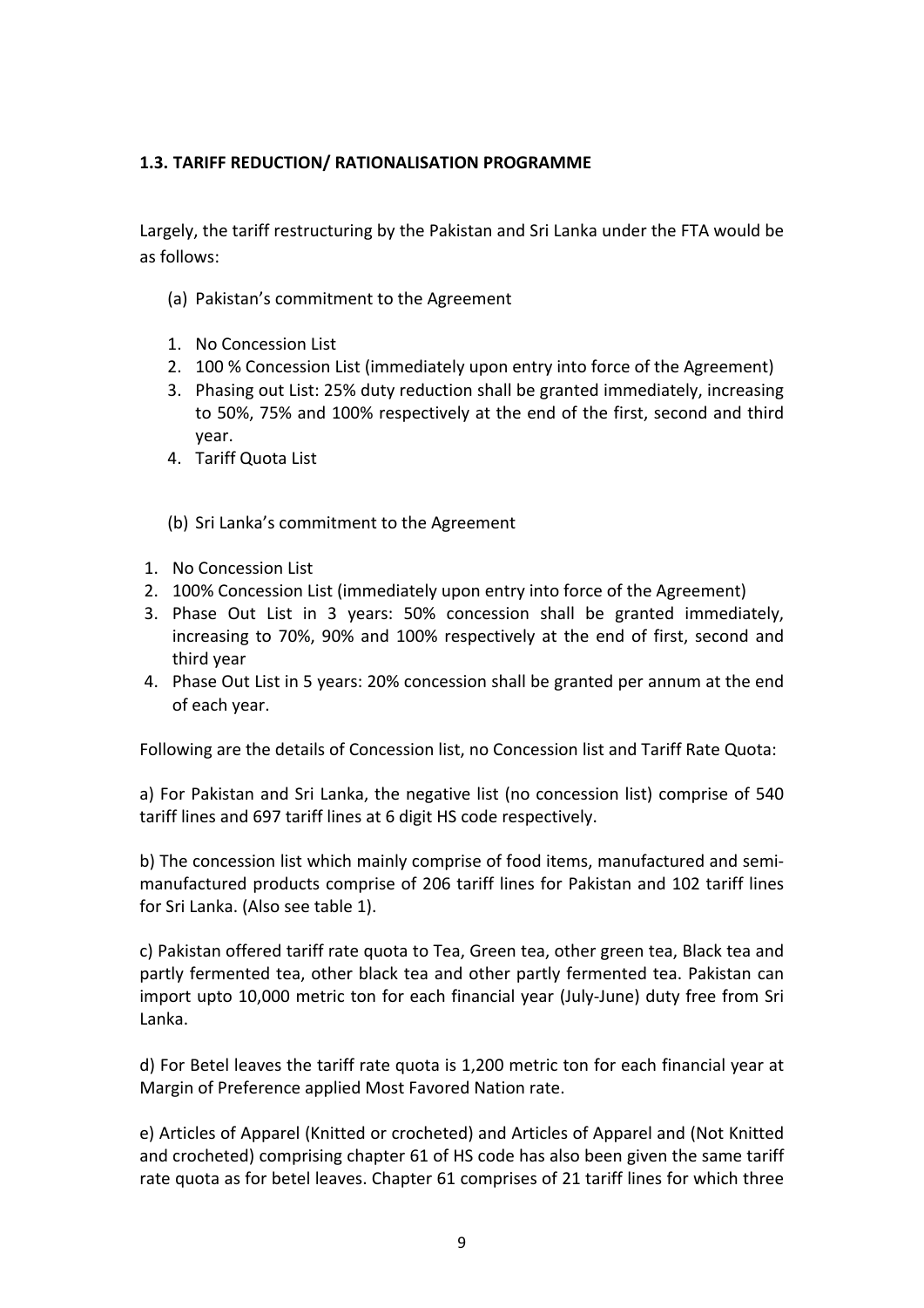### 1.3. TARIFF REDUCTION/ RATIONALISATION PROGRAMME

Largely, the tariff restructuring by the Pakistan and Sri Lanka under the FTA would be as follows:

(a) Pakistan's commitment to the Agreement

1. No Concession List
2. 100 % Concession List (immediately upon entry into force of the Agreement)
3. Phasing out List: 25% duty reduction shall be granted immediately, increasing to 50%, 75% and 100% respectively at the end of the first, second and third year.
4. Tariff Quota List

(b) Sri Lanka's commitment to the Agreement

1. No Concession List
2. 100% Concession List (immediately upon entry into force of the Agreement)
3. Phase Out List in 3 years: 50% concession shall be granted immediately, increasing to 70%, 90% and 100% respectively at the end of first, second and third year
4. Phase Out List in 5 years: 20% concession shall be granted per annum at the end of each year.

Following are the details of Concession list, no Concession list and Tariff Rate Quota:

a) For Pakistan and Sri Lanka, the negative list (no concession list) comprise of 540 tariff lines and 697 tariff lines at 6 digit HS code respectively.

b) The concession list which mainly comprise of food items, manufactured and semi-manufactured products comprise of 206 tariff lines for Pakistan and 102 tariff lines for Sri Lanka. (Also see table 1).

c) Pakistan offered tariff rate quota to Tea, Green tea, other green tea, Black tea and partly fermented tea, other black tea and other partly fermented tea. Pakistan can import upto 10,000 metric ton for each financial year (July-June) duty free from Sri Lanka.

d) For Betel leaves the tariff rate quota is 1,200 metric ton for each financial year at Margin of Preference applied Most Favored Nation rate.

e) Articles of Apparel (Knitted or crocheted) and Articles of Apparel and (Not Knitted and crocheted) comprising chapter 61 of HS code has also been given the same tariff rate quota as for betel leaves. Chapter 61 comprises of 21 tariff lines for which three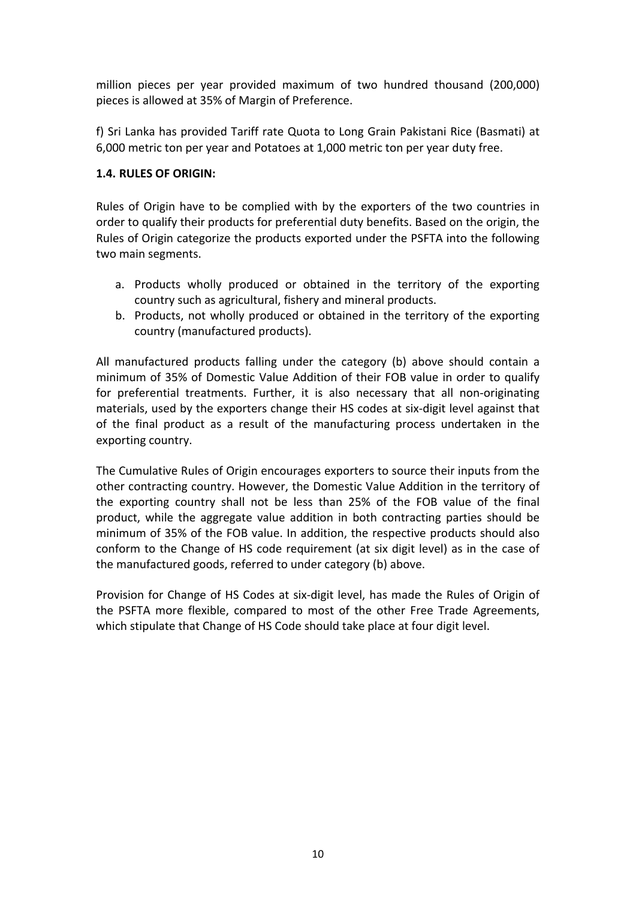million pieces per year provided maximum of two hundred thousand (200,000) pieces is allowed at 35% of Margin of Preference.

f) Sri Lanka has provided Tariff rate Quota to Long Grain Pakistani Rice (Basmati) at 6,000 metric ton per year and Potatoes at 1,000 metric ton per year duty free.

### 1.4. RULES OF ORIGIN:

Rules of Origin have to be complied with by the exporters of the two countries in order to qualify their products for preferential duty benefits. Based on the origin, the Rules of Origin categorize the products exported under the PSFTA into the following two main segments.

a. Products wholly produced or obtained in the territory of the exporting country such as agricultural, fishery and mineral products.
b. Products, not wholly produced or obtained in the territory of the exporting country (manufactured products).

All manufactured products falling under the category (b) above should contain a minimum of 35% of Domestic Value Addition of their FOB value in order to qualify for preferential treatments. Further, it is also necessary that all non-originating materials, used by the exporters change their HS codes at six-digit level against that of the final product as a result of the manufacturing process undertaken in the exporting country.

The Cumulative Rules of Origin encourages exporters to source their inputs from the other contracting country. However, the Domestic Value Addition in the territory of the exporting country shall not be less than 25% of the FOB value of the final product, while the aggregate value addition in both contracting parties should be minimum of 35% of the FOB value. In addition, the respective products should also conform to the Change of HS code requirement (at six digit level) as in the case of the manufactured goods, referred to under category (b) above.

Provision for Change of HS Codes at six-digit level, has made the Rules of Origin of the PSFTA more flexible, compared to most of the other Free Trade Agreements, which stipulate that Change of HS Code should take place at four digit level.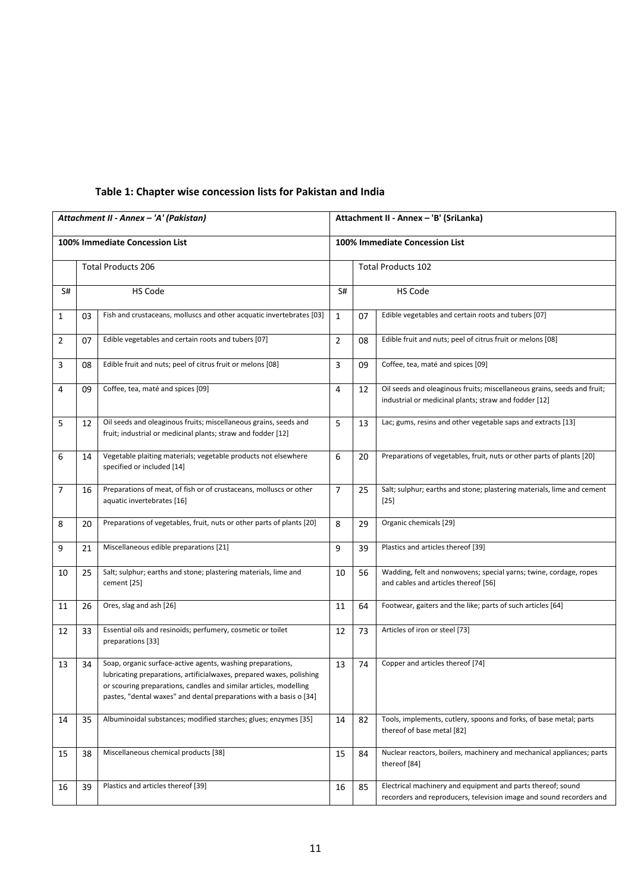**Table 1: Chapter wise concession lists for Pakistan and India**

| *Attachment II - Annex – 'A' (Pakistan)* | | | Attachment II - Annex – 'B' (SriLanka) | | |
|---|---|---|---|---|---|
| 100% Immediate Concession List | | | 100% Immediate Concession List | | |
| | Total Products 206 | | | Total Products 102 | |
| S# | HS Code | | S# | HS Code | |
| 1 | 03 | Fish and crustaceans, molluscs and other acquatic invertebrates [03] | 1 | 07 | Edible vegetables and certain roots and tubers [07] |
| 2 | 07 | Edible vegetables and certain roots and tubers [07] | 2 | 08 | Edible fruit and nuts; peel of citrus fruit or melons [08] |
| 3 | 08 | Edible fruit and nuts; peel of citrus fruit or melons [08] | 3 | 09 | Coffee, tea, maté and spices [09] |
| 4 | 09 | Coffee, tea, maté and spices [09] | 4 | 12 | Oil seeds and oleaginous fruits; miscellaneous grains, seeds and fruit; industrial or medicinal plants; straw and fodder [12] |
| 5 | 12 | Oil seeds and oleaginous fruits; miscellaneous grains, seeds and fruit; industrial or medicinal plants; straw and fodder [12] | 5 | 13 | Lac; gums, resins and other vegetable saps and extracts [13] |
| 6 | 14 | Vegetable plaiting materials; vegetable products not elsewhere specified or included [14] | 6 | 20 | Preparations of vegetables, fruit, nuts or other parts of plants [20] |
| 7 | 16 | Preparations of meat, of fish or of crustaceans, molluscs or other aquatic invertebrates [16] | 7 | 25 | Salt; sulphur; earths and stone; plastering materials, lime and cement [25] |
| 8 | 20 | Preparations of vegetables, fruit, nuts or other parts of plants [20] | 8 | 29 | Organic chemicals [29] |
| 9 | 21 | Miscellaneous edible preparations [21] | 9 | 39 | Plastics and articles thereof [39] |
| 10 | 25 | Salt; sulphur; earths and stone; plastering materials, lime and cement [25] | 10 | 56 | Wadding, felt and nonwovens; special yarns; twine, cordage, ropes and cables and articles thereof [56] |
| 11 | 26 | Ores, slag and ash [26] | 11 | 64 | Footwear, gaiters and the like; parts of such articles [64] |
| 12 | 33 | Essential oils and resinoids; perfumery, cosmetic or toilet preparations [33] | 12 | 73 | Articles of iron or steel [73] |
| 13 | 34 | Soap, organic surface-active agents, washing preparations, lubricating preparations, artificialwaxes, prepared waxes, polishing or scouring preparations, candles and similar articles, modelling pastes, "dental waxes" and dental preparations with a basis o [34] | 13 | 74 | Copper and articles thereof [74] |
| 14 | 35 | Albuminoidal substances; modified starches; glues; enzymes [35] | 14 | 82 | Tools, implements, cutlery, spoons and forks, of base metal; parts thereof of base metal [82] |
| 15 | 38 | Miscellaneous chemical products [38] | 15 | 84 | Nuclear reactors, boilers, machinery and mechanical appliances; parts thereof [84] |
| 16 | 39 | Plastics and articles thereof [39] | 16 | 85 | Electrical machinery and equipment and parts thereof; sound recorders and reproducers, television image and sound recorders and |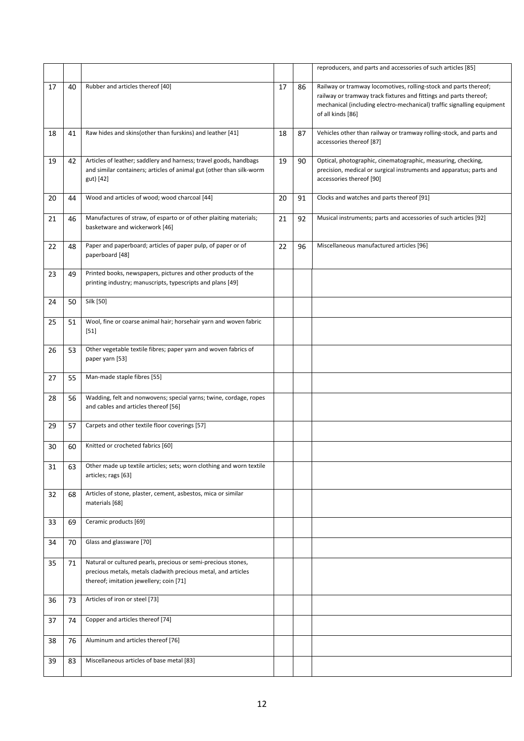| | | | | | |
|---|---|---|---|---|---|
| | | | | | reproducers, and parts and accessories of such articles [85] |
| 17 | 40 | Rubber and articles thereof [40] | 17 | 86 | Railway or tramway locomotives, rolling-stock and parts thereof; railway or tramway track fixtures and fittings and parts thereof; mechanical (including electro-mechanical) traffic signalling equipment of all kinds [86] |
| 18 | 41 | Raw hides and skins(other than furskins) and leather [41] | 18 | 87 | Vehicles other than railway or tramway rolling-stock, and parts and accessories thereof [87] |
| 19 | 42 | Articles of leather; saddlery and harness; travel goods, handbags and similar containers; articles of animal gut (other than silk-worm gut) [42] | 19 | 90 | Optical, photographic, cinematographic, measuring, checking, precision, medical or surgical instruments and apparatus; parts and accessories thereof [90] |
| 20 | 44 | Wood and articles of wood; wood charcoal [44] | 20 | 91 | Clocks and watches and parts thereof [91] |
| 21 | 46 | Manufactures of straw, of esparto or of other plaiting materials; basketware and wickerwork [46] | 21 | 92 | Musical instruments; parts and accessories of such articles [92] |
| 22 | 48 | Paper and paperboard; articles of paper pulp, of paper or of paperboard [48] | 22 | 96 | Miscellaneous manufactured articles [96] |
| 23 | 49 | Printed books, newspapers, pictures and other products of the printing industry; manuscripts, typescripts and plans [49] | | | |
| 24 | 50 | Silk [50] | | | |
| 25 | 51 | Wool, fine or coarse animal hair; horsehair yarn and woven fabric [51] | | | |
| 26 | 53 | Other vegetable textile fibres; paper yarn and woven fabrics of paper yarn [53] | | | |
| 27 | 55 | Man-made staple fibres [55] | | | |
| 28 | 56 | Wadding, felt and nonwovens; special yarns; twine, cordage, ropes and cables and articles thereof [56] | | | |
| 29 | 57 | Carpets and other textile floor coverings [57] | | | |
| 30 | 60 | Knitted or crocheted fabrics [60] | | | |
| 31 | 63 | Other made up textile articles; sets; worn clothing and worn textile articles; rags [63] | | | |
| 32 | 68 | Articles of stone, plaster, cement, asbestos, mica or similar materials [68] | | | |
| 33 | 69 | Ceramic products [69] | | | |
| 34 | 70 | Glass and glassware [70] | | | |
| 35 | 71 | Natural or cultured pearls, precious or semi-precious stones, precious metals, metals cladwith precious metal, and articles thereof; imitation jewellery; coin [71] | | | |
| 36 | 73 | Articles of iron or steel [73] | | | |
| 37 | 74 | Copper and articles thereof [74] | | | |
| 38 | 76 | Aluminum and articles thereof [76] | | | |
| 39 | 83 | Miscellaneous articles of base metal [83] | | | |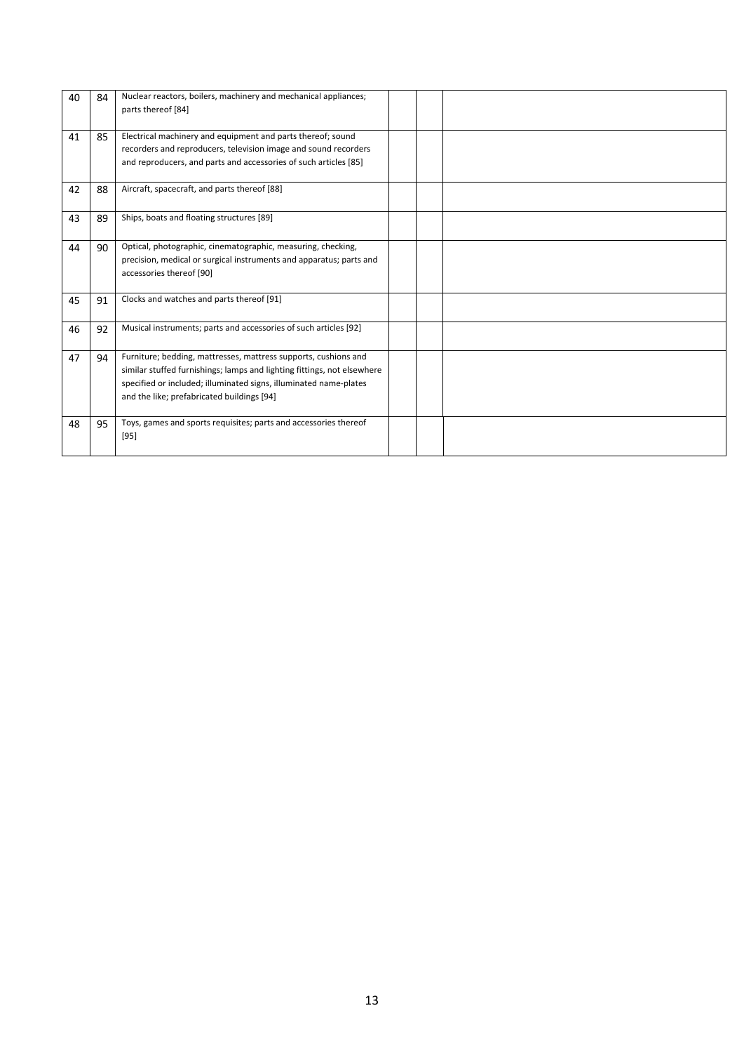| | | | | | |
|---|---|---|---|---|---|
| 40 | 84 | Nuclear reactors, boilers, machinery and mechanical appliances; parts thereof [84] | | | |
| 41 | 85 | Electrical machinery and equipment and parts thereof; sound recorders and reproducers, television image and sound recorders and reproducers, and parts and accessories of such articles [85] | | | |
| 42 | 88 | Aircraft, spacecraft, and parts thereof [88] | | | |
| 43 | 89 | Ships, boats and floating structures [89] | | | |
| 44 | 90 | Optical, photographic, cinematographic, measuring, checking, precision, medical or surgical instruments and apparatus; parts and accessories thereof [90] | | | |
| 45 | 91 | Clocks and watches and parts thereof [91] | | | |
| 46 | 92 | Musical instruments; parts and accessories of such articles [92] | | | |
| 47 | 94 | Furniture; bedding, mattresses, mattress supports, cushions and similar stuffed furnishings; lamps and lighting fittings, not elsewhere specified or included; illuminated signs, illuminated name-plates and the like; prefabricated buildings [94] | | | |
| 48 | 95 | Toys, games and sports requisites; parts and accessories thereof [95] | | | |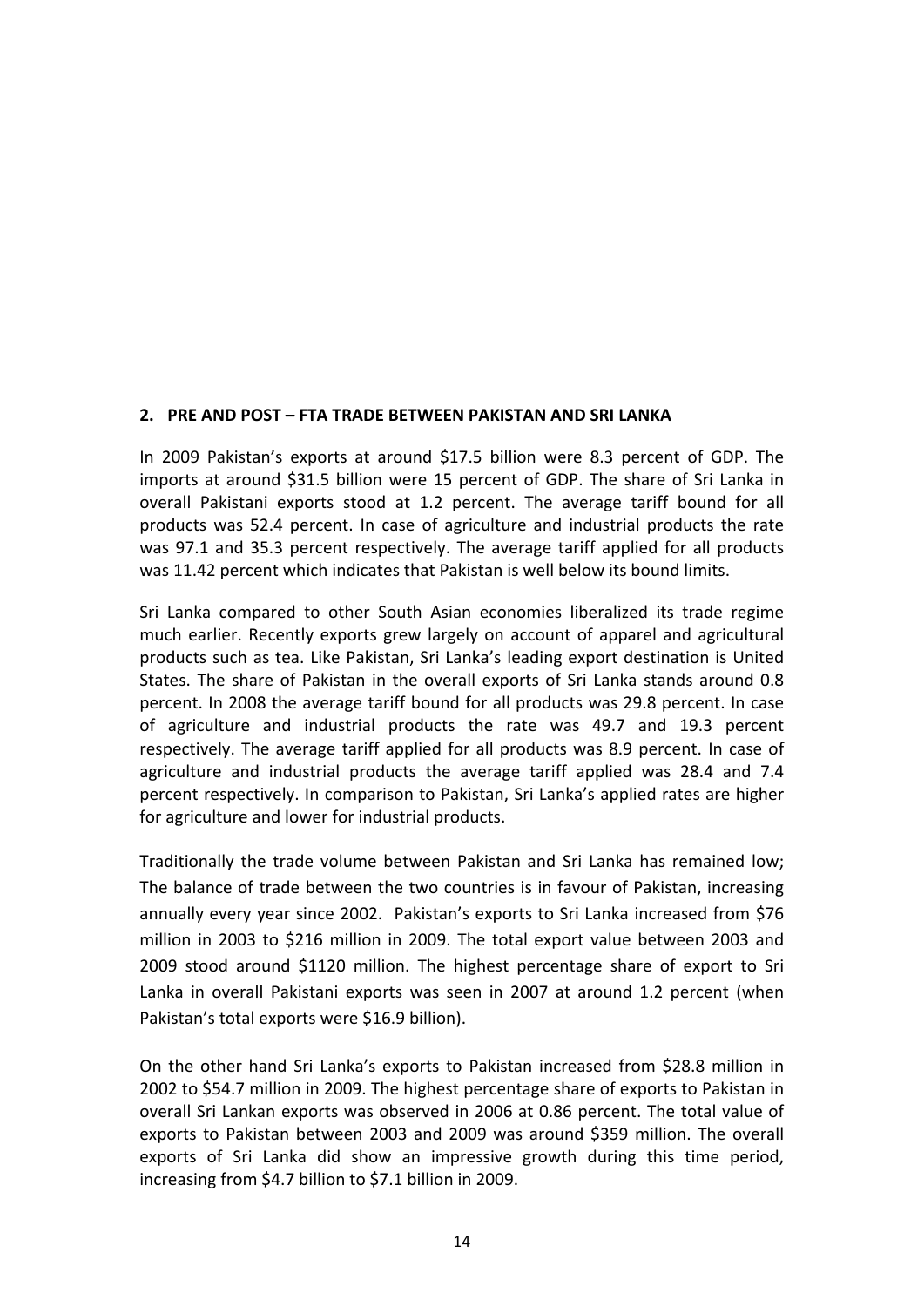## 2. PRE AND POST – FTA TRADE BETWEEN PAKISTAN AND SRI LANKA

In 2009 Pakistan's exports at around $17.5 billion were 8.3 percent of GDP. The imports at around $31.5 billion were 15 percent of GDP. The share of Sri Lanka in overall Pakistani exports stood at 1.2 percent. The average tariff bound for all products was 52.4 percent. In case of agriculture and industrial products the rate was 97.1 and 35.3 percent respectively. The average tariff applied for all products was 11.42 percent which indicates that Pakistan is well below its bound limits.

Sri Lanka compared to other South Asian economies liberalized its trade regime much earlier. Recently exports grew largely on account of apparel and agricultural products such as tea. Like Pakistan, Sri Lanka's leading export destination is United States. The share of Pakistan in the overall exports of Sri Lanka stands around 0.8 percent. In 2008 the average tariff bound for all products was 29.8 percent. In case of agriculture and industrial products the rate was 49.7 and 19.3 percent respectively. The average tariff applied for all products was 8.9 percent. In case of agriculture and industrial products the average tariff applied was 28.4 and 7.4 percent respectively. In comparison to Pakistan, Sri Lanka's applied rates are higher for agriculture and lower for industrial products.

Traditionally the trade volume between Pakistan and Sri Lanka has remained low; The balance of trade between the two countries is in favour of Pakistan, increasing annually every year since 2002. Pakistan's exports to Sri Lanka increased from $76 million in 2003 to $216 million in 2009. The total export value between 2003 and 2009 stood around $1120 million. The highest percentage share of export to Sri Lanka in overall Pakistani exports was seen in 2007 at around 1.2 percent (when Pakistan's total exports were $16.9 billion).

On the other hand Sri Lanka's exports to Pakistan increased from $28.8 million in 2002 to $54.7 million in 2009. The highest percentage share of exports to Pakistan in overall Sri Lankan exports was observed in 2006 at 0.86 percent. The total value of exports to Pakistan between 2003 and 2009 was around $359 million. The overall exports of Sri Lanka did show an impressive growth during this time period, increasing from $4.7 billion to $7.1 billion in 2009.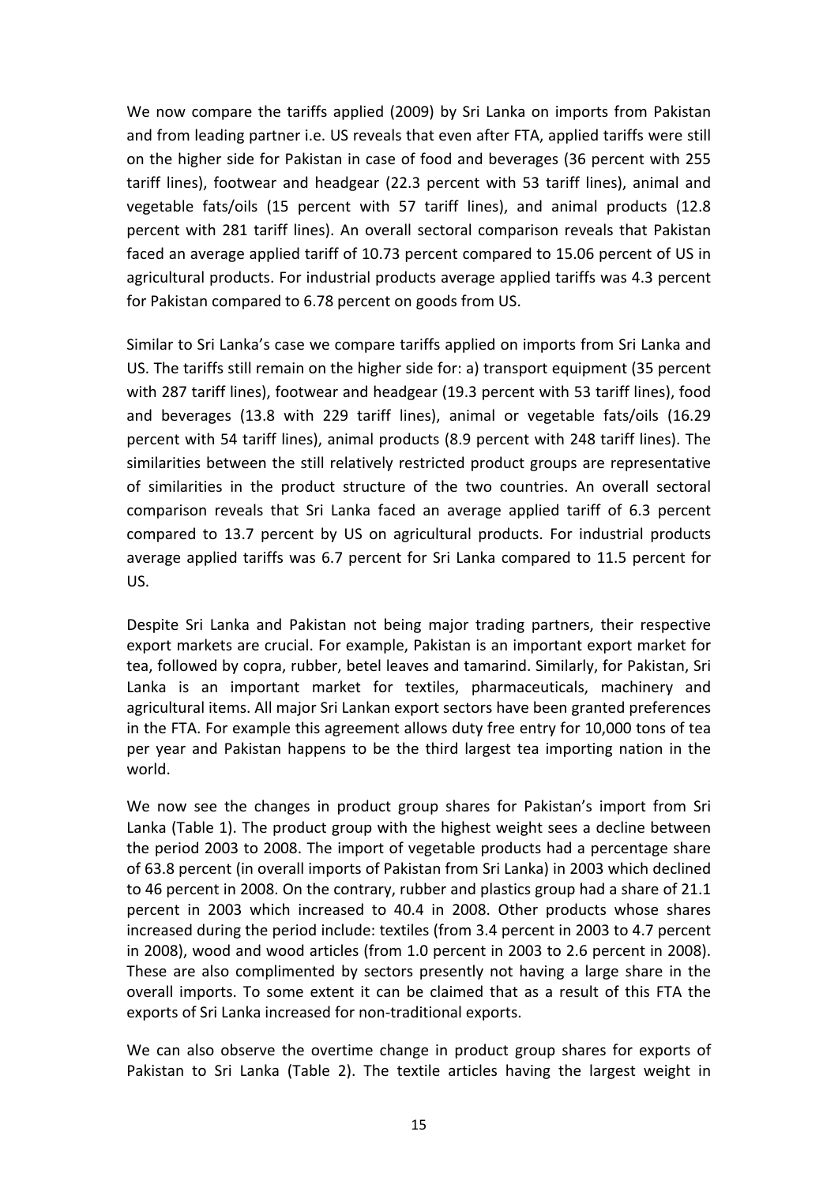We now compare the tariffs applied (2009) by Sri Lanka on imports from Pakistan and from leading partner i.e. US reveals that even after FTA, applied tariffs were still on the higher side for Pakistan in case of food and beverages (36 percent with 255 tariff lines), footwear and headgear (22.3 percent with 53 tariff lines), animal and vegetable fats/oils (15 percent with 57 tariff lines), and animal products (12.8 percent with 281 tariff lines). An overall sectoral comparison reveals that Pakistan faced an average applied tariff of 10.73 percent compared to 15.06 percent of US in agricultural products. For industrial products average applied tariffs was 4.3 percent for Pakistan compared to 6.78 percent on goods from US.

Similar to Sri Lanka's case we compare tariffs applied on imports from Sri Lanka and US. The tariffs still remain on the higher side for: a) transport equipment (35 percent with 287 tariff lines), footwear and headgear (19.3 percent with 53 tariff lines), food and beverages (13.8 with 229 tariff lines), animal or vegetable fats/oils (16.29 percent with 54 tariff lines), animal products (8.9 percent with 248 tariff lines). The similarities between the still relatively restricted product groups are representative of similarities in the product structure of the two countries. An overall sectoral comparison reveals that Sri Lanka faced an average applied tariff of 6.3 percent compared to 13.7 percent by US on agricultural products. For industrial products average applied tariffs was 6.7 percent for Sri Lanka compared to 11.5 percent for US.

Despite Sri Lanka and Pakistan not being major trading partners, their respective export markets are crucial. For example, Pakistan is an important export market for tea, followed by copra, rubber, betel leaves and tamarind. Similarly, for Pakistan, Sri Lanka is an important market for textiles, pharmaceuticals, machinery and agricultural items. All major Sri Lankan export sectors have been granted preferences in the FTA. For example this agreement allows duty free entry for 10,000 tons of tea per year and Pakistan happens to be the third largest tea importing nation in the world.

We now see the changes in product group shares for Pakistan's import from Sri Lanka (Table 1). The product group with the highest weight sees a decline between the period 2003 to 2008. The import of vegetable products had a percentage share of 63.8 percent (in overall imports of Pakistan from Sri Lanka) in 2003 which declined to 46 percent in 2008. On the contrary, rubber and plastics group had a share of 21.1 percent in 2003 which increased to 40.4 in 2008. Other products whose shares increased during the period include: textiles (from 3.4 percent in 2003 to 4.7 percent in 2008), wood and wood articles (from 1.0 percent in 2003 to 2.6 percent in 2008). These are also complimented by sectors presently not having a large share in the overall imports. To some extent it can be claimed that as a result of this FTA the exports of Sri Lanka increased for non-traditional exports.

We can also observe the overtime change in product group shares for exports of Pakistan to Sri Lanka (Table 2). The textile articles having the largest weight in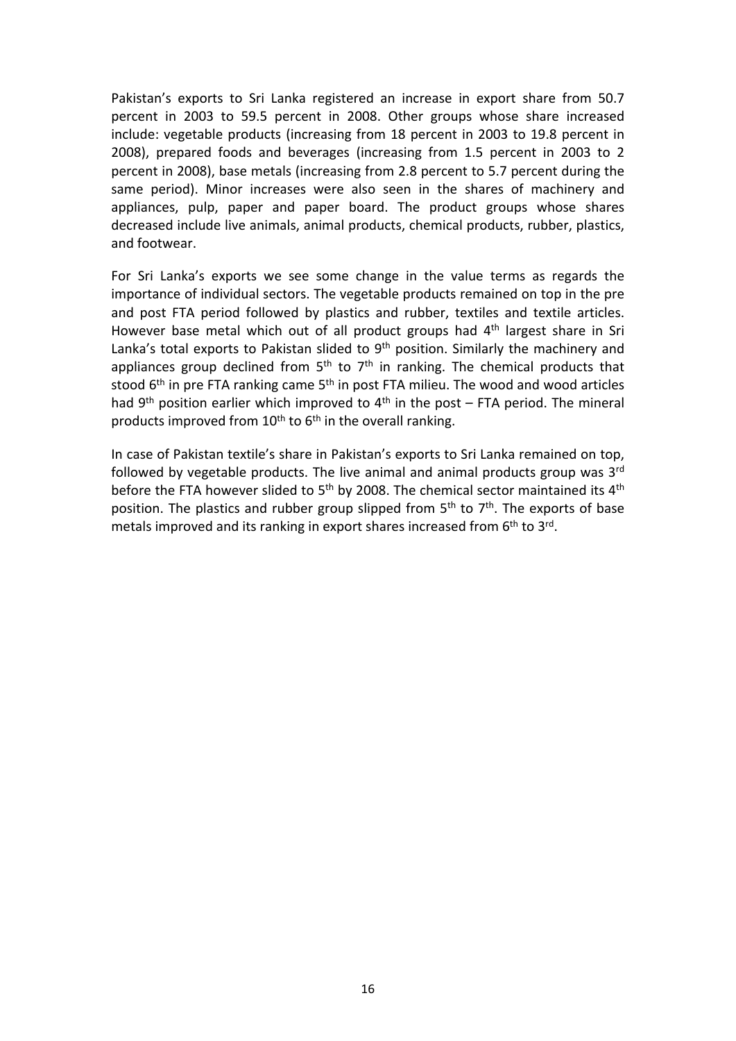Pakistan's exports to Sri Lanka registered an increase in export share from 50.7 percent in 2003 to 59.5 percent in 2008. Other groups whose share increased include: vegetable products (increasing from 18 percent in 2003 to 19.8 percent in 2008), prepared foods and beverages (increasing from 1.5 percent in 2003 to 2 percent in 2008), base metals (increasing from 2.8 percent to 5.7 percent during the same period). Minor increases were also seen in the shares of machinery and appliances, pulp, paper and paper board. The product groups whose shares decreased include live animals, animal products, chemical products, rubber, plastics, and footwear.

For Sri Lanka's exports we see some change in the value terms as regards the importance of individual sectors. The vegetable products remained on top in the pre and post FTA period followed by plastics and rubber, textiles and textile articles. However base metal which out of all product groups had 4th largest share in Sri Lanka's total exports to Pakistan slided to 9th position. Similarly the machinery and appliances group declined from 5th to 7th in ranking. The chemical products that stood 6th in pre FTA ranking came 5th in post FTA milieu. The wood and wood articles had 9th position earlier which improved to 4th in the post – FTA period. The mineral products improved from 10th to 6th in the overall ranking.

In case of Pakistan textile's share in Pakistan's exports to Sri Lanka remained on top, followed by vegetable products. The live animal and animal products group was 3rd before the FTA however slided to 5th by 2008. The chemical sector maintained its 4th position. The plastics and rubber group slipped from 5th to 7th. The exports of base metals improved and its ranking in export shares increased from 6th to 3rd.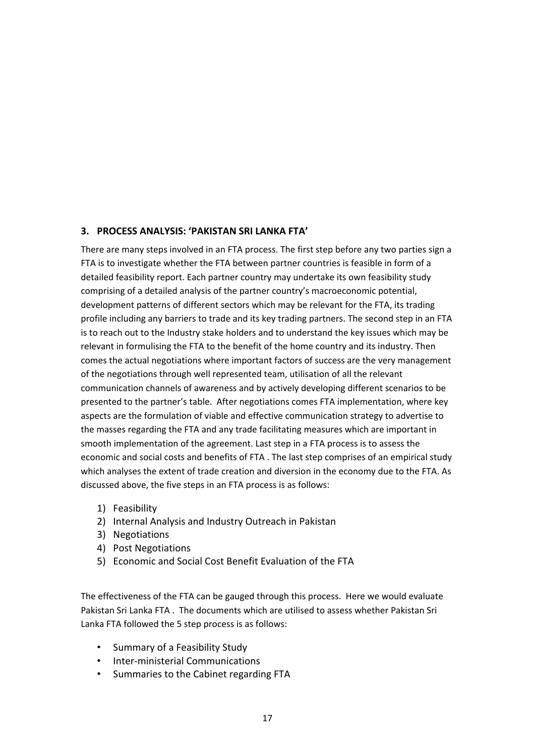## 3. PROCESS ANALYSIS: 'PAKISTAN SRI LANKA FTA'

There are many steps involved in an FTA process. The first step before any two parties sign a FTA is to investigate whether the FTA between partner countries is feasible in form of a detailed feasibility report. Each partner country may undertake its own feasibility study comprising of a detailed analysis of the partner country's macroeconomic potential, development patterns of different sectors which may be relevant for the FTA, its trading profile including any barriers to trade and its key trading partners. The second step in an FTA is to reach out to the Industry stake holders and to understand the key issues which may be relevant in formulising the FTA to the benefit of the home country and its industry. Then comes the actual negotiations where important factors of success are the very management of the negotiations through well represented team, utilisation of all the relevant communication channels of awareness and by actively developing different scenarios to be presented to the partner's table. After negotiations comes FTA implementation, where key aspects are the formulation of viable and effective communication strategy to advertise to the masses regarding the FTA and any trade facilitating measures which are important in smooth implementation of the agreement. Last step in a FTA process is to assess the economic and social costs and benefits of FTA . The last step comprises of an empirical study which analyses the extent of trade creation and diversion in the economy due to the FTA. As discussed above, the five steps in an FTA process is as follows:

1) Feasibility
2) Internal Analysis and Industry Outreach in Pakistan
3) Negotiations
4) Post Negotiations
5) Economic and Social Cost Benefit Evaluation of the FTA

The effectiveness of the FTA can be gauged through this process. Here we would evaluate Pakistan Sri Lanka FTA . The documents which are utilised to assess whether Pakistan Sri Lanka FTA followed the 5 step process is as follows:

- Summary of a Feasibility Study
- Inter-ministerial Communications
- Summaries to the Cabinet regarding FTA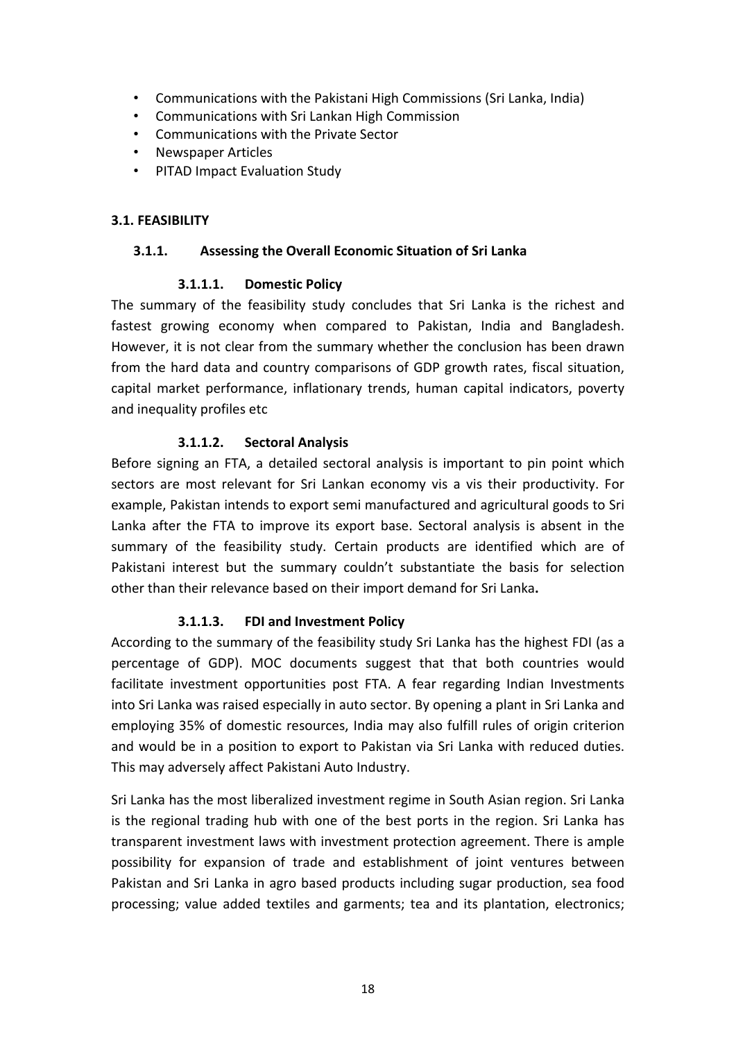- Communications with the Pakistani High Commissions (Sri Lanka, India)
- Communications with Sri Lankan High Commission
- Communications with the Private Sector
- Newspaper Articles
- PITAD Impact Evaluation Study

## 3.1. FEASIBILITY

### 3.1.1. Assessing the Overall Economic Situation of Sri Lanka

#### 3.1.1.1. Domestic Policy

The summary of the feasibility study concludes that Sri Lanka is the richest and fastest growing economy when compared to Pakistan, India and Bangladesh. However, it is not clear from the summary whether the conclusion has been drawn from the hard data and country comparisons of GDP growth rates, fiscal situation, capital market performance, inflationary trends, human capital indicators, poverty and inequality profiles etc

#### 3.1.1.2. Sectoral Analysis

Before signing an FTA, a detailed sectoral analysis is important to pin point which sectors are most relevant for Sri Lankan economy vis a vis their productivity. For example, Pakistan intends to export semi manufactured and agricultural goods to Sri Lanka after the FTA to improve its export base. Sectoral analysis is absent in the summary of the feasibility study. Certain products are identified which are of Pakistani interest but the summary couldn't substantiate the basis for selection other than their relevance based on their import demand for Sri Lanka**.**

#### 3.1.1.3. FDI and Investment Policy

According to the summary of the feasibility study Sri Lanka has the highest FDI (as a percentage of GDP). MOC documents suggest that that both countries would facilitate investment opportunities post FTA. A fear regarding Indian Investments into Sri Lanka was raised especially in auto sector. By opening a plant in Sri Lanka and employing 35% of domestic resources, India may also fulfill rules of origin criterion and would be in a position to export to Pakistan via Sri Lanka with reduced duties. This may adversely affect Pakistani Auto Industry.

Sri Lanka has the most liberalized investment regime in South Asian region. Sri Lanka is the regional trading hub with one of the best ports in the region. Sri Lanka has transparent investment laws with investment protection agreement. There is ample possibility for expansion of trade and establishment of joint ventures between Pakistan and Sri Lanka in agro based products including sugar production, sea food processing; value added textiles and garments; tea and its plantation, electronics;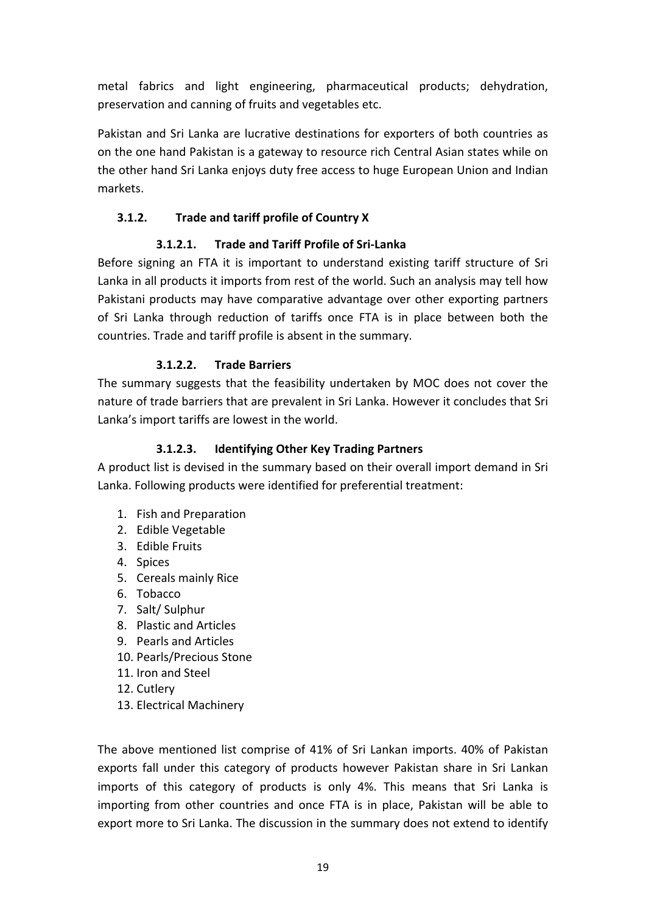metal fabrics and light engineering, pharmaceutical products; dehydration, preservation and canning of fruits and vegetables etc.

Pakistan and Sri Lanka are lucrative destinations for exporters of both countries as on the one hand Pakistan is a gateway to resource rich Central Asian states while on the other hand Sri Lanka enjoys duty free access to huge European Union and Indian markets.

### 3.1.2. Trade and tariff profile of Country X

#### 3.1.2.1. Trade and Tariff Profile of Sri-Lanka

Before signing an FTA it is important to understand existing tariff structure of Sri Lanka in all products it imports from rest of the world. Such an analysis may tell how Pakistani products may have comparative advantage over other exporting partners of Sri Lanka through reduction of tariffs once FTA is in place between both the countries. Trade and tariff profile is absent in the summary.

#### 3.1.2.2. Trade Barriers

The summary suggests that the feasibility undertaken by MOC does not cover the nature of trade barriers that are prevalent in Sri Lanka. However it concludes that Sri Lanka's import tariffs are lowest in the world.

#### 3.1.2.3. Identifying Other Key Trading Partners

A product list is devised in the summary based on their overall import demand in Sri Lanka. Following products were identified for preferential treatment:

1. Fish and Preparation
2. Edible Vegetable
3. Edible Fruits
4. Spices
5. Cereals mainly Rice
6. Tobacco
7. Salt/ Sulphur
8. Plastic and Articles
9. Pearls and Articles
10. Pearls/Precious Stone
11. Iron and Steel
12. Cutlery
13. Electrical Machinery

The above mentioned list comprise of 41% of Sri Lankan imports. 40% of Pakistan exports fall under this category of products however Pakistan share in Sri Lankan imports of this category of products is only 4%. This means that Sri Lanka is importing from other countries and once FTA is in place, Pakistan will be able to export more to Sri Lanka. The discussion in the summary does not extend to identify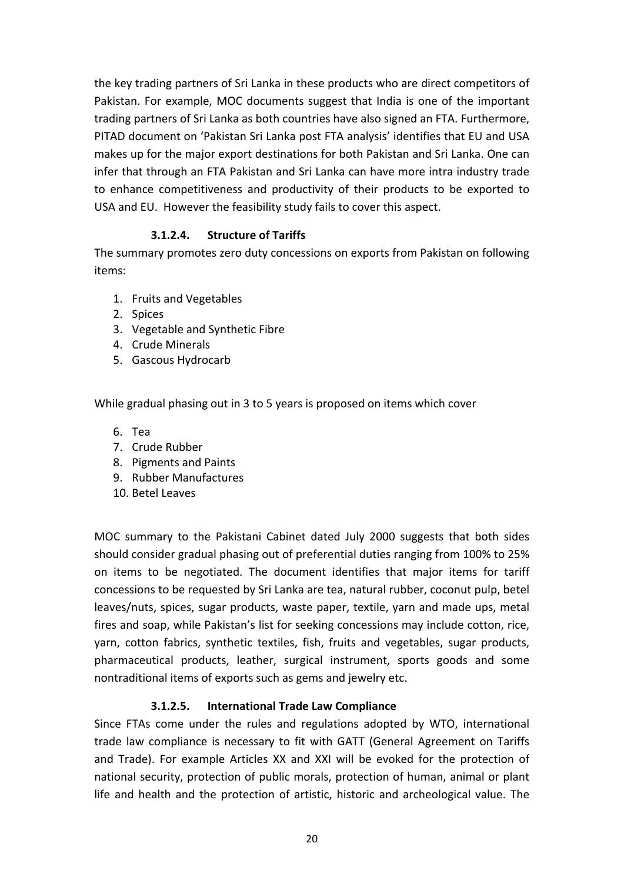the key trading partners of Sri Lanka in these products who are direct competitors of Pakistan. For example, MOC documents suggest that India is one of the important trading partners of Sri Lanka as both countries have also signed an FTA. Furthermore, PITAD document on 'Pakistan Sri Lanka post FTA analysis' identifies that EU and USA makes up for the major export destinations for both Pakistan and Sri Lanka. One can infer that through an FTA Pakistan and Sri Lanka can have more intra industry trade to enhance competitiveness and productivity of their products to be exported to USA and EU. However the feasibility study fails to cover this aspect.

#### 3.1.2.4. Structure of Tariffs

The summary promotes zero duty concessions on exports from Pakistan on following items:

1. Fruits and Vegetables
2. Spices
3. Vegetable and Synthetic Fibre
4. Crude Minerals
5. Gascous Hydrocarb

While gradual phasing out in 3 to 5 years is proposed on items which cover

6. Tea
7. Crude Rubber
8. Pigments and Paints
9. Rubber Manufactures
10. Betel Leaves

MOC summary to the Pakistani Cabinet dated July 2000 suggests that both sides should consider gradual phasing out of preferential duties ranging from 100% to 25% on items to be negotiated. The document identifies that major items for tariff concessions to be requested by Sri Lanka are tea, natural rubber, coconut pulp, betel leaves/nuts, spices, sugar products, waste paper, textile, yarn and made ups, metal fires and soap, while Pakistan's list for seeking concessions may include cotton, rice, yarn, cotton fabrics, synthetic textiles, fish, fruits and vegetables, sugar products, pharmaceutical products, leather, surgical instrument, sports goods and some nontraditional items of exports such as gems and jewelry etc.

#### 3.1.2.5. International Trade Law Compliance

Since FTAs come under the rules and regulations adopted by WTO, international trade law compliance is necessary to fit with GATT (General Agreement on Tariffs and Trade). For example Articles XX and XXI will be evoked for the protection of national security, protection of public morals, protection of human, animal or plant life and health and the protection of artistic, historic and archeological value. The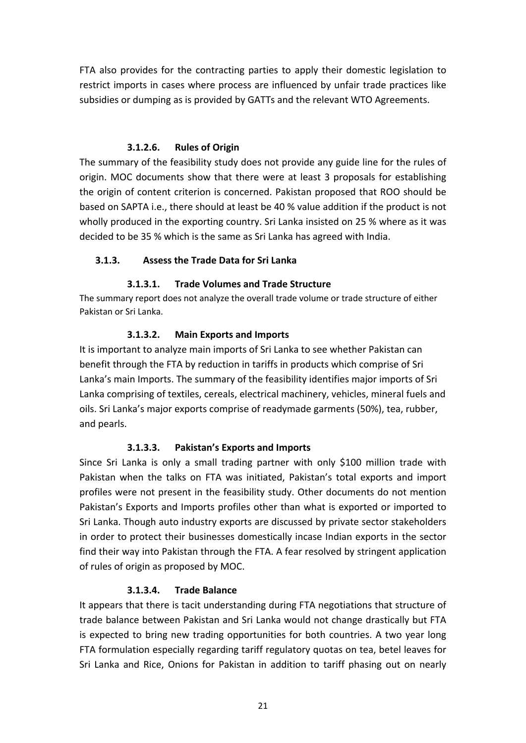FTA also provides for the contracting parties to apply their domestic legislation to restrict imports in cases where process are influenced by unfair trade practices like subsidies or dumping as is provided by GATTs and the relevant WTO Agreements.

#### 3.1.2.6. Rules of Origin

The summary of the feasibility study does not provide any guide line for the rules of origin. MOC documents show that there were at least 3 proposals for establishing the origin of content criterion is concerned. Pakistan proposed that ROO should be based on SAPTA i.e., there should at least be 40 % value addition if the product is not wholly produced in the exporting country. Sri Lanka insisted on 25 % where as it was decided to be 35 % which is the same as Sri Lanka has agreed with India.

### 3.1.3. Assess the Trade Data for Sri Lanka

#### 3.1.3.1. Trade Volumes and Trade Structure

The summary report does not analyze the overall trade volume or trade structure of either Pakistan or Sri Lanka.

#### 3.1.3.2. Main Exports and Imports

It is important to analyze main imports of Sri Lanka to see whether Pakistan can benefit through the FTA by reduction in tariffs in products which comprise of Sri Lanka's main Imports. The summary of the feasibility identifies major imports of Sri Lanka comprising of textiles, cereals, electrical machinery, vehicles, mineral fuels and oils. Sri Lanka's major exports comprise of readymade garments (50%), tea, rubber, and pearls.

#### 3.1.3.3. Pakistan's Exports and Imports

Since Sri Lanka is only a small trading partner with only $100 million trade with Pakistan when the talks on FTA was initiated, Pakistan's total exports and import profiles were not present in the feasibility study. Other documents do not mention Pakistan's Exports and Imports profiles other than what is exported or imported to Sri Lanka. Though auto industry exports are discussed by private sector stakeholders in order to protect their businesses domestically incase Indian exports in the sector find their way into Pakistan through the FTA. A fear resolved by stringent application of rules of origin as proposed by MOC.

#### 3.1.3.4. Trade Balance

It appears that there is tacit understanding during FTA negotiations that structure of trade balance between Pakistan and Sri Lanka would not change drastically but FTA is expected to bring new trading opportunities for both countries. A two year long FTA formulation especially regarding tariff regulatory quotas on tea, betel leaves for Sri Lanka and Rice, Onions for Pakistan in addition to tariff phasing out on nearly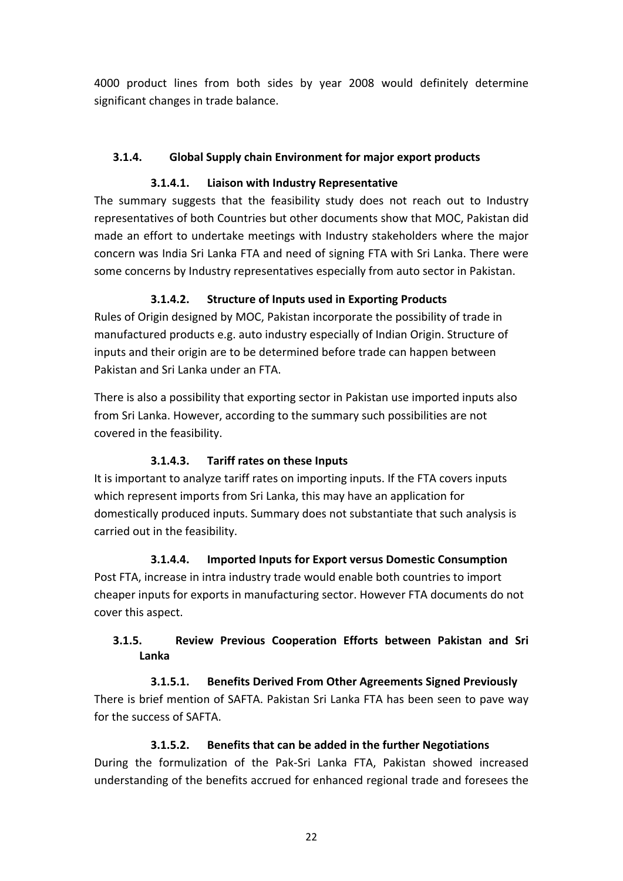4000 product lines from both sides by year 2008 would definitely determine significant changes in trade balance.

### 3.1.4. Global Supply chain Environment for major export products

#### 3.1.4.1. Liaison with Industry Representative

The summary suggests that the feasibility study does not reach out to Industry representatives of both Countries but other documents show that MOC, Pakistan did made an effort to undertake meetings with Industry stakeholders where the major concern was India Sri Lanka FTA and need of signing FTA with Sri Lanka. There were some concerns by Industry representatives especially from auto sector in Pakistan.

#### 3.1.4.2. Structure of Inputs used in Exporting Products

Rules of Origin designed by MOC, Pakistan incorporate the possibility of trade in manufactured products e.g. auto industry especially of Indian Origin. Structure of inputs and their origin are to be determined before trade can happen between Pakistan and Sri Lanka under an FTA.

There is also a possibility that exporting sector in Pakistan use imported inputs also from Sri Lanka. However, according to the summary such possibilities are not covered in the feasibility.

#### 3.1.4.3. Tariff rates on these Inputs

It is important to analyze tariff rates on importing inputs. If the FTA covers inputs which represent imports from Sri Lanka, this may have an application for domestically produced inputs. Summary does not substantiate that such analysis is carried out in the feasibility.

#### 3.1.4.4. Imported Inputs for Export versus Domestic Consumption

Post FTA, increase in intra industry trade would enable both countries to import cheaper inputs for exports in manufacturing sector. However FTA documents do not cover this aspect.

### 3.1.5. Review Previous Cooperation Efforts between Pakistan and Sri Lanka

#### 3.1.5.1. Benefits Derived From Other Agreements Signed Previously

There is brief mention of SAFTA. Pakistan Sri Lanka FTA has been seen to pave way for the success of SAFTA.

#### 3.1.5.2. Benefits that can be added in the further Negotiations

During the formulization of the Pak-Sri Lanka FTA, Pakistan showed increased understanding of the benefits accrued for enhanced regional trade and foresees the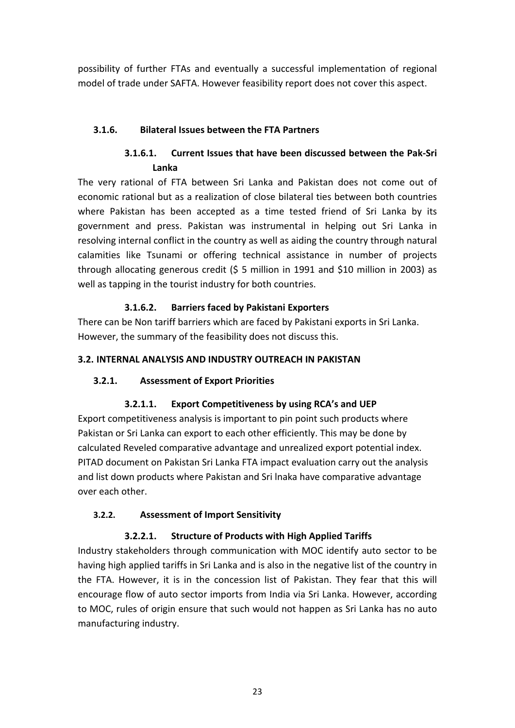possibility of further FTAs and eventually a successful implementation of regional model of trade under SAFTA. However feasibility report does not cover this aspect.

### 3.1.6. Bilateral Issues between the FTA Partners

#### 3.1.6.1. Current Issues that have been discussed between the Pak-Sri Lanka

The very rational of FTA between Sri Lanka and Pakistan does not come out of economic rational but as a realization of close bilateral ties between both countries where Pakistan has been accepted as a time tested friend of Sri Lanka by its government and press. Pakistan was instrumental in helping out Sri Lanka in resolving internal conflict in the country as well as aiding the country through natural calamities like Tsunami or offering technical assistance in number of projects through allocating generous credit ($ 5 million in 1991 and $10 million in 2003) as well as tapping in the tourist industry for both countries.

#### 3.1.6.2. Barriers faced by Pakistani Exporters

There can be Non tariff barriers which are faced by Pakistani exports in Sri Lanka. However, the summary of the feasibility does not discuss this.

## 3.2. INTERNAL ANALYSIS AND INDUSTRY OUTREACH IN PAKISTAN

### 3.2.1. Assessment of Export Priorities

#### 3.2.1.1. Export Competitiveness by using RCA's and UEP

Export competitiveness analysis is important to pin point such products where Pakistan or Sri Lanka can export to each other efficiently. This may be done by calculated Reveled comparative advantage and unrealized export potential index. PITAD document on Pakistan Sri Lanka FTA impact evaluation carry out the analysis and list down products where Pakistan and Sri lnaka have comparative advantage over each other.

### 3.2.2. Assessment of Import Sensitivity

#### 3.2.2.1. Structure of Products with High Applied Tariffs

Industry stakeholders through communication with MOC identify auto sector to be having high applied tariffs in Sri Lanka and is also in the negative list of the country in the FTA. However, it is in the concession list of Pakistan. They fear that this will encourage flow of auto sector imports from India via Sri Lanka. However, according to MOC, rules of origin ensure that such would not happen as Sri Lanka has no auto manufacturing industry.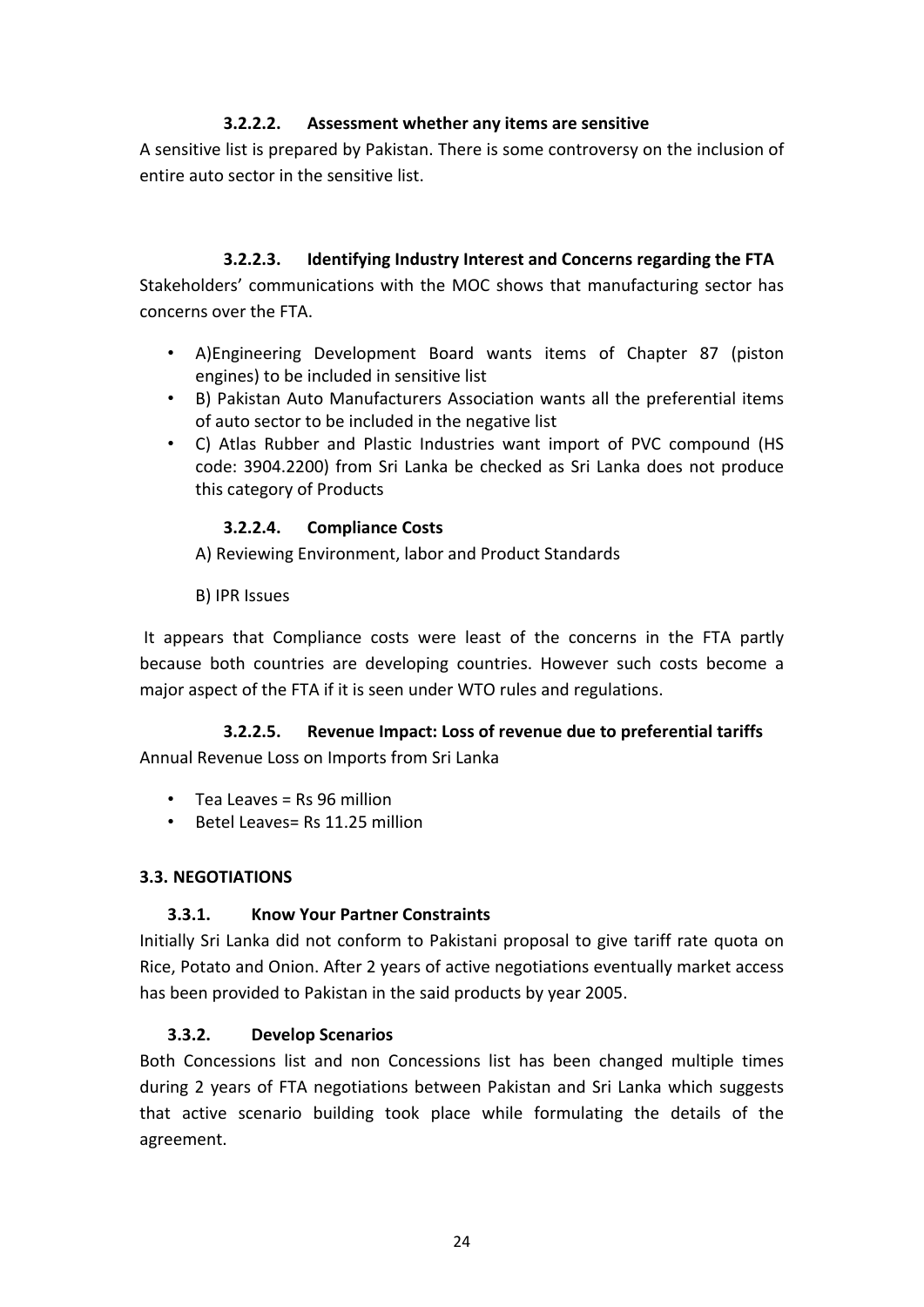#### 3.2.2.2. Assessment whether any items are sensitive

A sensitive list is prepared by Pakistan. There is some controversy on the inclusion of entire auto sector in the sensitive list.

#### 3.2.2.3. Identifying Industry Interest and Concerns regarding the FTA

Stakeholders' communications with the MOC shows that manufacturing sector has concerns over the FTA.

- A)Engineering Development Board wants items of Chapter 87 (piston engines) to be included in sensitive list
- B) Pakistan Auto Manufacturers Association wants all the preferential items of auto sector to be included in the negative list
- C) Atlas Rubber and Plastic Industries want import of PVC compound (HS code: 3904.2200) from Sri Lanka be checked as Sri Lanka does not produce this category of Products

#### 3.2.2.4. Compliance Costs

A) Reviewing Environment, labor and Product Standards

B) IPR Issues

It appears that Compliance costs were least of the concerns in the FTA partly because both countries are developing countries. However such costs become a major aspect of the FTA if it is seen under WTO rules and regulations.

#### 3.2.2.5. Revenue Impact: Loss of revenue due to preferential tariffs

Annual Revenue Loss on Imports from Sri Lanka

- Tea Leaves = Rs 96 million
- Betel Leaves= Rs 11.25 million

## 3.3. NEGOTIATIONS

### 3.3.1. Know Your Partner Constraints

Initially Sri Lanka did not conform to Pakistani proposal to give tariff rate quota on Rice, Potato and Onion. After 2 years of active negotiations eventually market access has been provided to Pakistan in the said products by year 2005.

### 3.3.2. Develop Scenarios

Both Concessions list and non Concessions list has been changed multiple times during 2 years of FTA negotiations between Pakistan and Sri Lanka which suggests that active scenario building took place while formulating the details of the agreement.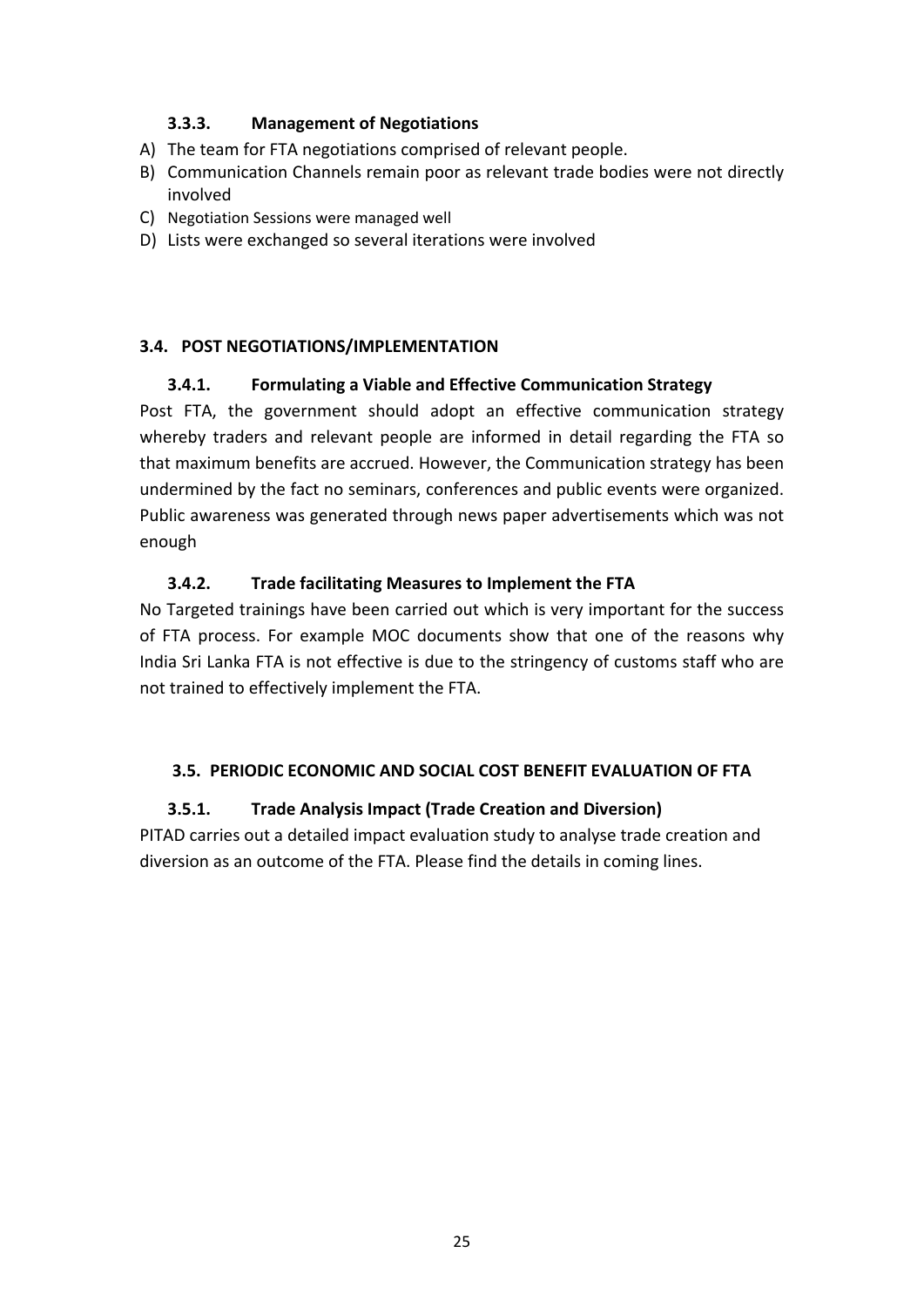#### 3.3.3. Management of Negotiations

A) The team for FTA negotiations comprised of relevant people.
B) Communication Channels remain poor as relevant trade bodies were not directly involved
C) Negotiation Sessions were managed well
D) Lists were exchanged so several iterations were involved

### 3.4. POST NEGOTIATIONS/IMPLEMENTATION

#### 3.4.1. Formulating a Viable and Effective Communication Strategy

Post FTA, the government should adopt an effective communication strategy whereby traders and relevant people are informed in detail regarding the FTA so that maximum benefits are accrued. However, the Communication strategy has been undermined by the fact no seminars, conferences and public events were organized. Public awareness was generated through news paper advertisements which was not enough

#### 3.4.2. Trade facilitating Measures to Implement the FTA

No Targeted trainings have been carried out which is very important for the success of FTA process. For example MOC documents show that one of the reasons why India Sri Lanka FTA is not effective is due to the stringency of customs staff who are not trained to effectively implement the FTA.

### 3.5. PERIODIC ECONOMIC AND SOCIAL COST BENEFIT EVALUATION OF FTA

#### 3.5.1. Trade Analysis Impact (Trade Creation and Diversion)

PITAD carries out a detailed impact evaluation study to analyse trade creation and diversion as an outcome of the FTA. Please find the details in coming lines.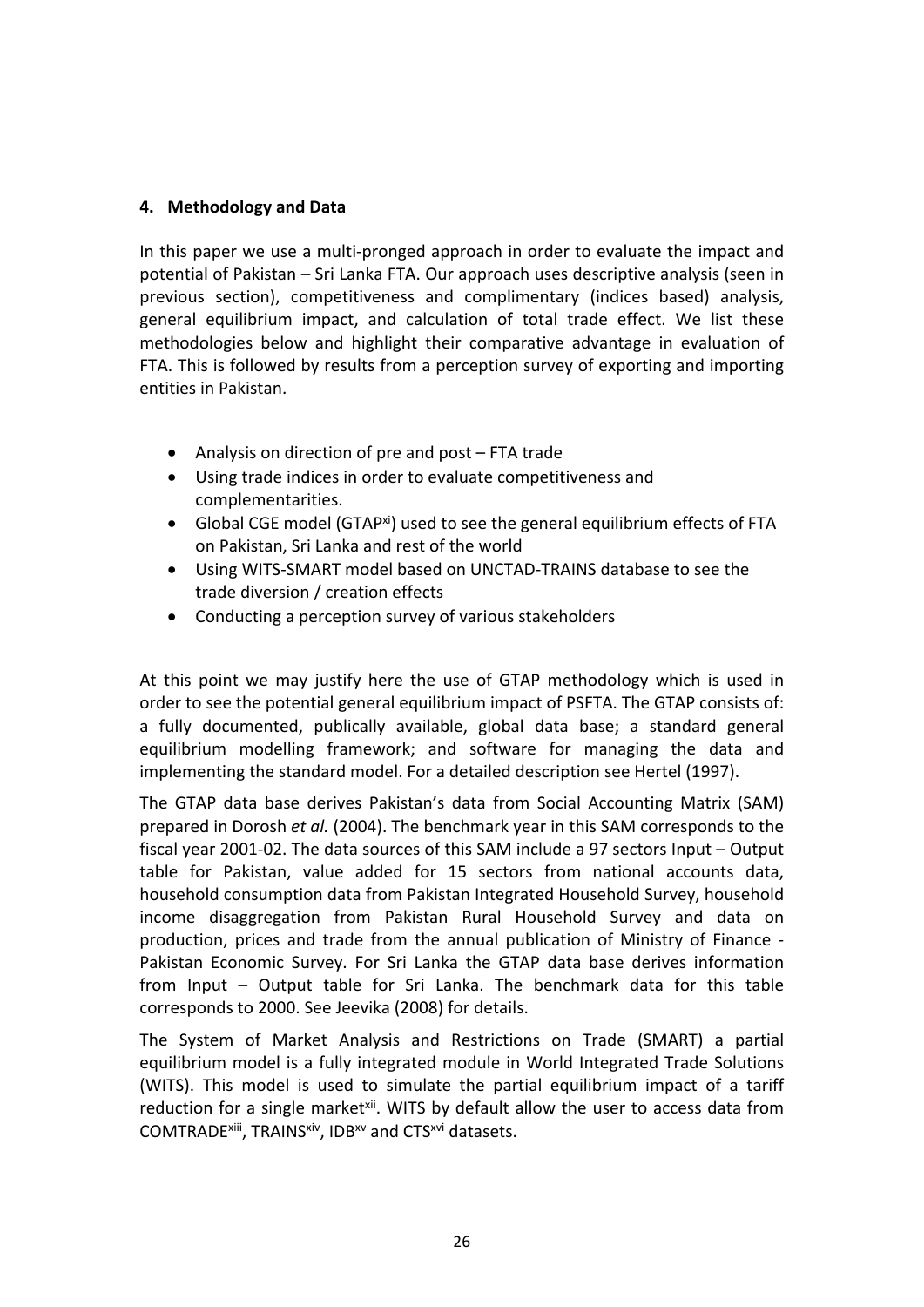## 4. Methodology and Data

In this paper we use a multi-pronged approach in order to evaluate the impact and potential of Pakistan – Sri Lanka FTA. Our approach uses descriptive analysis (seen in previous section), competitiveness and complimentary (indices based) analysis, general equilibrium impact, and calculation of total trade effect. We list these methodologies below and highlight their comparative advantage in evaluation of FTA. This is followed by results from a perception survey of exporting and importing entities in Pakistan.

- Analysis on direction of pre and post – FTA trade
- Using trade indices in order to evaluate competitiveness and complementarities.
- Global CGE model (GTAP[xi]) used to see the general equilibrium effects of FTA on Pakistan, Sri Lanka and rest of the world
- Using WITS-SMART model based on UNCTAD-TRAINS database to see the trade diversion / creation effects
- Conducting a perception survey of various stakeholders

At this point we may justify here the use of GTAP methodology which is used in order to see the potential general equilibrium impact of PSFTA. The GTAP consists of: a fully documented, publically available, global data base; a standard general equilibrium modelling framework; and software for managing the data and implementing the standard model. For a detailed description see Hertel (1997).

The GTAP data base derives Pakistan's data from Social Accounting Matrix (SAM) prepared in Dorosh *et al.* (2004). The benchmark year in this SAM corresponds to the fiscal year 2001-02. The data sources of this SAM include a 97 sectors Input – Output table for Pakistan, value added for 15 sectors from national accounts data, household consumption data from Pakistan Integrated Household Survey, household income disaggregation from Pakistan Rural Household Survey and data on production, prices and trade from the annual publication of Ministry of Finance - Pakistan Economic Survey. For Sri Lanka the GTAP data base derives information from Input – Output table for Sri Lanka. The benchmark data for this table corresponds to 2000. See Jeevika (2008) for details.

The System of Market Analysis and Restrictions on Trade (SMART) a partial equilibrium model is a fully integrated module in World Integrated Trade Solutions (WITS). This model is used to simulate the partial equilibrium impact of a tariff reduction for a single market[xii]. WITS by default allow the user to access data from COMTRADE[xiii], TRAINS[xiv], IDB[xv] and CTS[xvi] datasets.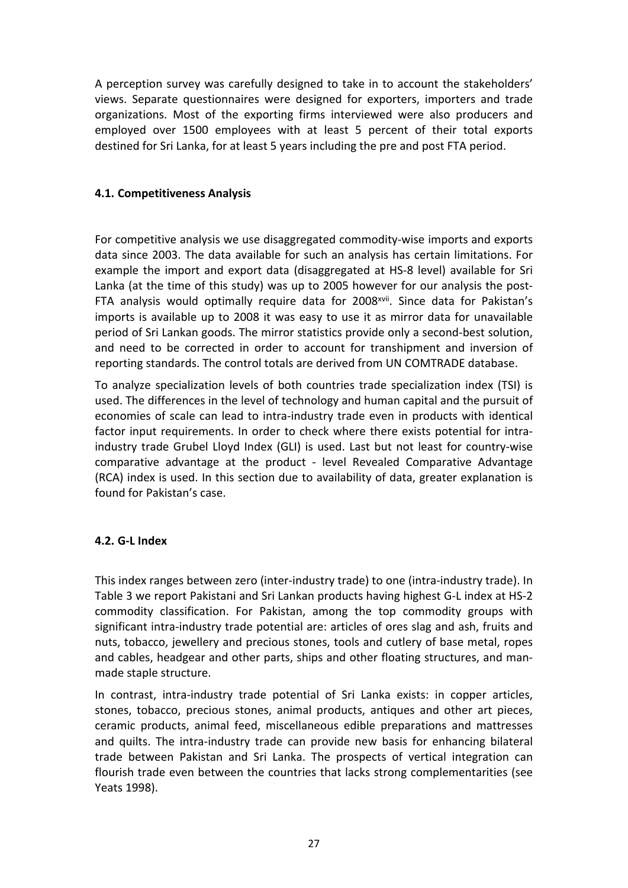A perception survey was carefully designed to take in to account the stakeholders' views. Separate questionnaires were designed for exporters, importers and trade organizations. Most of the exporting firms interviewed were also producers and employed over 1500 employees with at least 5 percent of their total exports destined for Sri Lanka, for at least 5 years including the pre and post FTA period.

### 4.1. Competitiveness Analysis

For competitive analysis we use disaggregated commodity-wise imports and exports data since 2003. The data available for such an analysis has certain limitations. For example the import and export data (disaggregated at HS-8 level) available for Sri Lanka (at the time of this study) was up to 2005 however for our analysis the post-FTA analysis would optimally require data for 2008[xvii]. Since data for Pakistan's imports is available up to 2008 it was easy to use it as mirror data for unavailable period of Sri Lankan goods. The mirror statistics provide only a second-best solution, and need to be corrected in order to account for transhipment and inversion of reporting standards. The control totals are derived from UN COMTRADE database.

To analyze specialization levels of both countries trade specialization index (TSI) is used. The differences in the level of technology and human capital and the pursuit of economies of scale can lead to intra-industry trade even in products with identical factor input requirements. In order to check where there exists potential for intra-industry trade Grubel Lloyd Index (GLI) is used. Last but not least for country-wise comparative advantage at the product - level Revealed Comparative Advantage (RCA) index is used. In this section due to availability of data, greater explanation is found for Pakistan's case.

### 4.2. G-L Index

This index ranges between zero (inter-industry trade) to one (intra-industry trade). In Table 3 we report Pakistani and Sri Lankan products having highest G-L index at HS-2 commodity classification. For Pakistan, among the top commodity groups with significant intra-industry trade potential are: articles of ores slag and ash, fruits and nuts, tobacco, jewellery and precious stones, tools and cutlery of base metal, ropes and cables, headgear and other parts, ships and other floating structures, and man-made staple structure.

In contrast, intra-industry trade potential of Sri Lanka exists: in copper articles, stones, tobacco, precious stones, animal products, antiques and other art pieces, ceramic products, animal feed, miscellaneous edible preparations and mattresses and quilts. The intra-industry trade can provide new basis for enhancing bilateral trade between Pakistan and Sri Lanka. The prospects of vertical integration can flourish trade even between the countries that lacks strong complementarities (see Yeats 1998).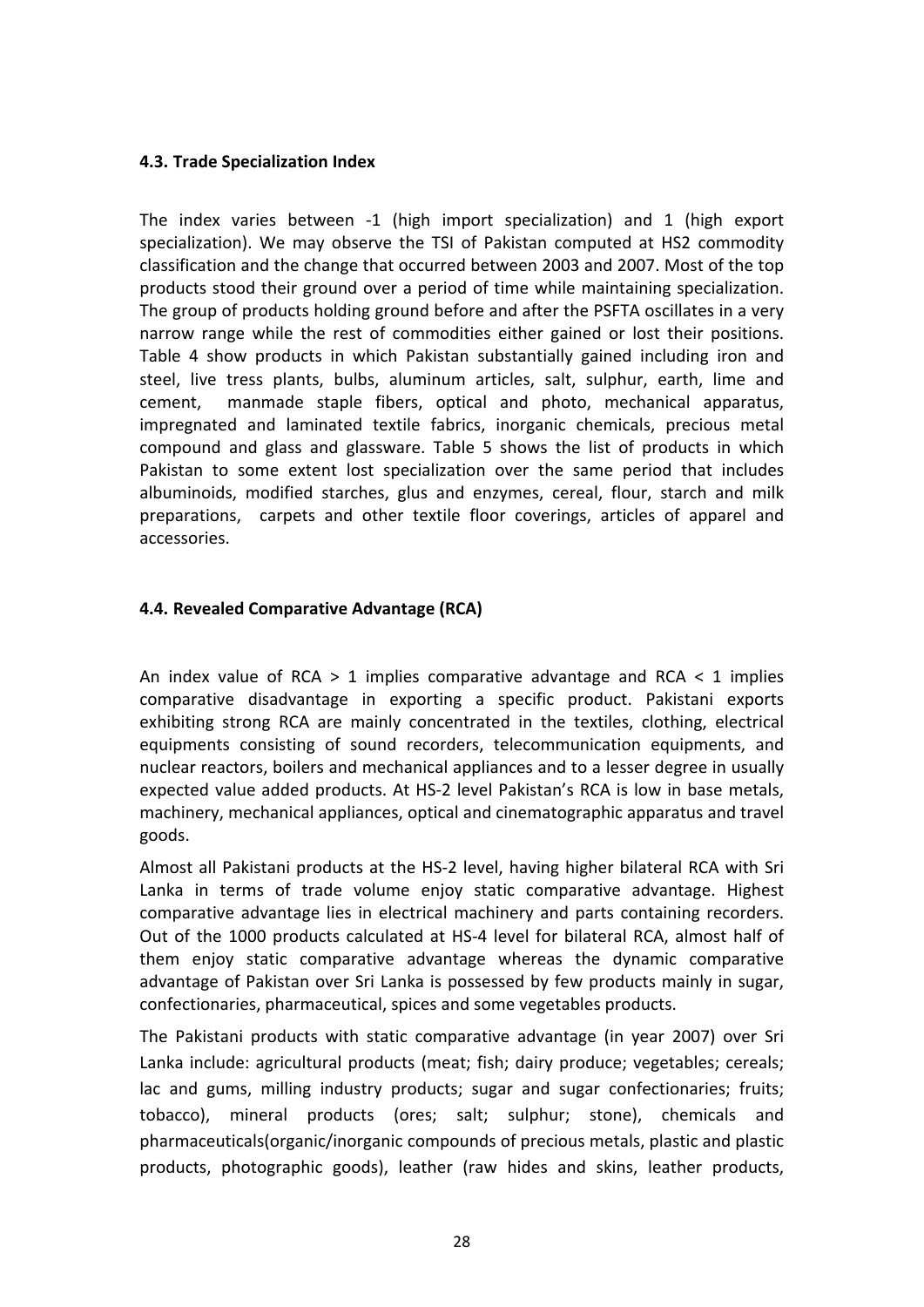### 4.3. Trade Specialization Index

The index varies between -1 (high import specialization) and 1 (high export specialization). We may observe the TSI of Pakistan computed at HS2 commodity classification and the change that occurred between 2003 and 2007. Most of the top products stood their ground over a period of time while maintaining specialization. The group of products holding ground before and after the PSFTA oscillates in a very narrow range while the rest of commodities either gained or lost their positions. Table 4 show products in which Pakistan substantially gained including iron and steel, live tress plants, bulbs, aluminum articles, salt, sulphur, earth, lime and cement, manmade staple fibers, optical and photo, mechanical apparatus, impregnated and laminated textile fabrics, inorganic chemicals, precious metal compound and glass and glassware. Table 5 shows the list of products in which Pakistan to some extent lost specialization over the same period that includes albuminoids, modified starches, glus and enzymes, cereal, flour, starch and milk preparations, carpets and other textile floor coverings, articles of apparel and accessories.

### 4.4. Revealed Comparative Advantage (RCA)

An index value of RCA > 1 implies comparative advantage and RCA < 1 implies comparative disadvantage in exporting a specific product. Pakistani exports exhibiting strong RCA are mainly concentrated in the textiles, clothing, electrical equipments consisting of sound recorders, telecommunication equipments, and nuclear reactors, boilers and mechanical appliances and to a lesser degree in usually expected value added products. At HS-2 level Pakistan's RCA is low in base metals, machinery, mechanical appliances, optical and cinematographic apparatus and travel goods.

Almost all Pakistani products at the HS-2 level, having higher bilateral RCA with Sri Lanka in terms of trade volume enjoy static comparative advantage. Highest comparative advantage lies in electrical machinery and parts containing recorders. Out of the 1000 products calculated at HS-4 level for bilateral RCA, almost half of them enjoy static comparative advantage whereas the dynamic comparative advantage of Pakistan over Sri Lanka is possessed by few products mainly in sugar, confectionaries, pharmaceutical, spices and some vegetables products.

The Pakistani products with static comparative advantage (in year 2007) over Sri Lanka include: agricultural products (meat; fish; dairy produce; vegetables; cereals; lac and gums, milling industry products; sugar and sugar confectionaries; fruits; tobacco), mineral products (ores; salt; sulphur; stone), chemicals and pharmaceuticals(organic/inorganic compounds of precious metals, plastic and plastic products, photographic goods), leather (raw hides and skins, leather products,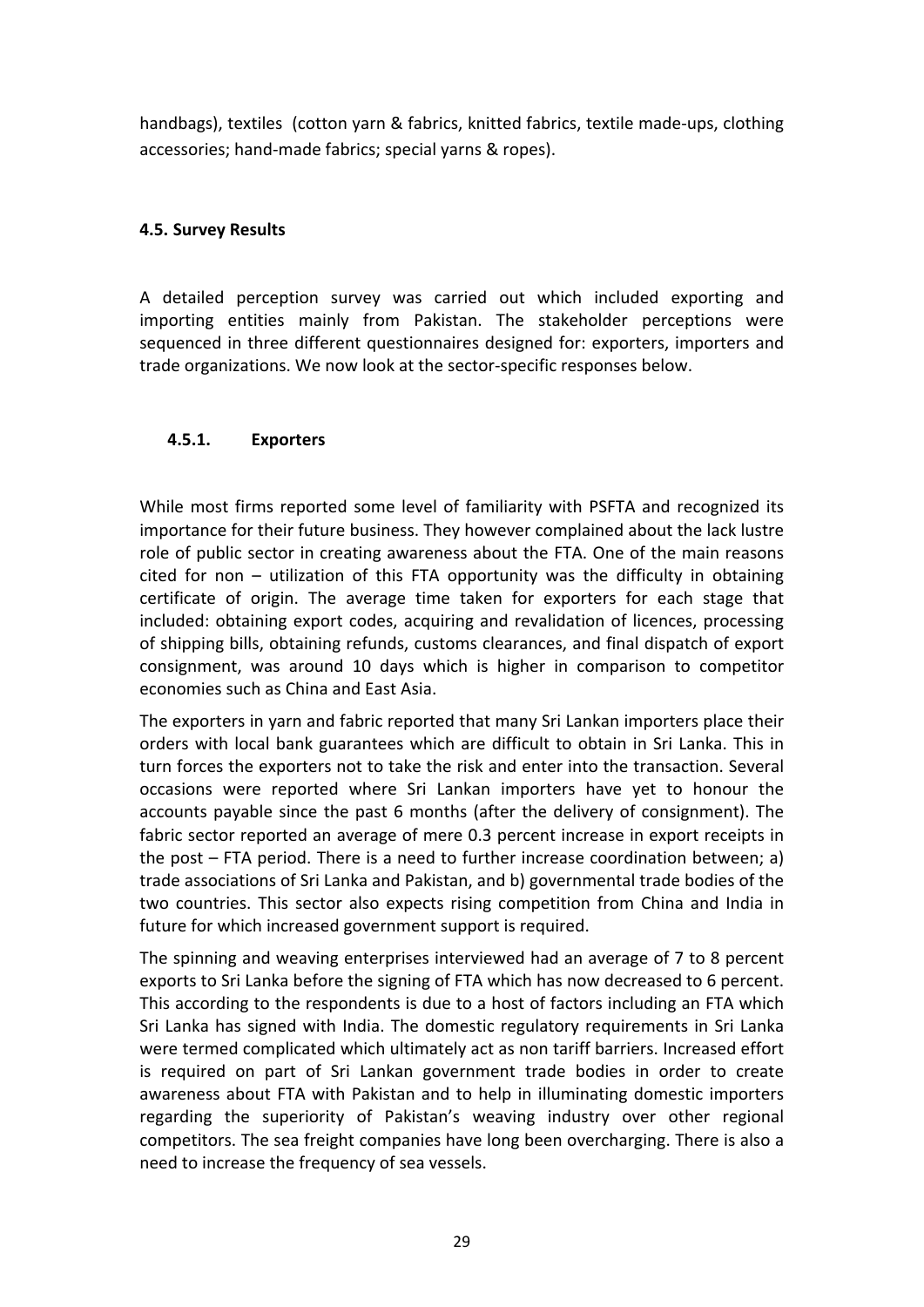handbags), textiles (cotton yarn & fabrics, knitted fabrics, textile made-ups, clothing accessories; hand-made fabrics; special yarns & ropes).

### 4.5. Survey Results

A detailed perception survey was carried out which included exporting and importing entities mainly from Pakistan. The stakeholder perceptions were sequenced in three different questionnaires designed for: exporters, importers and trade organizations. We now look at the sector-specific responses below.

#### 4.5.1. Exporters

While most firms reported some level of familiarity with PSFTA and recognized its importance for their future business. They however complained about the lack lustre role of public sector in creating awareness about the FTA. One of the main reasons cited for non – utilization of this FTA opportunity was the difficulty in obtaining certificate of origin. The average time taken for exporters for each stage that included: obtaining export codes, acquiring and revalidation of licences, processing of shipping bills, obtaining refunds, customs clearances, and final dispatch of export consignment, was around 10 days which is higher in comparison to competitor economies such as China and East Asia.

The exporters in yarn and fabric reported that many Sri Lankan importers place their orders with local bank guarantees which are difficult to obtain in Sri Lanka. This in turn forces the exporters not to take the risk and enter into the transaction. Several occasions were reported where Sri Lankan importers have yet to honour the accounts payable since the past 6 months (after the delivery of consignment). The fabric sector reported an average of mere 0.3 percent increase in export receipts in the post – FTA period. There is a need to further increase coordination between; a) trade associations of Sri Lanka and Pakistan, and b) governmental trade bodies of the two countries. This sector also expects rising competition from China and India in future for which increased government support is required.

The spinning and weaving enterprises interviewed had an average of 7 to 8 percent exports to Sri Lanka before the signing of FTA which has now decreased to 6 percent. This according to the respondents is due to a host of factors including an FTA which Sri Lanka has signed with India. The domestic regulatory requirements in Sri Lanka were termed complicated which ultimately act as non tariff barriers. Increased effort is required on part of Sri Lankan government trade bodies in order to create awareness about FTA with Pakistan and to help in illuminating domestic importers regarding the superiority of Pakistan's weaving industry over other regional competitors. The sea freight companies have long been overcharging. There is also a need to increase the frequency of sea vessels.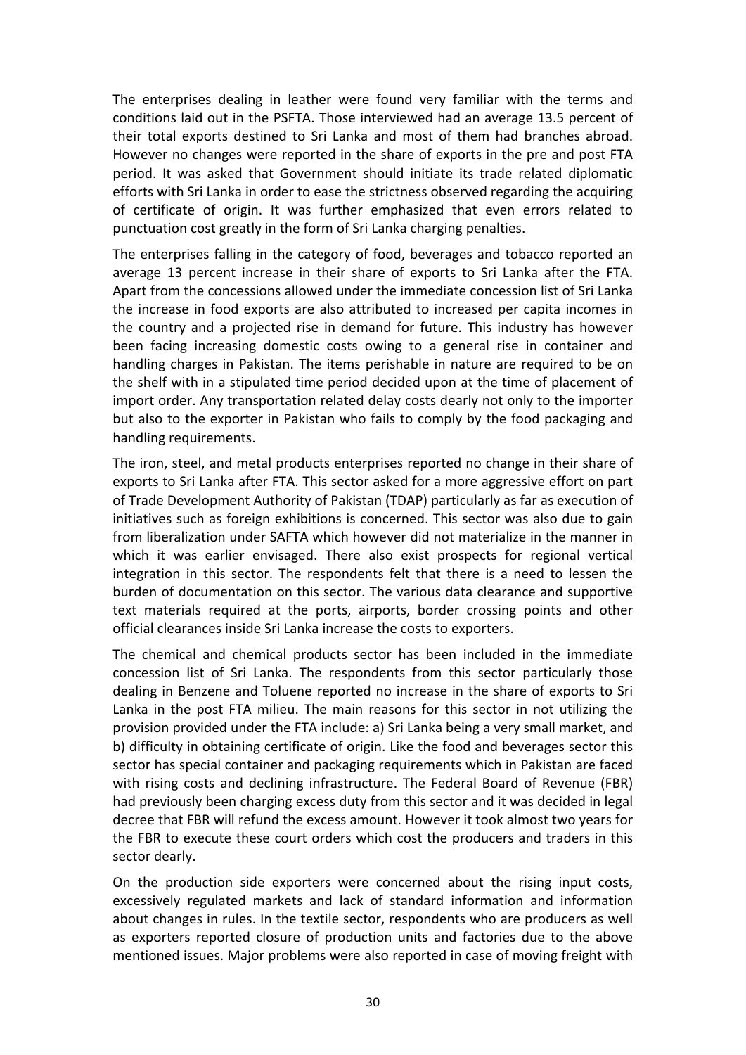The enterprises dealing in leather were found very familiar with the terms and conditions laid out in the PSFTA. Those interviewed had an average 13.5 percent of their total exports destined to Sri Lanka and most of them had branches abroad. However no changes were reported in the share of exports in the pre and post FTA period. It was asked that Government should initiate its trade related diplomatic efforts with Sri Lanka in order to ease the strictness observed regarding the acquiring of certificate of origin. It was further emphasized that even errors related to punctuation cost greatly in the form of Sri Lanka charging penalties.

The enterprises falling in the category of food, beverages and tobacco reported an average 13 percent increase in their share of exports to Sri Lanka after the FTA. Apart from the concessions allowed under the immediate concession list of Sri Lanka the increase in food exports are also attributed to increased per capita incomes in the country and a projected rise in demand for future. This industry has however been facing increasing domestic costs owing to a general rise in container and handling charges in Pakistan. The items perishable in nature are required to be on the shelf with in a stipulated time period decided upon at the time of placement of import order. Any transportation related delay costs dearly not only to the importer but also to the exporter in Pakistan who fails to comply by the food packaging and handling requirements.

The iron, steel, and metal products enterprises reported no change in their share of exports to Sri Lanka after FTA. This sector asked for a more aggressive effort on part of Trade Development Authority of Pakistan (TDAP) particularly as far as execution of initiatives such as foreign exhibitions is concerned. This sector was also due to gain from liberalization under SAFTA which however did not materialize in the manner in which it was earlier envisaged. There also exist prospects for regional vertical integration in this sector. The respondents felt that there is a need to lessen the burden of documentation on this sector. The various data clearance and supportive text materials required at the ports, airports, border crossing points and other official clearances inside Sri Lanka increase the costs to exporters.

The chemical and chemical products sector has been included in the immediate concession list of Sri Lanka. The respondents from this sector particularly those dealing in Benzene and Toluene reported no increase in the share of exports to Sri Lanka in the post FTA milieu. The main reasons for this sector in not utilizing the provision provided under the FTA include: a) Sri Lanka being a very small market, and b) difficulty in obtaining certificate of origin. Like the food and beverages sector this sector has special container and packaging requirements which in Pakistan are faced with rising costs and declining infrastructure. The Federal Board of Revenue (FBR) had previously been charging excess duty from this sector and it was decided in legal decree that FBR will refund the excess amount. However it took almost two years for the FBR to execute these court orders which cost the producers and traders in this sector dearly.

On the production side exporters were concerned about the rising input costs, excessively regulated markets and lack of standard information and information about changes in rules. In the textile sector, respondents who are producers as well as exporters reported closure of production units and factories due to the above mentioned issues. Major problems were also reported in case of moving freight with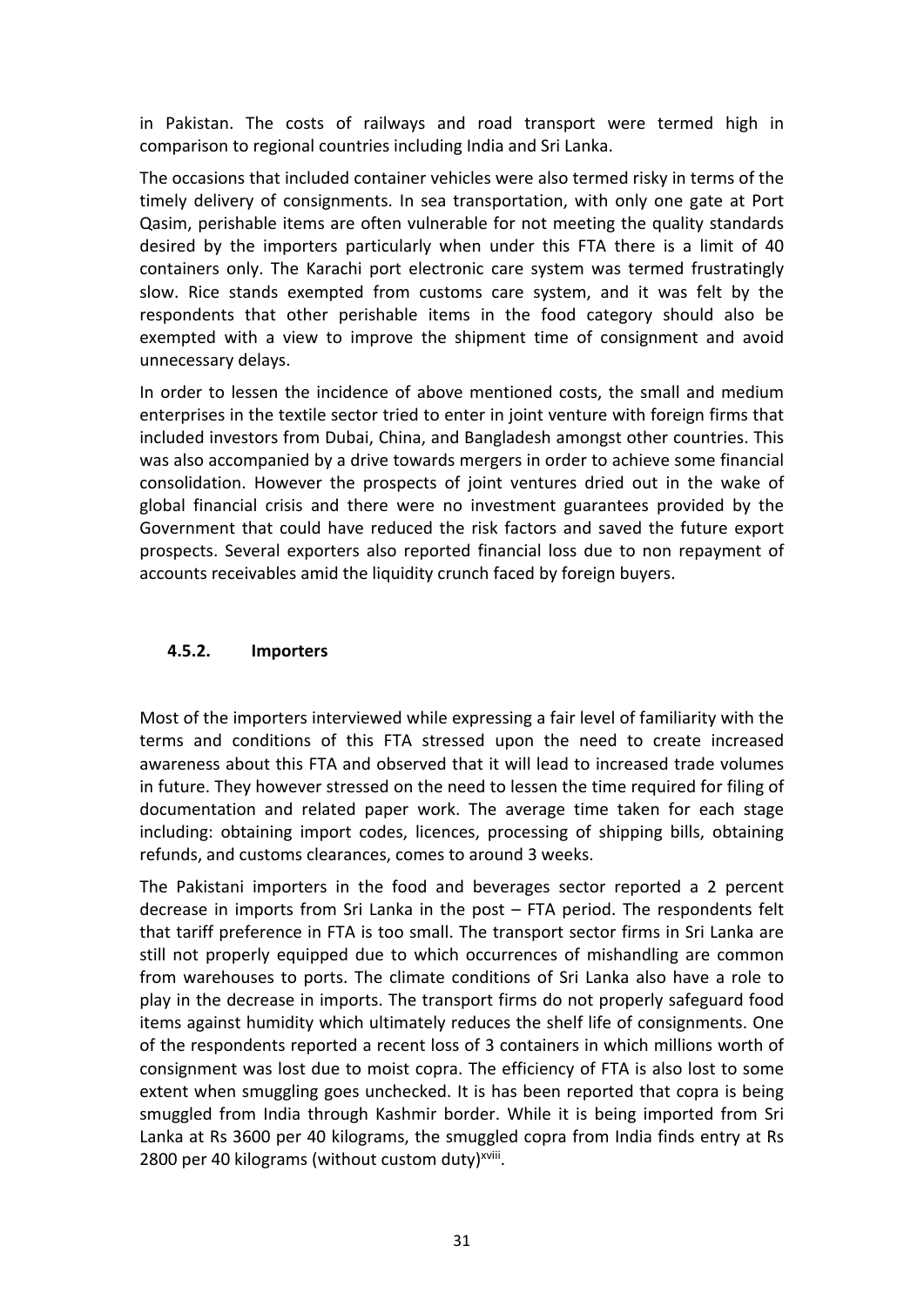in Pakistan. The costs of railways and road transport were termed high in comparison to regional countries including India and Sri Lanka.

The occasions that included container vehicles were also termed risky in terms of the timely delivery of consignments. In sea transportation, with only one gate at Port Qasim, perishable items are often vulnerable for not meeting the quality standards desired by the importers particularly when under this FTA there is a limit of 40 containers only. The Karachi port electronic care system was termed frustratingly slow. Rice stands exempted from customs care system, and it was felt by the respondents that other perishable items in the food category should also be exempted with a view to improve the shipment time of consignment and avoid unnecessary delays.

In order to lessen the incidence of above mentioned costs, the small and medium enterprises in the textile sector tried to enter in joint venture with foreign firms that included investors from Dubai, China, and Bangladesh amongst other countries. This was also accompanied by a drive towards mergers in order to achieve some financial consolidation. However the prospects of joint ventures dried out in the wake of global financial crisis and there were no investment guarantees provided by the Government that could have reduced the risk factors and saved the future export prospects. Several exporters also reported financial loss due to non repayment of accounts receivables amid the liquidity crunch faced by foreign buyers.

### 4.5.2. Importers

Most of the importers interviewed while expressing a fair level of familiarity with the terms and conditions of this FTA stressed upon the need to create increased awareness about this FTA and observed that it will lead to increased trade volumes in future. They however stressed on the need to lessen the time required for filing of documentation and related paper work. The average time taken for each stage including: obtaining import codes, licences, processing of shipping bills, obtaining refunds, and customs clearances, comes to around 3 weeks.

The Pakistani importers in the food and beverages sector reported a 2 percent decrease in imports from Sri Lanka in the post – FTA period. The respondents felt that tariff preference in FTA is too small. The transport sector firms in Sri Lanka are still not properly equipped due to which occurrences of mishandling are common from warehouses to ports. The climate conditions of Sri Lanka also have a role to play in the decrease in imports. The transport firms do not properly safeguard food items against humidity which ultimately reduces the shelf life of consignments. One of the respondents reported a recent loss of 3 containers in which millions worth of consignment was lost due to moist copra. The efficiency of FTA is also lost to some extent when smuggling goes unchecked. It is has been reported that copra is being smuggled from India through Kashmir border. While it is being imported from Sri Lanka at Rs 3600 per 40 kilograms, the smuggled copra from India finds entry at Rs 2800 per 40 kilograms (without custom duty)[xviii].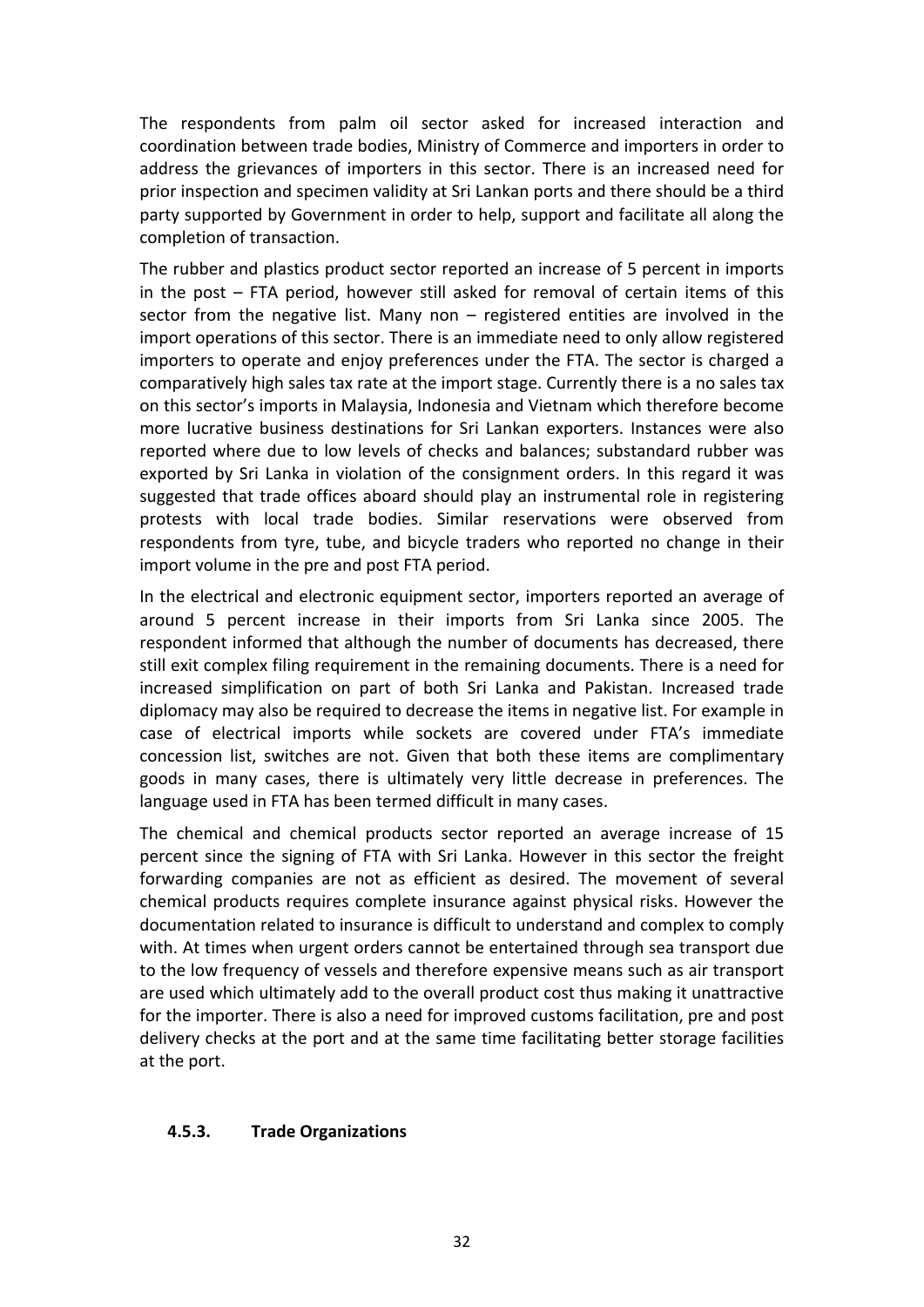The respondents from palm oil sector asked for increased interaction and coordination between trade bodies, Ministry of Commerce and importers in order to address the grievances of importers in this sector. There is an increased need for prior inspection and specimen validity at Sri Lankan ports and there should be a third party supported by Government in order to help, support and facilitate all along the completion of transaction.

The rubber and plastics product sector reported an increase of 5 percent in imports in the post – FTA period, however still asked for removal of certain items of this sector from the negative list. Many non – registered entities are involved in the import operations of this sector. There is an immediate need to only allow registered importers to operate and enjoy preferences under the FTA. The sector is charged a comparatively high sales tax rate at the import stage. Currently there is a no sales tax on this sector's imports in Malaysia, Indonesia and Vietnam which therefore become more lucrative business destinations for Sri Lankan exporters. Instances were also reported where due to low levels of checks and balances; substandard rubber was exported by Sri Lanka in violation of the consignment orders. In this regard it was suggested that trade offices aboard should play an instrumental role in registering protests with local trade bodies. Similar reservations were observed from respondents from tyre, tube, and bicycle traders who reported no change in their import volume in the pre and post FTA period.

In the electrical and electronic equipment sector, importers reported an average of around 5 percent increase in their imports from Sri Lanka since 2005. The respondent informed that although the number of documents has decreased, there still exit complex filing requirement in the remaining documents. There is a need for increased simplification on part of both Sri Lanka and Pakistan. Increased trade diplomacy may also be required to decrease the items in negative list. For example in case of electrical imports while sockets are covered under FTA's immediate concession list, switches are not. Given that both these items are complimentary goods in many cases, there is ultimately very little decrease in preferences. The language used in FTA has been termed difficult in many cases.

The chemical and chemical products sector reported an average increase of 15 percent since the signing of FTA with Sri Lanka. However in this sector the freight forwarding companies are not as efficient as desired. The movement of several chemical products requires complete insurance against physical risks. However the documentation related to insurance is difficult to understand and complex to comply with. At times when urgent orders cannot be entertained through sea transport due to the low frequency of vessels and therefore expensive means such as air transport are used which ultimately add to the overall product cost thus making it unattractive for the importer. There is also a need for improved customs facilitation, pre and post delivery checks at the port and at the same time facilitating better storage facilities at the port.

#### 4.5.3. Trade Organizations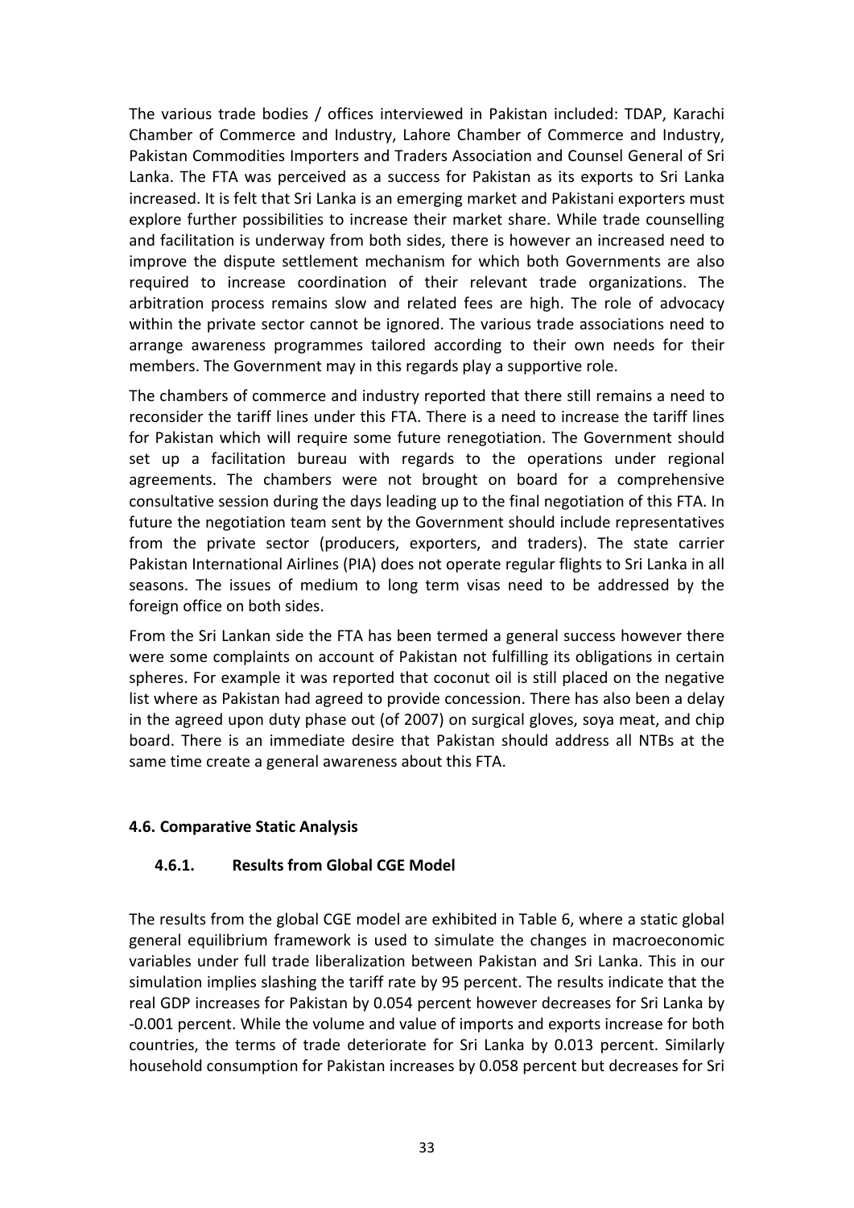The various trade bodies / offices interviewed in Pakistan included: TDAP, Karachi Chamber of Commerce and Industry, Lahore Chamber of Commerce and Industry, Pakistan Commodities Importers and Traders Association and Counsel General of Sri Lanka. The FTA was perceived as a success for Pakistan as its exports to Sri Lanka increased. It is felt that Sri Lanka is an emerging market and Pakistani exporters must explore further possibilities to increase their market share. While trade counselling and facilitation is underway from both sides, there is however an increased need to improve the dispute settlement mechanism for which both Governments are also required to increase coordination of their relevant trade organizations. The arbitration process remains slow and related fees are high. The role of advocacy within the private sector cannot be ignored. The various trade associations need to arrange awareness programmes tailored according to their own needs for their members. The Government may in this regards play a supportive role.

The chambers of commerce and industry reported that there still remains a need to reconsider the tariff lines under this FTA. There is a need to increase the tariff lines for Pakistan which will require some future renegotiation. The Government should set up a facilitation bureau with regards to the operations under regional agreements. The chambers were not brought on board for a comprehensive consultative session during the days leading up to the final negotiation of this FTA. In future the negotiation team sent by the Government should include representatives from the private sector (producers, exporters, and traders). The state carrier Pakistan International Airlines (PIA) does not operate regular flights to Sri Lanka in all seasons. The issues of medium to long term visas need to be addressed by the foreign office on both sides.

From the Sri Lankan side the FTA has been termed a general success however there were some complaints on account of Pakistan not fulfilling its obligations in certain spheres. For example it was reported that coconut oil is still placed on the negative list where as Pakistan had agreed to provide concession. There has also been a delay in the agreed upon duty phase out (of 2007) on surgical gloves, soya meat, and chip board. There is an immediate desire that Pakistan should address all NTBs at the same time create a general awareness about this FTA.

#### 4.6. Comparative Static Analysis

##### 4.6.1. Results from Global CGE Model

The results from the global CGE model are exhibited in Table 6, where a static global general equilibrium framework is used to simulate the changes in macroeconomic variables under full trade liberalization between Pakistan and Sri Lanka. This in our simulation implies slashing the tariff rate by 95 percent. The results indicate that the real GDP increases for Pakistan by 0.054 percent however decreases for Sri Lanka by -0.001 percent. While the volume and value of imports and exports increase for both countries, the terms of trade deteriorate for Sri Lanka by 0.013 percent. Similarly household consumption for Pakistan increases by 0.058 percent but decreases for Sri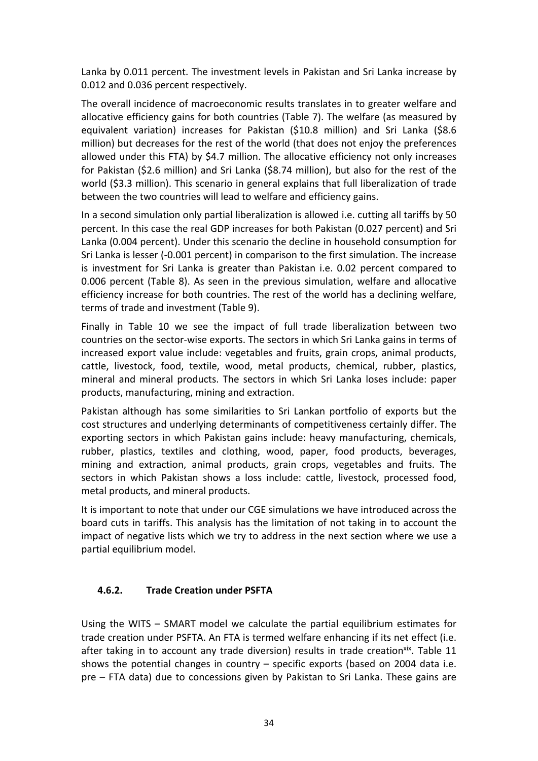Lanka by 0.011 percent. The investment levels in Pakistan and Sri Lanka increase by 0.012 and 0.036 percent respectively.

The overall incidence of macroeconomic results translates in to greater welfare and allocative efficiency gains for both countries (Table 7). The welfare (as measured by equivalent variation) increases for Pakistan ($10.8 million) and Sri Lanka ($8.6 million) but decreases for the rest of the world (that does not enjoy the preferences allowed under this FTA) by $4.7 million. The allocative efficiency not only increases for Pakistan ($2.6 million) and Sri Lanka ($8.74 million), but also for the rest of the world ($3.3 million). This scenario in general explains that full liberalization of trade between the two countries will lead to welfare and efficiency gains.

In a second simulation only partial liberalization is allowed i.e. cutting all tariffs by 50 percent. In this case the real GDP increases for both Pakistan (0.027 percent) and Sri Lanka (0.004 percent). Under this scenario the decline in household consumption for Sri Lanka is lesser (-0.001 percent) in comparison to the first simulation. The increase is investment for Sri Lanka is greater than Pakistan i.e. 0.02 percent compared to 0.006 percent (Table 8). As seen in the previous simulation, welfare and allocative efficiency increase for both countries. The rest of the world has a declining welfare, terms of trade and investment (Table 9).

Finally in Table 10 we see the impact of full trade liberalization between two countries on the sector-wise exports. The sectors in which Sri Lanka gains in terms of increased export value include: vegetables and fruits, grain crops, animal products, cattle, livestock, food, textile, wood, metal products, chemical, rubber, plastics, mineral and mineral products. The sectors in which Sri Lanka loses include: paper products, manufacturing, mining and extraction.

Pakistan although has some similarities to Sri Lankan portfolio of exports but the cost structures and underlying determinants of competitiveness certainly differ. The exporting sectors in which Pakistan gains include: heavy manufacturing, chemicals, rubber, plastics, textiles and clothing, wood, paper, food products, beverages, mining and extraction, animal products, grain crops, vegetables and fruits. The sectors in which Pakistan shows a loss include: cattle, livestock, processed food, metal products, and mineral products.

It is important to note that under our CGE simulations we have introduced across the board cuts in tariffs. This analysis has the limitation of not taking in to account the impact of negative lists which we try to address in the next section where we use a partial equilibrium model.

### 4.6.2. Trade Creation under PSFTA

Using the WITS – SMART model we calculate the partial equilibrium estimates for trade creation under PSFTA. An FTA is termed welfare enhancing if its net effect (i.e. after taking in to account any trade diversion) results in trade creation[xix]. Table 11 shows the potential changes in country – specific exports (based on 2004 data i.e. pre – FTA data) due to concessions given by Pakistan to Sri Lanka. These gains are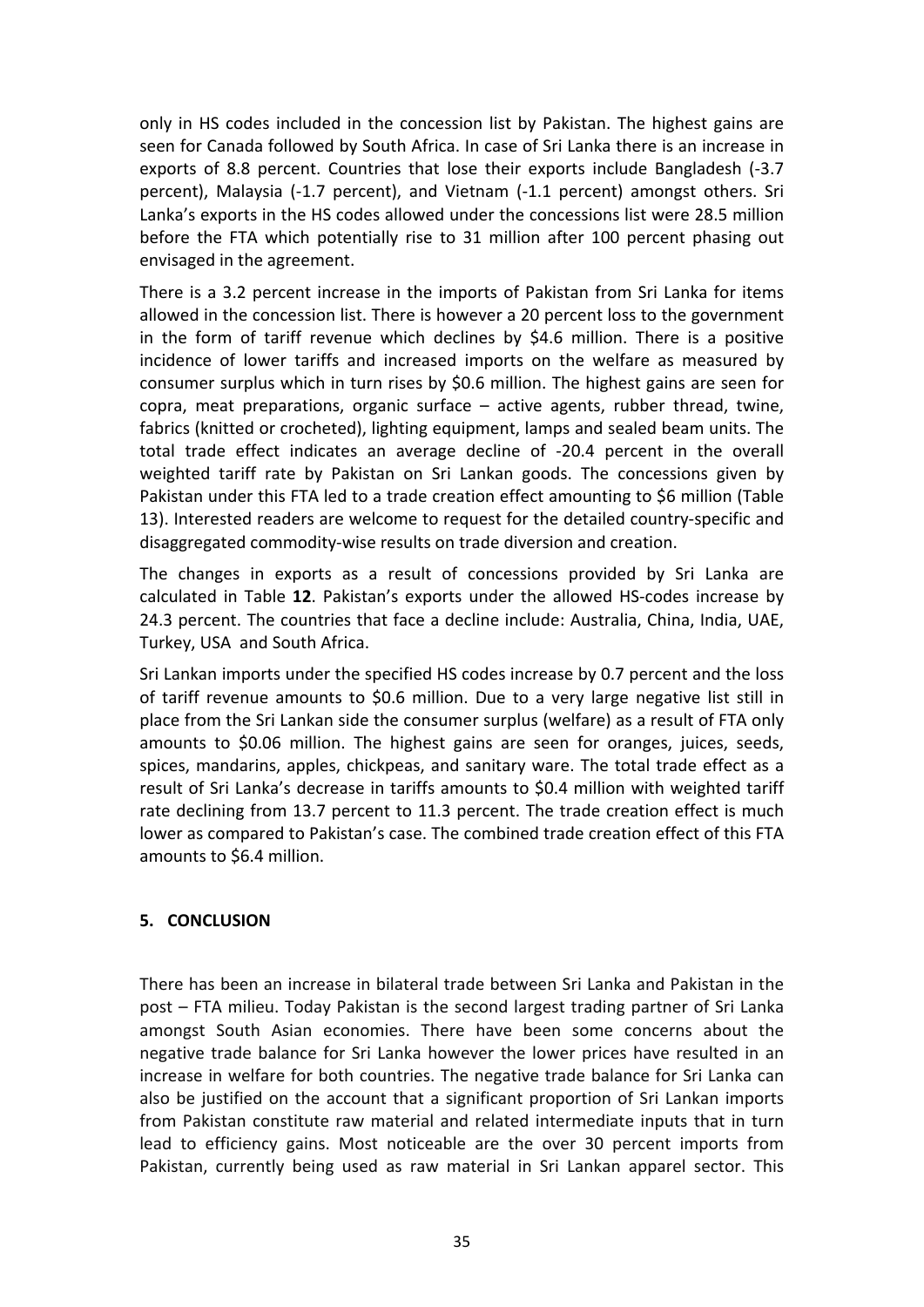only in HS codes included in the concession list by Pakistan. The highest gains are seen for Canada followed by South Africa. In case of Sri Lanka there is an increase in exports of 8.8 percent. Countries that lose their exports include Bangladesh (-3.7 percent), Malaysia (-1.7 percent), and Vietnam (-1.1 percent) amongst others. Sri Lanka's exports in the HS codes allowed under the concessions list were 28.5 million before the FTA which potentially rise to 31 million after 100 percent phasing out envisaged in the agreement.

There is a 3.2 percent increase in the imports of Pakistan from Sri Lanka for items allowed in the concession list. There is however a 20 percent loss to the government in the form of tariff revenue which declines by $4.6 million. There is a positive incidence of lower tariffs and increased imports on the welfare as measured by consumer surplus which in turn rises by $0.6 million. The highest gains are seen for copra, meat preparations, organic surface – active agents, rubber thread, twine, fabrics (knitted or crocheted), lighting equipment, lamps and sealed beam units. The total trade effect indicates an average decline of -20.4 percent in the overall weighted tariff rate by Pakistan on Sri Lankan goods. The concessions given by Pakistan under this FTA led to a trade creation effect amounting to $6 million (Table 13). Interested readers are welcome to request for the detailed country-specific and disaggregated commodity-wise results on trade diversion and creation.

The changes in exports as a result of concessions provided by Sri Lanka are calculated in Table **12**. Pakistan's exports under the allowed HS-codes increase by 24.3 percent. The countries that face a decline include: Australia, China, India, UAE, Turkey, USA and South Africa.

Sri Lankan imports under the specified HS codes increase by 0.7 percent and the loss of tariff revenue amounts to $0.6 million. Due to a very large negative list still in place from the Sri Lankan side the consumer surplus (welfare) as a result of FTA only amounts to $0.06 million. The highest gains are seen for oranges, juices, seeds, spices, mandarins, apples, chickpeas, and sanitary ware. The total trade effect as a result of Sri Lanka's decrease in tariffs amounts to $0.4 million with weighted tariff rate declining from 13.7 percent to 11.3 percent. The trade creation effect is much lower as compared to Pakistan's case. The combined trade creation effect of this FTA amounts to $6.4 million.

## 5. CONCLUSION

There has been an increase in bilateral trade between Sri Lanka and Pakistan in the post – FTA milieu. Today Pakistan is the second largest trading partner of Sri Lanka amongst South Asian economies. There have been some concerns about the negative trade balance for Sri Lanka however the lower prices have resulted in an increase in welfare for both countries. The negative trade balance for Sri Lanka can also be justified on the account that a significant proportion of Sri Lankan imports from Pakistan constitute raw material and related intermediate inputs that in turn lead to efficiency gains. Most noticeable are the over 30 percent imports from Pakistan, currently being used as raw material in Sri Lankan apparel sector. This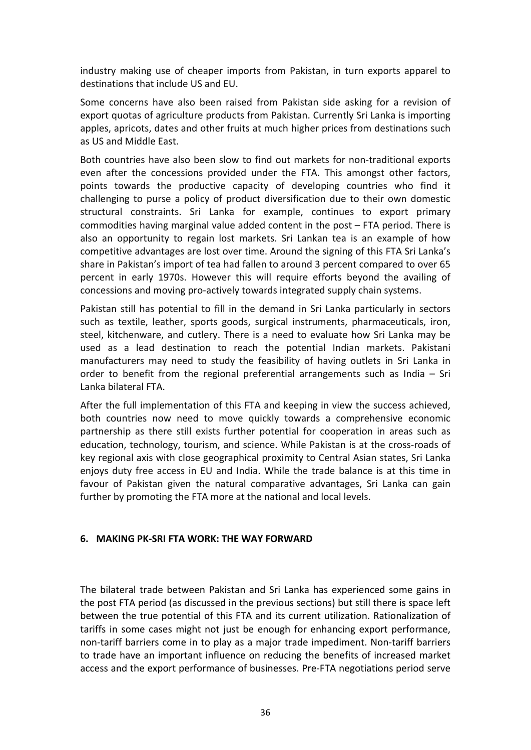industry making use of cheaper imports from Pakistan, in turn exports apparel to destinations that include US and EU.

Some concerns have also been raised from Pakistan side asking for a revision of export quotas of agriculture products from Pakistan. Currently Sri Lanka is importing apples, apricots, dates and other fruits at much higher prices from destinations such as US and Middle East.

Both countries have also been slow to find out markets for non-traditional exports even after the concessions provided under the FTA. This amongst other factors, points towards the productive capacity of developing countries who find it challenging to purse a policy of product diversification due to their own domestic structural constraints. Sri Lanka for example, continues to export primary commodities having marginal value added content in the post – FTA period. There is also an opportunity to regain lost markets. Sri Lankan tea is an example of how competitive advantages are lost over time. Around the signing of this FTA Sri Lanka's share in Pakistan's import of tea had fallen to around 3 percent compared to over 65 percent in early 1970s. However this will require efforts beyond the availing of concessions and moving pro-actively towards integrated supply chain systems.

Pakistan still has potential to fill in the demand in Sri Lanka particularly in sectors such as textile, leather, sports goods, surgical instruments, pharmaceuticals, iron, steel, kitchenware, and cutlery. There is a need to evaluate how Sri Lanka may be used as a lead destination to reach the potential Indian markets. Pakistani manufacturers may need to study the feasibility of having outlets in Sri Lanka in order to benefit from the regional preferential arrangements such as India – Sri Lanka bilateral FTA.

After the full implementation of this FTA and keeping in view the success achieved, both countries now need to move quickly towards a comprehensive economic partnership as there still exists further potential for cooperation in areas such as education, technology, tourism, and science. While Pakistan is at the cross-roads of key regional axis with close geographical proximity to Central Asian states, Sri Lanka enjoys duty free access in EU and India. While the trade balance is at this time in favour of Pakistan given the natural comparative advantages, Sri Lanka can gain further by promoting the FTA more at the national and local levels.

## 6. MAKING PK-SRI FTA WORK: THE WAY FORWARD

The bilateral trade between Pakistan and Sri Lanka has experienced some gains in the post FTA period (as discussed in the previous sections) but still there is space left between the true potential of this FTA and its current utilization. Rationalization of tariffs in some cases might not just be enough for enhancing export performance, non-tariff barriers come in to play as a major trade impediment. Non-tariff barriers to trade have an important influence on reducing the benefits of increased market access and the export performance of businesses. Pre-FTA negotiations period serve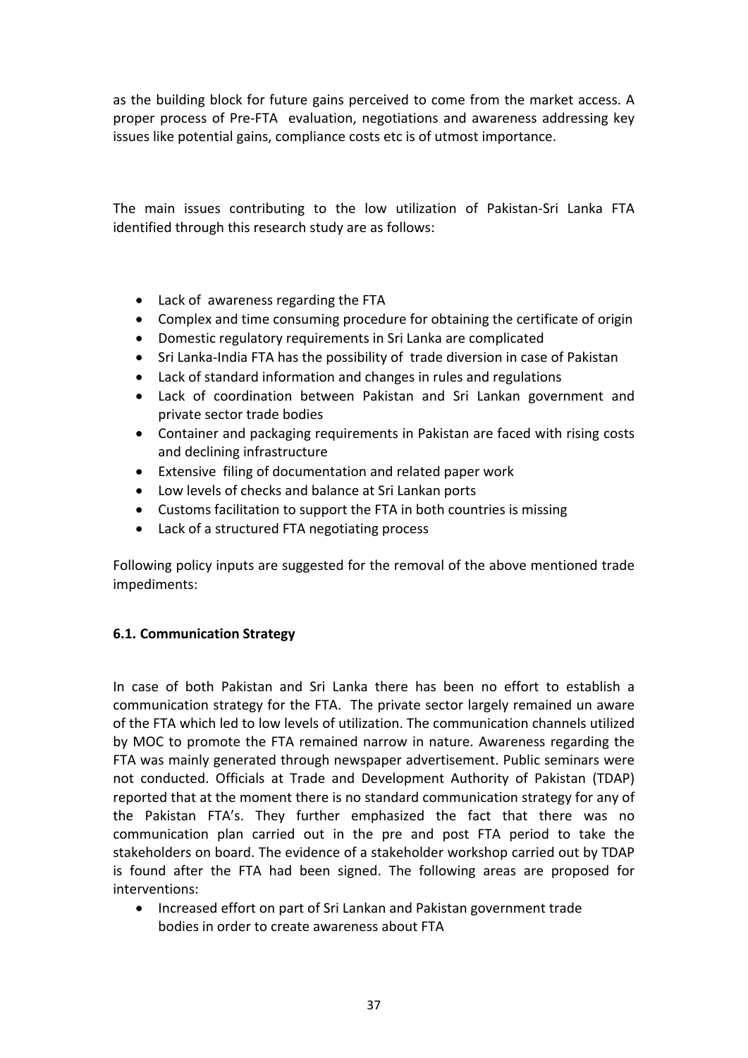as the building block for future gains perceived to come from the market access. A proper process of Pre-FTA evaluation, negotiations and awareness addressing key issues like potential gains, compliance costs etc is of utmost importance.

The main issues contributing to the low utilization of Pakistan-Sri Lanka FTA identified through this research study are as follows:

- Lack of awareness regarding the FTA
- Complex and time consuming procedure for obtaining the certificate of origin
- Domestic regulatory requirements in Sri Lanka are complicated
- Sri Lanka-India FTA has the possibility of trade diversion in case of Pakistan
- Lack of standard information and changes in rules and regulations
- Lack of coordination between Pakistan and Sri Lankan government and private sector trade bodies
- Container and packaging requirements in Pakistan are faced with rising costs and declining infrastructure
- Extensive filing of documentation and related paper work
- Low levels of checks and balance at Sri Lankan ports
- Customs facilitation to support the FTA in both countries is missing
- Lack of a structured FTA negotiating process

Following policy inputs are suggested for the removal of the above mentioned trade impediments:

### 6.1. Communication Strategy

In case of both Pakistan and Sri Lanka there has been no effort to establish a communication strategy for the FTA. The private sector largely remained un aware of the FTA which led to low levels of utilization. The communication channels utilized by MOC to promote the FTA remained narrow in nature. Awareness regarding the FTA was mainly generated through newspaper advertisement. Public seminars were not conducted. Officials at Trade and Development Authority of Pakistan (TDAP) reported that at the moment there is no standard communication strategy for any of the Pakistan FTA's. They further emphasized the fact that there was no communication plan carried out in the pre and post FTA period to take the stakeholders on board. The evidence of a stakeholder workshop carried out by TDAP is found after the FTA had been signed. The following areas are proposed for interventions:

- Increased effort on part of Sri Lankan and Pakistan government trade bodies in order to create awareness about FTA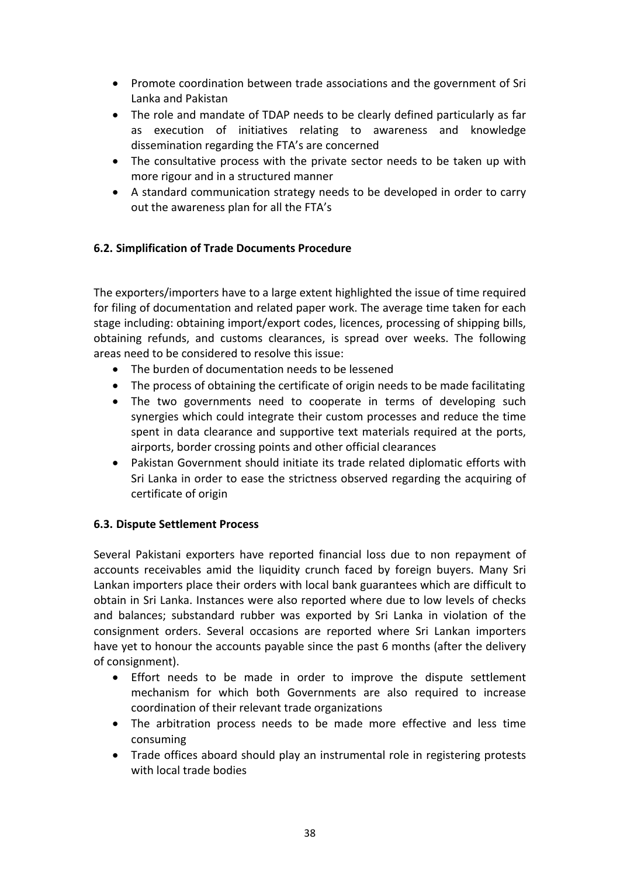- Promote coordination between trade associations and the government of Sri Lanka and Pakistan
- The role and mandate of TDAP needs to be clearly defined particularly as far as execution of initiatives relating to awareness and knowledge dissemination regarding the FTA's are concerned
- The consultative process with the private sector needs to be taken up with more rigour and in a structured manner
- A standard communication strategy needs to be developed in order to carry out the awareness plan for all the FTA's

### 6.2. Simplification of Trade Documents Procedure

The exporters/importers have to a large extent highlighted the issue of time required for filing of documentation and related paper work. The average time taken for each stage including: obtaining import/export codes, licences, processing of shipping bills, obtaining refunds, and customs clearances, is spread over weeks. The following areas need to be considered to resolve this issue:

- The burden of documentation needs to be lessened
- The process of obtaining the certificate of origin needs to be made facilitating
- The two governments need to cooperate in terms of developing such synergies which could integrate their custom processes and reduce the time spent in data clearance and supportive text materials required at the ports, airports, border crossing points and other official clearances
- Pakistan Government should initiate its trade related diplomatic efforts with Sri Lanka in order to ease the strictness observed regarding the acquiring of certificate of origin

### 6.3. Dispute Settlement Process

Several Pakistani exporters have reported financial loss due to non repayment of accounts receivables amid the liquidity crunch faced by foreign buyers. Many Sri Lankan importers place their orders with local bank guarantees which are difficult to obtain in Sri Lanka. Instances were also reported where due to low levels of checks and balances; substandard rubber was exported by Sri Lanka in violation of the consignment orders. Several occasions are reported where Sri Lankan importers have yet to honour the accounts payable since the past 6 months (after the delivery of consignment).

- Effort needs to be made in order to improve the dispute settlement mechanism for which both Governments are also required to increase coordination of their relevant trade organizations
- The arbitration process needs to be made more effective and less time consuming
- Trade offices aboard should play an instrumental role in registering protests with local trade bodies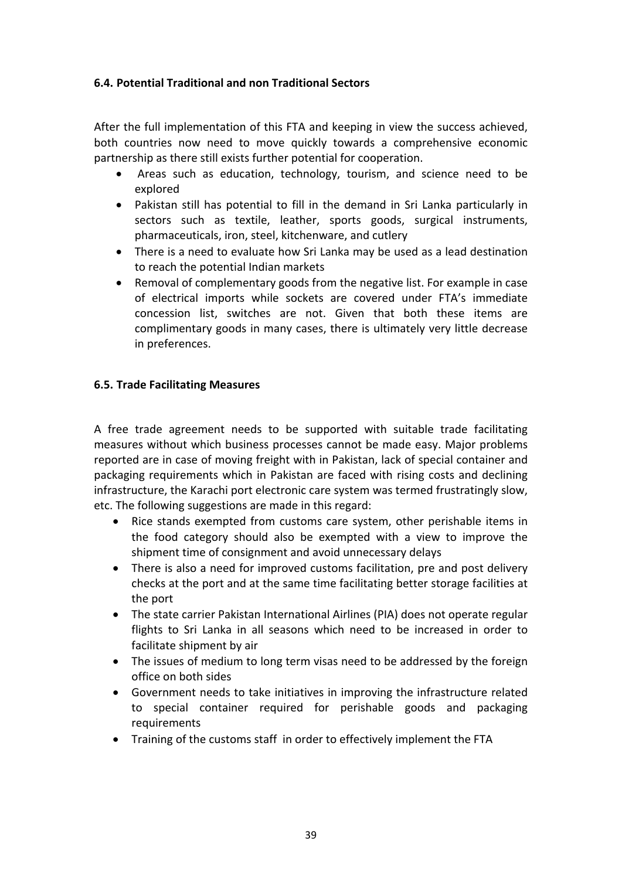### 6.4. Potential Traditional and non Traditional Sectors

After the full implementation of this FTA and keeping in view the success achieved, both countries now need to move quickly towards a comprehensive economic partnership as there still exists further potential for cooperation.

- Areas such as education, technology, tourism, and science need to be explored
- Pakistan still has potential to fill in the demand in Sri Lanka particularly in sectors such as textile, leather, sports goods, surgical instruments, pharmaceuticals, iron, steel, kitchenware, and cutlery
- There is a need to evaluate how Sri Lanka may be used as a lead destination to reach the potential Indian markets
- Removal of complementary goods from the negative list. For example in case of electrical imports while sockets are covered under FTA's immediate concession list, switches are not. Given that both these items are complimentary goods in many cases, there is ultimately very little decrease in preferences.

### 6.5. Trade Facilitating Measures

A free trade agreement needs to be supported with suitable trade facilitating measures without which business processes cannot be made easy. Major problems reported are in case of moving freight with in Pakistan, lack of special container and packaging requirements which in Pakistan are faced with rising costs and declining infrastructure, the Karachi port electronic care system was termed frustratingly slow, etc. The following suggestions are made in this regard:

- Rice stands exempted from customs care system, other perishable items in the food category should also be exempted with a view to improve the shipment time of consignment and avoid unnecessary delays
- There is also a need for improved customs facilitation, pre and post delivery checks at the port and at the same time facilitating better storage facilities at the port
- The state carrier Pakistan International Airlines (PIA) does not operate regular flights to Sri Lanka in all seasons which need to be increased in order to facilitate shipment by air
- The issues of medium to long term visas need to be addressed by the foreign office on both sides
- Government needs to take initiatives in improving the infrastructure related to special container required for perishable goods and packaging requirements
- Training of the customs staff in order to effectively implement the FTA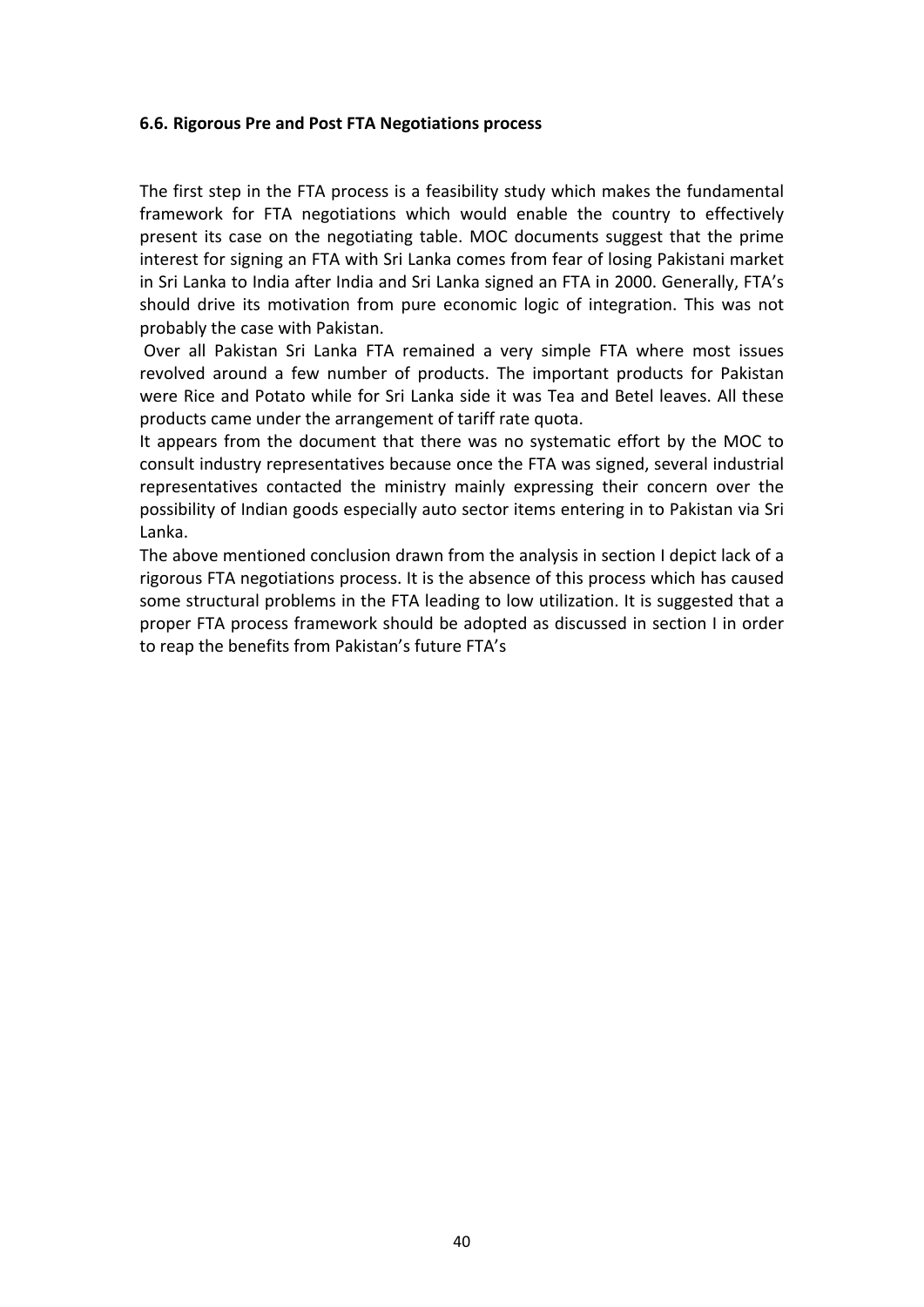#### 6.6. Rigorous Pre and Post FTA Negotiations process

The first step in the FTA process is a feasibility study which makes the fundamental framework for FTA negotiations which would enable the country to effectively present its case on the negotiating table. MOC documents suggest that the prime interest for signing an FTA with Sri Lanka comes from fear of losing Pakistani market in Sri Lanka to India after India and Sri Lanka signed an FTA in 2000. Generally, FTA's should drive its motivation from pure economic logic of integration. This was not probably the case with Pakistan.

Over all Pakistan Sri Lanka FTA remained a very simple FTA where most issues revolved around a few number of products. The important products for Pakistan were Rice and Potato while for Sri Lanka side it was Tea and Betel leaves. All these products came under the arrangement of tariff rate quota.

It appears from the document that there was no systematic effort by the MOC to consult industry representatives because once the FTA was signed, several industrial representatives contacted the ministry mainly expressing their concern over the possibility of Indian goods especially auto sector items entering in to Pakistan via Sri Lanka.

The above mentioned conclusion drawn from the analysis in section I depict lack of a rigorous FTA negotiations process. It is the absence of this process which has caused some structural problems in the FTA leading to low utilization. It is suggested that a proper FTA process framework should be adopted as discussed in section I in order to reap the benefits from Pakistan's future FTA's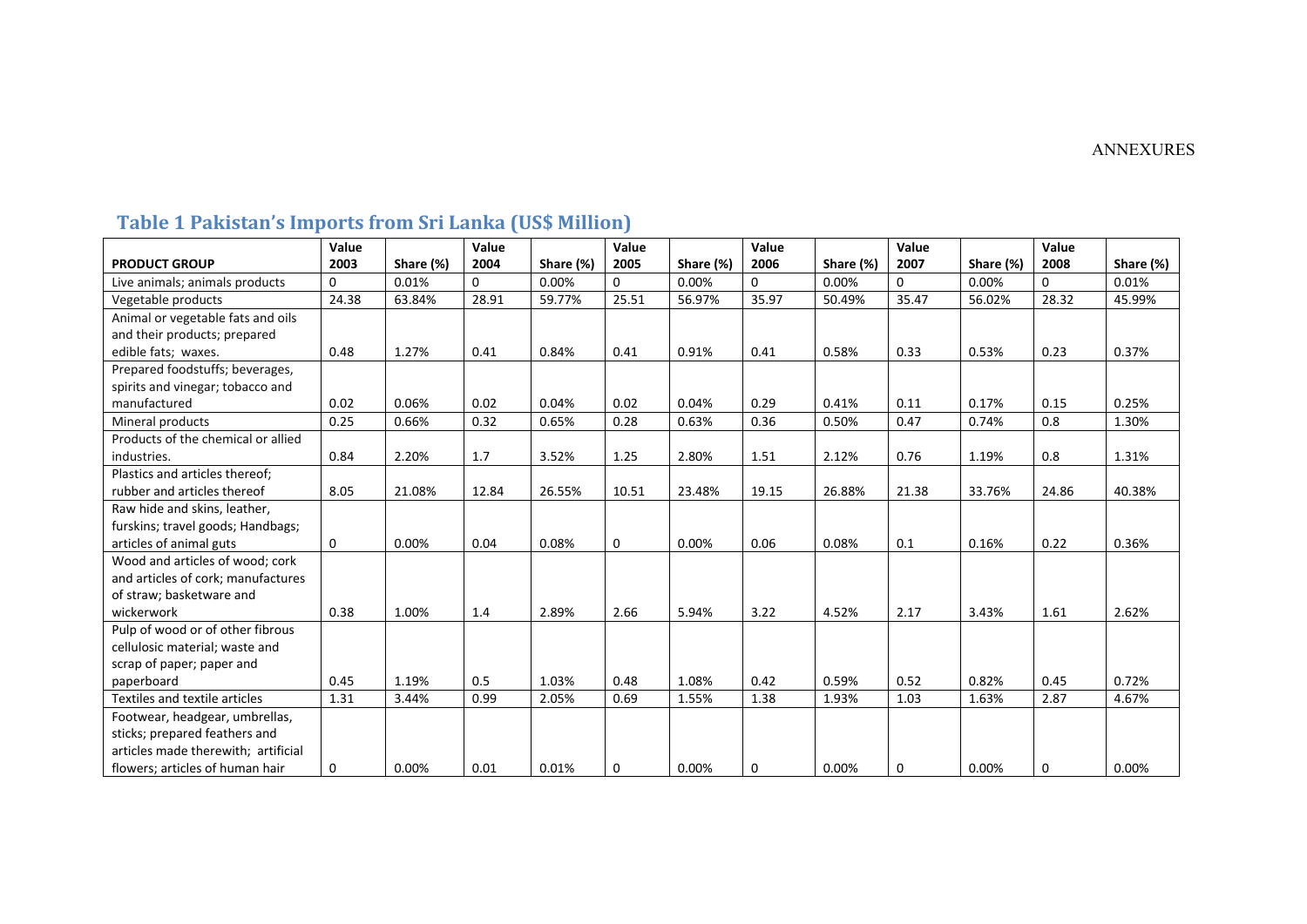# ANNEXURES

## Table 1 Pakistan's Imports from Sri Lanka (US$ Million)

| PRODUCT GROUP | Value 2003 | Share (%) | Value 2004 | Share (%) | Value 2005 | Share (%) | Value 2006 | Share (%) | Value 2007 | Share (%) | Value 2008 | Share (%) |
|---|---|---|---|---|---|---|---|---|---|---|---|---|
| Live animals; animals products | 0 | 0.01% | 0 | 0.00% | 0 | 0.00% | 0 | 0.00% | 0 | 0.00% | 0 | 0.01% |
| Vegetable products | 24.38 | 63.84% | 28.91 | 59.77% | 25.51 | 56.97% | 35.97 | 50.49% | 35.47 | 56.02% | 28.32 | 45.99% |
| Animal or vegetable fats and oils and their products; prepared edible fats; waxes. | 0.48 | 1.27% | 0.41 | 0.84% | 0.41 | 0.91% | 0.41 | 0.58% | 0.33 | 0.53% | 0.23 | 0.37% |
| Prepared foodstuffs; beverages, spirits and vinegar; tobacco and manufactured | 0.02 | 0.06% | 0.02 | 0.04% | 0.02 | 0.04% | 0.29 | 0.41% | 0.11 | 0.17% | 0.15 | 0.25% |
| Mineral products | 0.25 | 0.66% | 0.32 | 0.65% | 0.28 | 0.63% | 0.36 | 0.50% | 0.47 | 0.74% | 0.8 | 1.30% |
| Products of the chemical or allied industries. | 0.84 | 2.20% | 1.7 | 3.52% | 1.25 | 2.80% | 1.51 | 2.12% | 0.76 | 1.19% | 0.8 | 1.31% |
| Plastics and articles thereof; rubber and articles thereof | 8.05 | 21.08% | 12.84 | 26.55% | 10.51 | 23.48% | 19.15 | 26.88% | 21.38 | 33.76% | 24.86 | 40.38% |
| Raw hide and skins, leather, furskins; travel goods; Handbags; articles of animal guts | 0 | 0.00% | 0.04 | 0.08% | 0 | 0.00% | 0.06 | 0.08% | 0.1 | 0.16% | 0.22 | 0.36% |
| Wood and articles of wood; cork and articles of cork; manufactures of straw; basketware and wickerwork | 0.38 | 1.00% | 1.4 | 2.89% | 2.66 | 5.94% | 3.22 | 4.52% | 2.17 | 3.43% | 1.61 | 2.62% |
| Pulp of wood or of other fibrous cellulosic material; waste and scrap of paper; paper and paperboard | 0.45 | 1.19% | 0.5 | 1.03% | 0.48 | 1.08% | 0.42 | 0.59% | 0.52 | 0.82% | 0.45 | 0.72% |
| Textiles and textile articles | 1.31 | 3.44% | 0.99 | 2.05% | 0.69 | 1.55% | 1.38 | 1.93% | 1.03 | 1.63% | 2.87 | 4.67% |
| Footwear, headgear, umbrellas, sticks; prepared feathers and articles made therewith; artificial flowers; articles of human hair | 0 | 0.00% | 0.01 | 0.01% | 0 | 0.00% | 0 | 0.00% | 0 | 0.00% | 0 | 0.00% |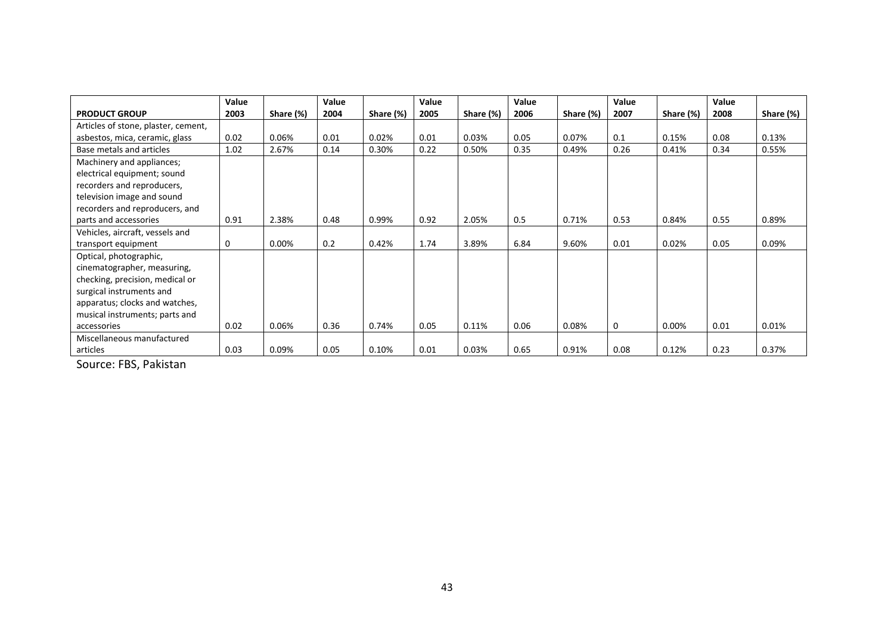| PRODUCT GROUP | Value 2003 | Share (%) | Value 2004 | Share (%) | Value 2005 | Share (%) | Value 2006 | Share (%) | Value 2007 | Share (%) | Value 2008 | Share (%) |
|---|---|---|---|---|---|---|---|---|---|---|---|---|
| Articles of stone, plaster, cement, asbestos, mica, ceramic, glass | 0.02 | 0.06% | 0.01 | 0.02% | 0.01 | 0.03% | 0.05 | 0.07% | 0.1 | 0.15% | 0.08 | 0.13% |
| Base metals and articles | 1.02 | 2.67% | 0.14 | 0.30% | 0.22 | 0.50% | 0.35 | 0.49% | 0.26 | 0.41% | 0.34 | 0.55% |
| Machinery and appliances; electrical equipment; sound recorders and reproducers, television image and sound recorders and reproducers, and parts and accessories | 0.91 | 2.38% | 0.48 | 0.99% | 0.92 | 2.05% | 0.5 | 0.71% | 0.53 | 0.84% | 0.55 | 0.89% |
| Vehicles, aircraft, vessels and transport equipment | 0 | 0.00% | 0.2 | 0.42% | 1.74 | 3.89% | 6.84 | 9.60% | 0.01 | 0.02% | 0.05 | 0.09% |
| Optical, photographic, cinematographer, measuring, checking, precision, medical or surgical instruments and apparatus; clocks and watches, musical instruments; parts and accessories | 0.02 | 0.06% | 0.36 | 0.74% | 0.05 | 0.11% | 0.06 | 0.08% | 0 | 0.00% | 0.01 | 0.01% |
| Miscellaneous manufactured articles | 0.03 | 0.09% | 0.05 | 0.10% | 0.01 | 0.03% | 0.65 | 0.91% | 0.08 | 0.12% | 0.23 | 0.37% |

Source: FBS, Pakistan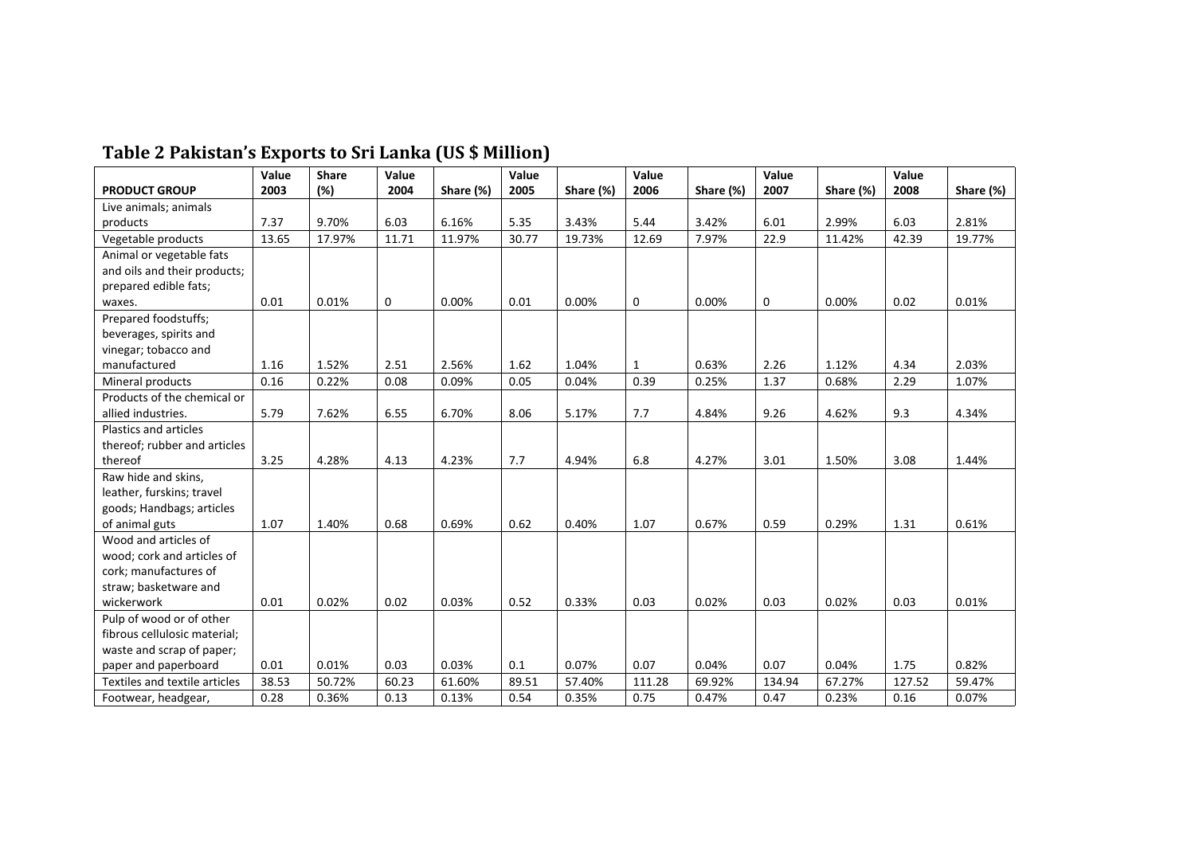## Table 2 Pakistan's Exports to Sri Lanka (US $ Million)

| PRODUCT GROUP | Value 2003 | Share (%) | Value 2004 | Share (%) | Value 2005 | Share (%) | Value 2006 | Share (%) | Value 2007 | Share (%) | Value 2008 | Share (%) |
|---|---|---|---|---|---|---|---|---|---|---|---|---|
| Live animals; animals products | 7.37 | 9.70% | 6.03 | 6.16% | 5.35 | 3.43% | 5.44 | 3.42% | 6.01 | 2.99% | 6.03 | 2.81% |
| Vegetable products | 13.65 | 17.97% | 11.71 | 11.97% | 30.77 | 19.73% | 12.69 | 7.97% | 22.9 | 11.42% | 42.39 | 19.77% |
| Animal or vegetable fats and oils and their products; prepared edible fats; waxes. | 0.01 | 0.01% | 0 | 0.00% | 0.01 | 0.00% | 0 | 0.00% | 0 | 0.00% | 0.02 | 0.01% |
| Prepared foodstuffs; beverages, spirits and vinegar; tobacco and manufactured | 1.16 | 1.52% | 2.51 | 2.56% | 1.62 | 1.04% | 1 | 0.63% | 2.26 | 1.12% | 4.34 | 2.03% |
| Mineral products | 0.16 | 0.22% | 0.08 | 0.09% | 0.05 | 0.04% | 0.39 | 0.25% | 1.37 | 0.68% | 2.29 | 1.07% |
| Products of the chemical or allied industries. | 5.79 | 7.62% | 6.55 | 6.70% | 8.06 | 5.17% | 7.7 | 4.84% | 9.26 | 4.62% | 9.3 | 4.34% |
| Plastics and articles thereof; rubber and articles thereof | 3.25 | 4.28% | 4.13 | 4.23% | 7.7 | 4.94% | 6.8 | 4.27% | 3.01 | 1.50% | 3.08 | 1.44% |
| Raw hide and skins, leather, furskins; travel goods; Handbags; articles of animal guts | 1.07 | 1.40% | 0.68 | 0.69% | 0.62 | 0.40% | 1.07 | 0.67% | 0.59 | 0.29% | 1.31 | 0.61% |
| Wood and articles of wood; cork and articles of cork; manufactures of straw; basketware and wickerwork | 0.01 | 0.02% | 0.02 | 0.03% | 0.52 | 0.33% | 0.03 | 0.02% | 0.03 | 0.02% | 0.03 | 0.01% |
| Pulp of wood or of other fibrous cellulosic material; waste and scrap of paper; paper and paperboard | 0.01 | 0.01% | 0.03 | 0.03% | 0.1 | 0.07% | 0.07 | 0.04% | 0.07 | 0.04% | 1.75 | 0.82% |
| Textiles and textile articles | 38.53 | 50.72% | 60.23 | 61.60% | 89.51 | 57.40% | 111.28 | 69.92% | 134.94 | 67.27% | 127.52 | 59.47% |
| Footwear, headgear, | 0.28 | 0.36% | 0.13 | 0.13% | 0.54 | 0.35% | 0.75 | 0.47% | 0.47 | 0.23% | 0.16 | 0.07% |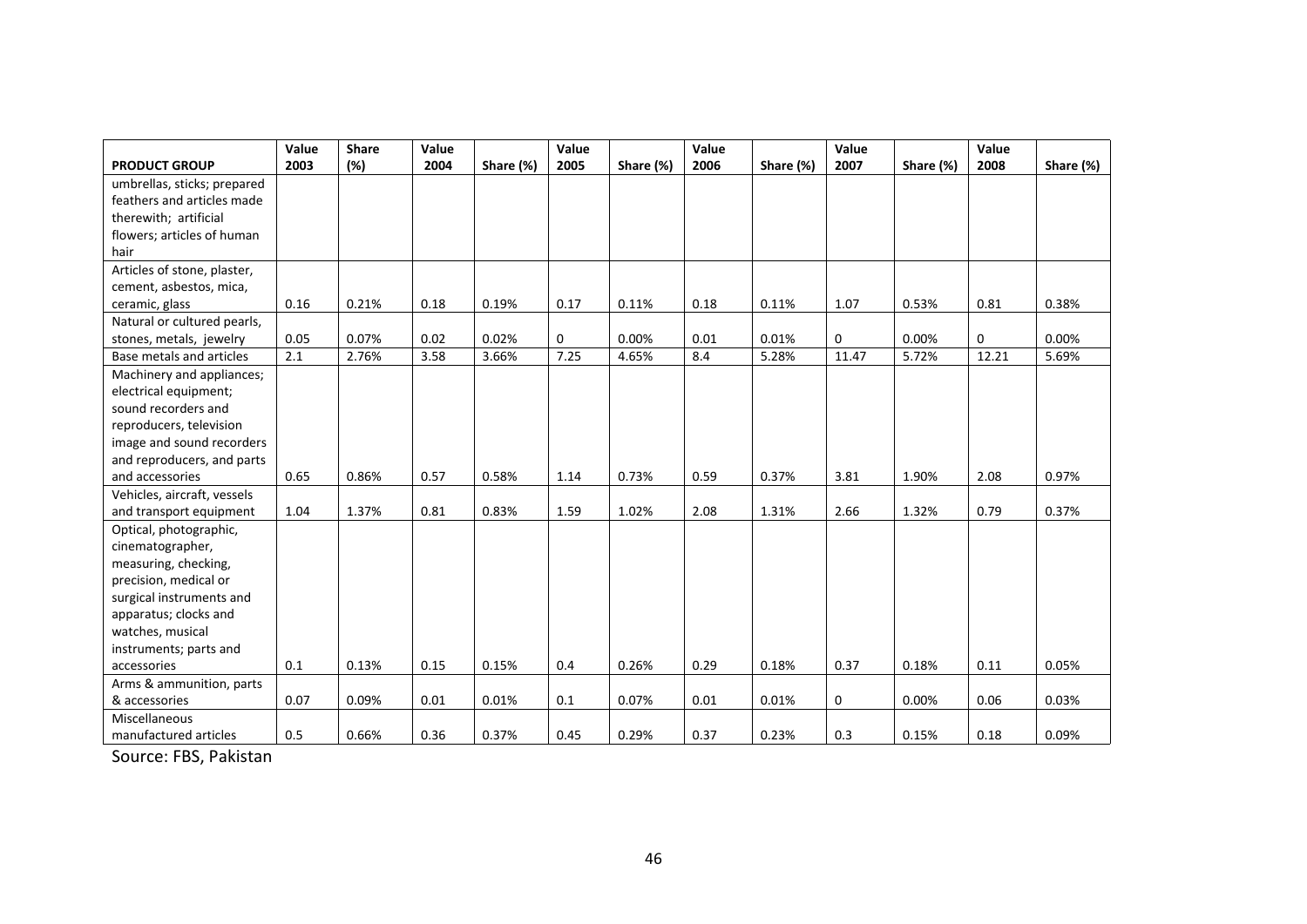| PRODUCT GROUP | Value 2003 | Share (%) | Value 2004 | Share (%) | Value 2005 | Share (%) | Value 2006 | Share (%) | Value 2007 | Share (%) | Value 2008 | Share (%) |
|---|---|---|---|---|---|---|---|---|---|---|---|---|
| umbrellas, sticks; prepared feathers and articles made therewith; artificial flowers; articles of human hair | | | | | | | | | | | | |
| Articles of stone, plaster, cement, asbestos, mica, ceramic, glass | 0.16 | 0.21% | 0.18 | 0.19% | 0.17 | 0.11% | 0.18 | 0.11% | 1.07 | 0.53% | 0.81 | 0.38% |
| Natural or cultured pearls, stones, metals, jewelry | 0.05 | 0.07% | 0.02 | 0.02% | 0 | 0.00% | 0.01 | 0.01% | 0 | 0.00% | 0 | 0.00% |
| Base metals and articles | 2.1 | 2.76% | 3.58 | 3.66% | 7.25 | 4.65% | 8.4 | 5.28% | 11.47 | 5.72% | 12.21 | 5.69% |
| Machinery and appliances; electrical equipment; sound recorders and reproducers, television image and sound recorders and reproducers, and parts and accessories | 0.65 | 0.86% | 0.57 | 0.58% | 1.14 | 0.73% | 0.59 | 0.37% | 3.81 | 1.90% | 2.08 | 0.97% |
| Vehicles, aircraft, vessels and transport equipment | 1.04 | 1.37% | 0.81 | 0.83% | 1.59 | 1.02% | 2.08 | 1.31% | 2.66 | 1.32% | 0.79 | 0.37% |
| Optical, photographic, cinematographer, measuring, checking, precision, medical or surgical instruments and apparatus; clocks and watches, musical instruments; parts and accessories | 0.1 | 0.13% | 0.15 | 0.15% | 0.4 | 0.26% | 0.29 | 0.18% | 0.37 | 0.18% | 0.11 | 0.05% |
| Arms & ammunition, parts & accessories | 0.07 | 0.09% | 0.01 | 0.01% | 0.1 | 0.07% | 0.01 | 0.01% | 0 | 0.00% | 0.06 | 0.03% |
| Miscellaneous manufactured articles | 0.5 | 0.66% | 0.36 | 0.37% | 0.45 | 0.29% | 0.37 | 0.23% | 0.3 | 0.15% | 0.18 | 0.09% |

Source: FBS, Pakistan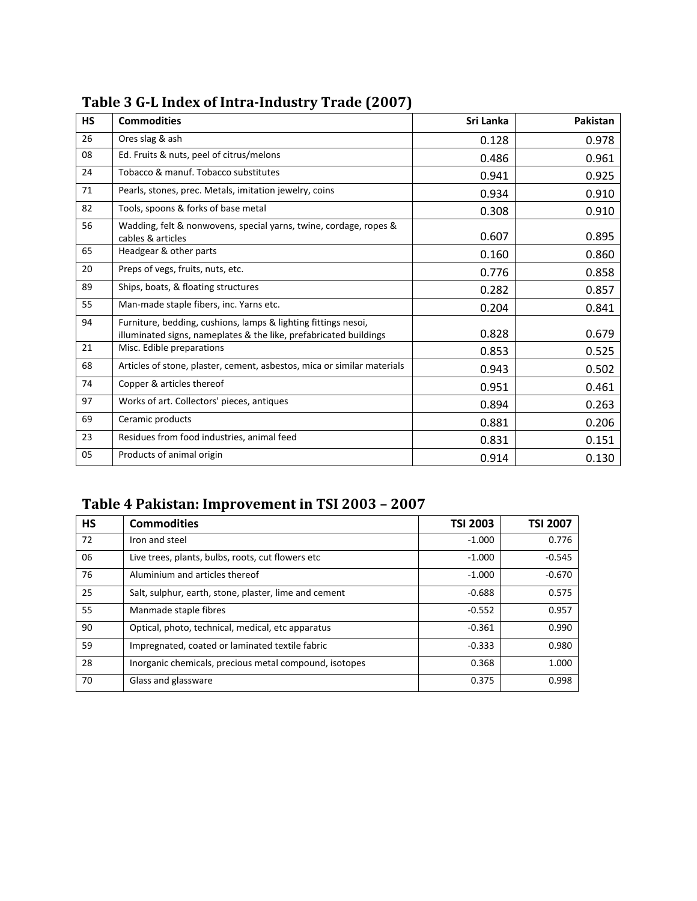### Table 3 G-L Index of Intra-Industry Trade (2007)

| HS | Commodities | Sri Lanka | Pakistan |
|---|---|---|---|
| 26 | Ores slag & ash | 0.128 | 0.978 |
| 08 | Ed. Fruits & nuts, peel of citrus/melons | 0.486 | 0.961 |
| 24 | Tobacco & manuf. Tobacco substitutes | 0.941 | 0.925 |
| 71 | Pearls, stones, prec. Metals, imitation jewelry, coins | 0.934 | 0.910 |
| 82 | Tools, spoons & forks of base metal | 0.308 | 0.910 |
| 56 | Wadding, felt & nonwovens, special yarns, twine, cordage, ropes & cables & articles | 0.607 | 0.895 |
| 65 | Headgear & other parts | 0.160 | 0.860 |
| 20 | Preps of vegs, fruits, nuts, etc. | 0.776 | 0.858 |
| 89 | Ships, boats, & floating structures | 0.282 | 0.857 |
| 55 | Man-made staple fibers, inc. Yarns etc. | 0.204 | 0.841 |
| 94 | Furniture, bedding, cushions, lamps & lighting fittings nesoi, illuminated signs, nameplates & the like, prefabricated buildings | 0.828 | 0.679 |
| 21 | Misc. Edible preparations | 0.853 | 0.525 |
| 68 | Articles of stone, plaster, cement, asbestos, mica or similar materials | 0.943 | 0.502 |
| 74 | Copper & articles thereof | 0.951 | 0.461 |
| 97 | Works of art. Collectors' pieces, antiques | 0.894 | 0.263 |
| 69 | Ceramic products | 0.881 | 0.206 |
| 23 | Residues from food industries, animal feed | 0.831 | 0.151 |
| 05 | Products of animal origin | 0.914 | 0.130 |

### Table 4 Pakistan: Improvement in TSI 2003 – 2007

| HS | Commodities | TSI 2003 | TSI 2007 |
|---|---|---|---|
| 72 | Iron and steel | -1.000 | 0.776 |
| 06 | Live trees, plants, bulbs, roots, cut flowers etc | -1.000 | -0.545 |
| 76 | Aluminium and articles thereof | -1.000 | -0.670 |
| 25 | Salt, sulphur, earth, stone, plaster, lime and cement | -0.688 | 0.575 |
| 55 | Manmade staple fibres | -0.552 | 0.957 |
| 90 | Optical, photo, technical, medical, etc apparatus | -0.361 | 0.990 |
| 59 | Impregnated, coated or laminated textile fabric | -0.333 | 0.980 |
| 28 | Inorganic chemicals, precious metal compound, isotopes | 0.368 | 1.000 |
| 70 | Glass and glassware | 0.375 | 0.998 |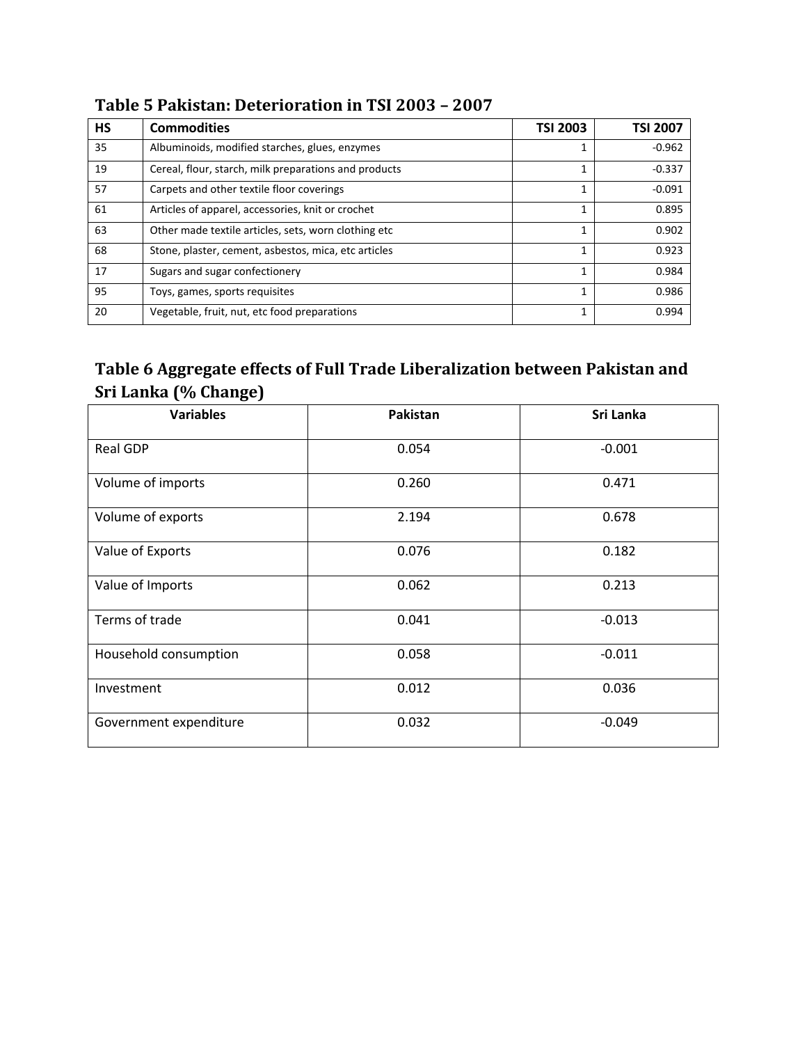### Table 5 Pakistan: Deterioration in TSI 2003 – 2007

| HS | Commodities | TSI 2003 | TSI 2007 |
|---|---|---|---|
| 35 | Albuminoids, modified starches, glues, enzymes | 1 | -0.962 |
| 19 | Cereal, flour, starch, milk preparations and products | 1 | -0.337 |
| 57 | Carpets and other textile floor coverings | 1 | -0.091 |
| 61 | Articles of apparel, accessories, knit or crochet | 1 | 0.895 |
| 63 | Other made textile articles, sets, worn clothing etc | 1 | 0.902 |
| 68 | Stone, plaster, cement, asbestos, mica, etc articles | 1 | 0.923 |
| 17 | Sugars and sugar confectionery | 1 | 0.984 |
| 95 | Toys, games, sports requisites | 1 | 0.986 |
| 20 | Vegetable, fruit, nut, etc food preparations | 1 | 0.994 |

### Table 6 Aggregate effects of Full Trade Liberalization between Pakistan and Sri Lanka (% Change)

| Variables | Pakistan | Sri Lanka |
|---|---|---|
| Real GDP | 0.054 | -0.001 |
| Volume of imports | 0.260 | 0.471 |
| Volume of exports | 2.194 | 0.678 |
| Value of Exports | 0.076 | 0.182 |
| Value of Imports | 0.062 | 0.213 |
| Terms of trade | 0.041 | -0.013 |
| Household consumption | 0.058 | -0.011 |
| Investment | 0.012 | 0.036 |
| Government expenditure | 0.032 | -0.049 |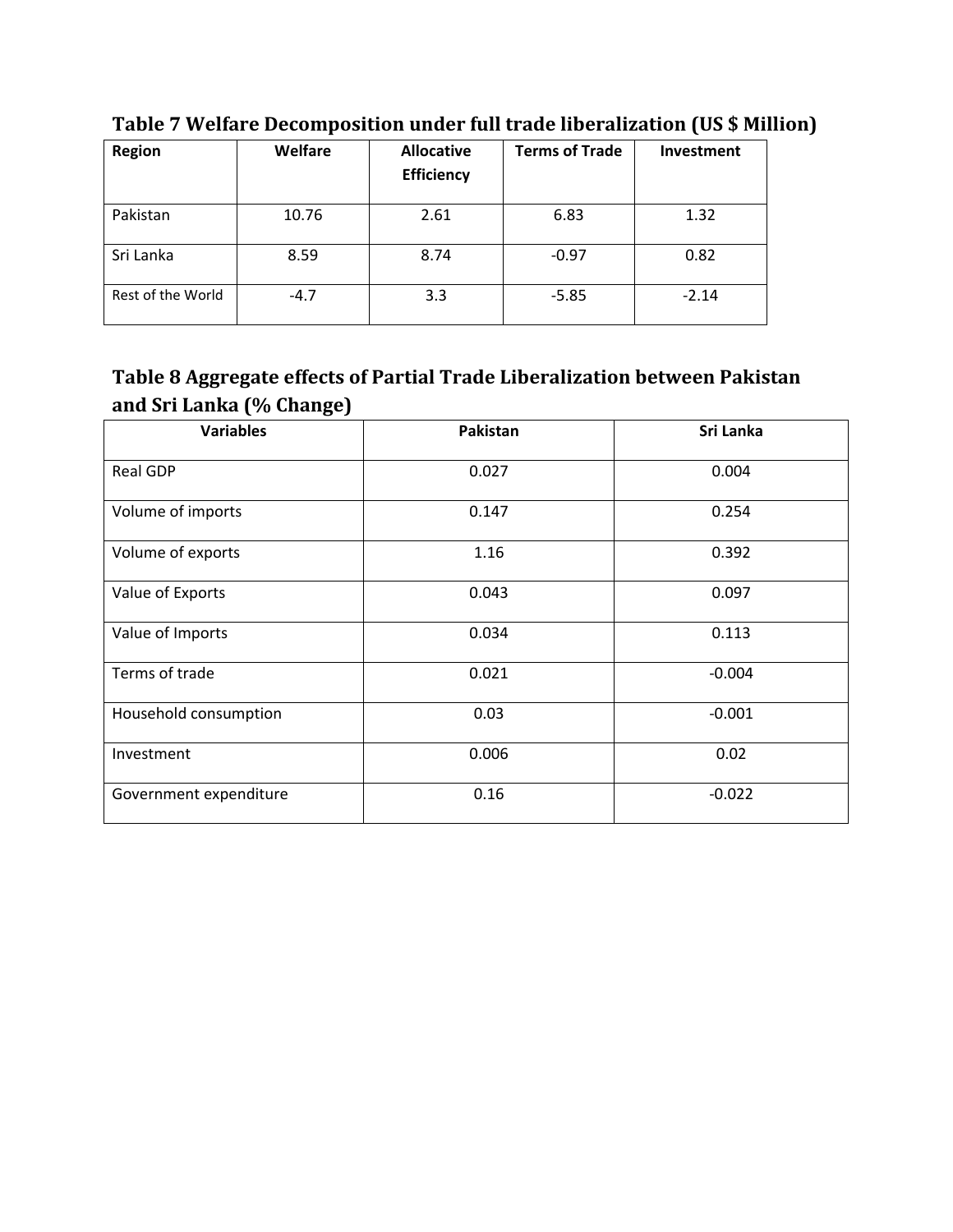**Table 7 Welfare Decomposition under full trade liberalization (US $ Million)**

| Region | Welfare | Allocative Efficiency | Terms of Trade | Investment |
|---|---|---|---|---|
| Pakistan | 10.76 | 2.61 | 6.83 | 1.32 |
| Sri Lanka | 8.59 | 8.74 | -0.97 | 0.82 |
| Rest of the World | -4.7 | 3.3 | -5.85 | -2.14 |

**Table 8 Aggregate effects of Partial Trade Liberalization between Pakistan and Sri Lanka (% Change)**

| Variables | Pakistan | Sri Lanka |
|---|---|---|
| Real GDP | 0.027 | 0.004 |
| Volume of imports | 0.147 | 0.254 |
| Volume of exports | 1.16 | 0.392 |
| Value of Exports | 0.043 | 0.097 |
| Value of Imports | 0.034 | 0.113 |
| Terms of trade | 0.021 | -0.004 |
| Household consumption | 0.03 | -0.001 |
| Investment | 0.006 | 0.02 |
| Government expenditure | 0.16 | -0.022 |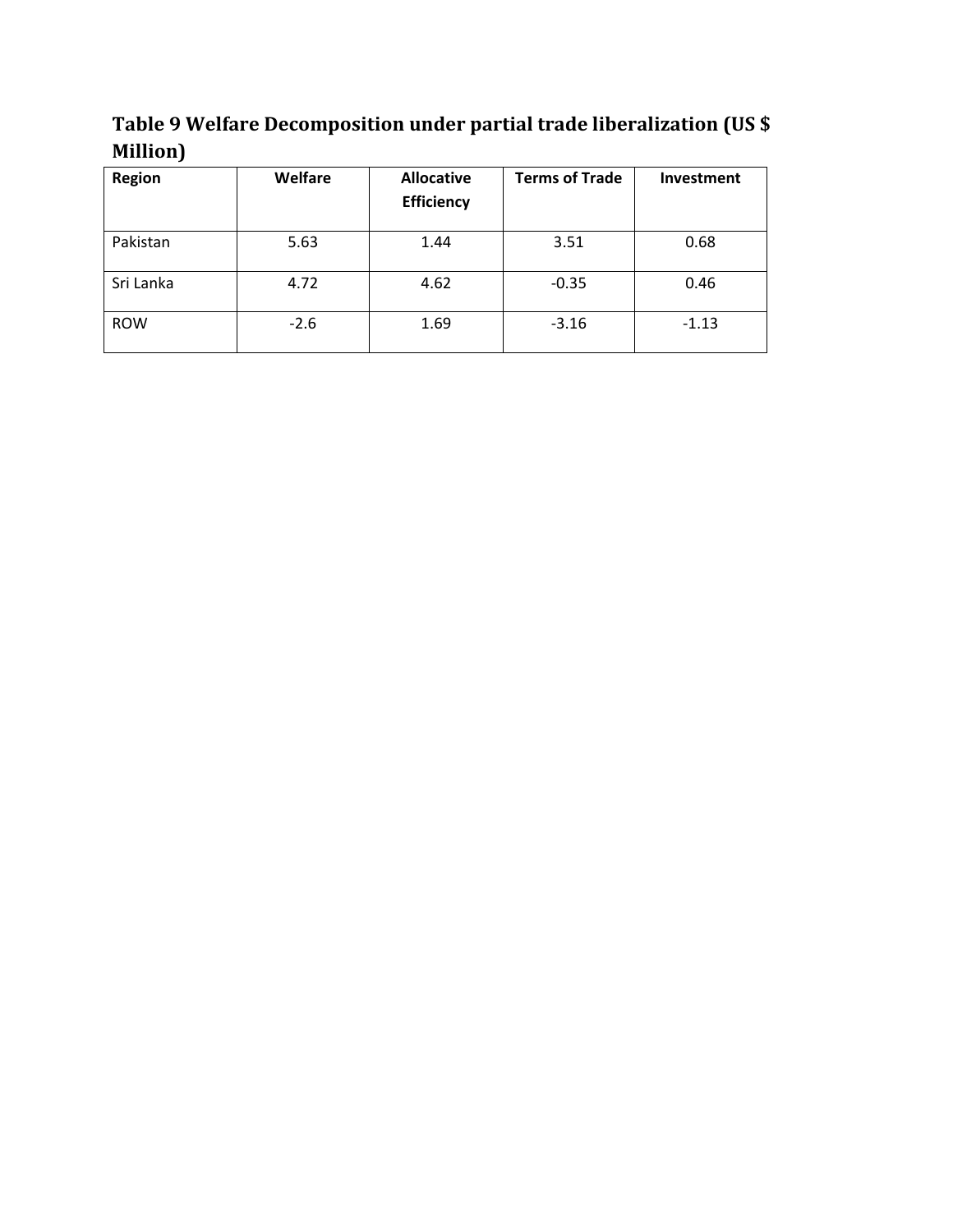**Table 9 Welfare Decomposition under partial trade liberalization (US $ Million)**

| Region | Welfare | Allocative Efficiency | Terms of Trade | Investment |
|---|---|---|---|---|
| Pakistan | 5.63 | 1.44 | 3.51 | 0.68 |
| Sri Lanka | 4.72 | 4.62 | -0.35 | 0.46 |
| ROW | -2.6 | 1.69 | -3.16 | -1.13 |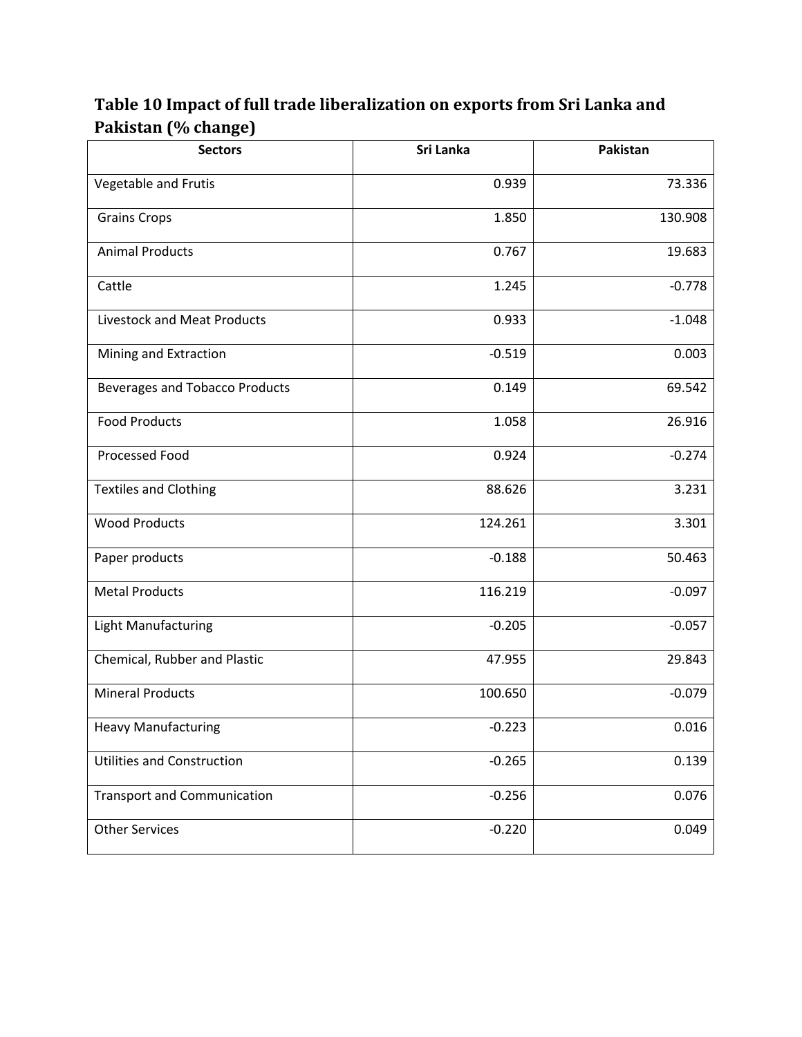**Table 10 Impact of full trade liberalization on exports from Sri Lanka and Pakistan (% change)**

| Sectors | Sri Lanka | Pakistan |
|---|---|---|
| Vegetable and Frutis | 0.939 | 73.336 |
| Grains Crops | 1.850 | 130.908 |
| Animal Products | 0.767 | 19.683 |
| Cattle | 1.245 | -0.778 |
| Livestock and Meat Products | 0.933 | -1.048 |
| Mining and Extraction | -0.519 | 0.003 |
| Beverages and Tobacco Products | 0.149 | 69.542 |
| Food Products | 1.058 | 26.916 |
| Processed Food | 0.924 | -0.274 |
| Textiles and Clothing | 88.626 | 3.231 |
| Wood Products | 124.261 | 3.301 |
| Paper products | -0.188 | 50.463 |
| Metal Products | 116.219 | -0.097 |
| Light Manufacturing | -0.205 | -0.057 |
| Chemical, Rubber and Plastic | 47.955 | 29.843 |
| Mineral Products | 100.650 | -0.079 |
| Heavy Manufacturing | -0.223 | 0.016 |
| Utilities and Construction | -0.265 | 0.139 |
| Transport and Communication | -0.256 | 0.076 |
| Other Services | -0.220 | 0.049 |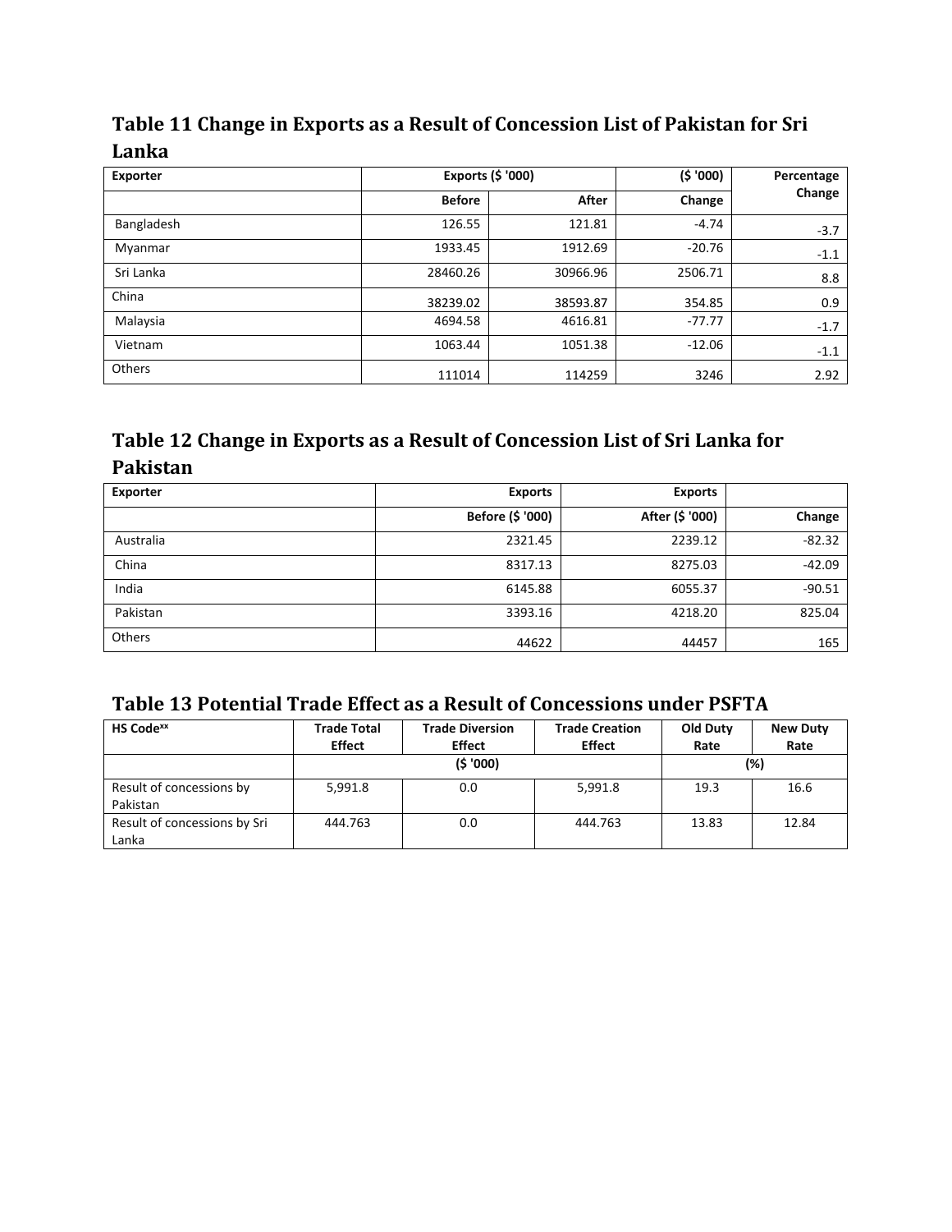## Table 11 Change in Exports as a Result of Concession List of Pakistan for Sri Lanka

| Exporter | Exports ($ '000) | | ($ '000) | Percentage Change |
|---|---|---|---|---|
| | Before | After | Change | |
| Bangladesh | 126.55 | 121.81 | -4.74 | -3.7 |
| Myanmar | 1933.45 | 1912.69 | -20.76 | -1.1 |
| Sri Lanka | 28460.26 | 30966.96 | 2506.71 | 8.8 |
| China | 38239.02 | 38593.87 | 354.85 | 0.9 |
| Malaysia | 4694.58 | 4616.81 | -77.77 | -1.7 |
| Vietnam | 1063.44 | 1051.38 | -12.06 | -1.1 |
| Others | 111014 | 114259 | 3246 | 2.92 |

## Table 12 Change in Exports as a Result of Concession List of Sri Lanka for Pakistan

| Exporter | Exports | Exports | |
|---|---|---|---|
| | Before ($ '000) | After ($ '000) | Change |
| Australia | 2321.45 | 2239.12 | -82.32 |
| China | 8317.13 | 8275.03 | -42.09 |
| India | 6145.88 | 6055.37 | -90.51 |
| Pakistan | 3393.16 | 4218.20 | 825.04 |
| Others | 44622 | 44457 | 165 |

## Table 13 Potential Trade Effect as a Result of Concessions under PSFTA

| HS Code[xx] | Trade Total Effect | Trade Diversion Effect | Trade Creation Effect | Old Duty Rate | New Duty Rate |
|---|---|---|---|---|---|
| | ($ '000) | | | (%) | |
| Result of concessions by Pakistan | 5,991.8 | 0.0 | 5,991.8 | 19.3 | 16.6 |
| Result of concessions by Sri Lanka | 444.763 | 0.0 | 444.763 | 13.83 | 12.84 |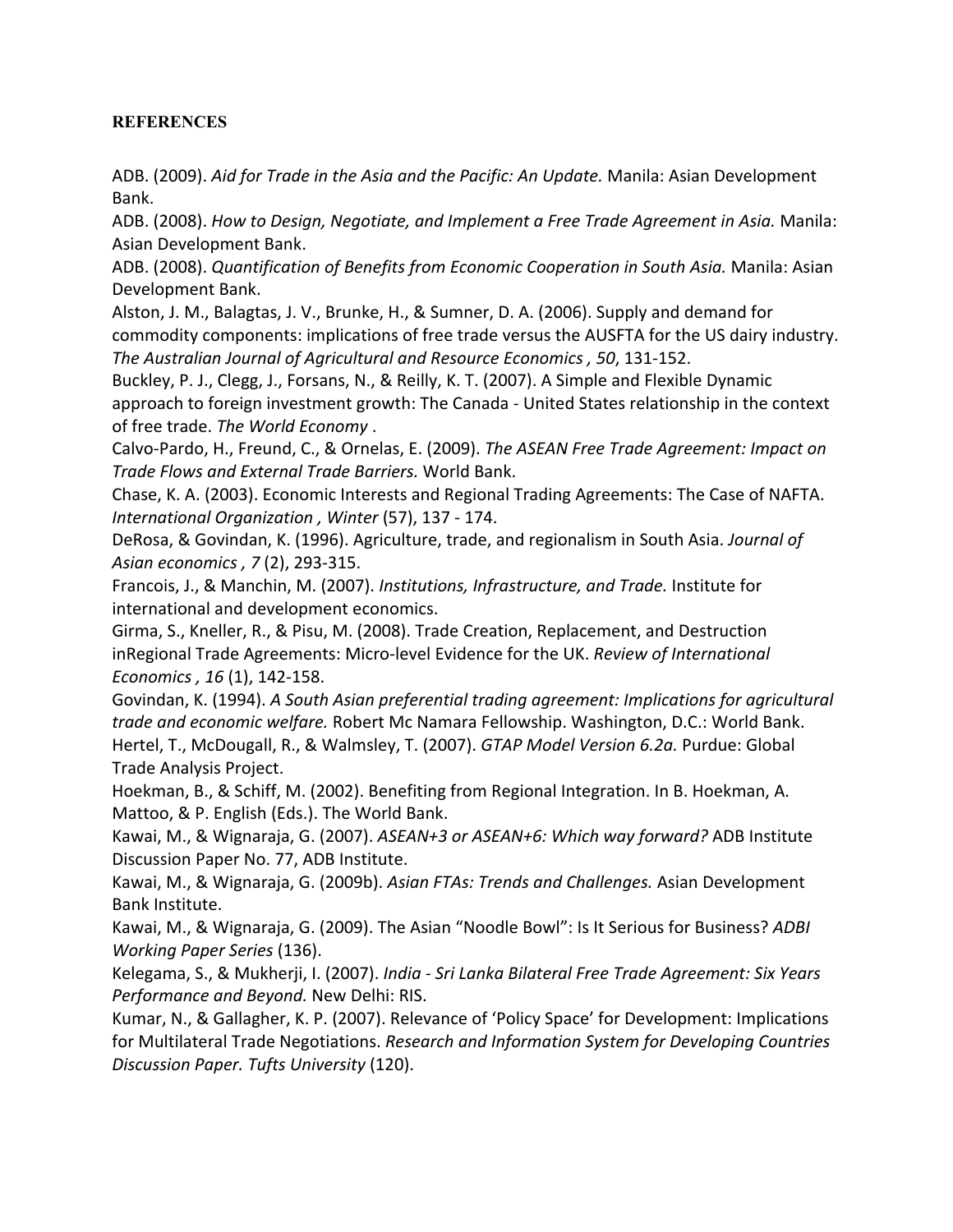**REFERENCES**

ADB. (2009). *Aid for Trade in the Asia and the Pacific: An Update.* Manila: Asian Development Bank.

ADB. (2008). *How to Design, Negotiate, and Implement a Free Trade Agreement in Asia.* Manila: Asian Development Bank.

ADB. (2008). *Quantification of Benefits from Economic Cooperation in South Asia.* Manila: Asian Development Bank.

Alston, J. M., Balagtas, J. V., Brunke, H., & Sumner, D. A. (2006). Supply and demand for commodity components: implications of free trade versus the AUSFTA for the US dairy industry. *The Australian Journal of Agricultural and Resource Economics , 50*, 131-152.

Buckley, P. J., Clegg, J., Forsans, N., & Reilly, K. T. (2007). A Simple and Flexible Dynamic approach to foreign investment growth: The Canada - United States relationship in the context of free trade. *The World Economy* .

Calvo-Pardo, H., Freund, C., & Ornelas, E. (2009). *The ASEAN Free Trade Agreement: Impact on Trade Flows and External Trade Barriers.* World Bank.

Chase, K. A. (2003). Economic Interests and Regional Trading Agreements: The Case of NAFTA. *International Organization , Winter* (57), 137 - 174.

DeRosa, & Govindan, K. (1996). Agriculture, trade, and regionalism in South Asia. *Journal of Asian economics , 7* (2), 293-315.

Francois, J., & Manchin, M. (2007). *Institutions, Infrastructure, and Trade.* Institute for international and development economics.

Girma, S., Kneller, R., & Pisu, M. (2008). Trade Creation, Replacement, and Destruction inRegional Trade Agreements: Micro-level Evidence for the UK. *Review of International Economics , 16* (1), 142-158.

Govindan, K. (1994). *A South Asian preferential trading agreement: Implications for agricultural trade and economic welfare.* Robert Mc Namara Fellowship. Washington, D.C.: World Bank.

Hertel, T., McDougall, R., & Walmsley, T. (2007). *GTAP Model Version 6.2a.* Purdue: Global Trade Analysis Project.

Hoekman, B., & Schiff, M. (2002). Benefiting from Regional Integration. In B. Hoekman, A. Mattoo, & P. English (Eds.). The World Bank.

Kawai, M., & Wignaraja, G. (2007). *ASEAN+3 or ASEAN+6: Which way forward?* ADB Institute Discussion Paper No. 77, ADB Institute.

Kawai, M., & Wignaraja, G. (2009b). *Asian FTAs: Trends and Challenges.* Asian Development Bank Institute.

Kawai, M., & Wignaraja, G. (2009). The Asian "Noodle Bowl": Is It Serious for Business? *ADBI Working Paper Series* (136).

Kelegama, S., & Mukherji, I. (2007). *India - Sri Lanka Bilateral Free Trade Agreement: Six Years Performance and Beyond.* New Delhi: RIS.

Kumar, N., & Gallagher, K. P. (2007). Relevance of 'Policy Space' for Development: Implications for Multilateral Trade Negotiations. *Research and Information System for Developing Countries Discussion Paper. Tufts University* (120).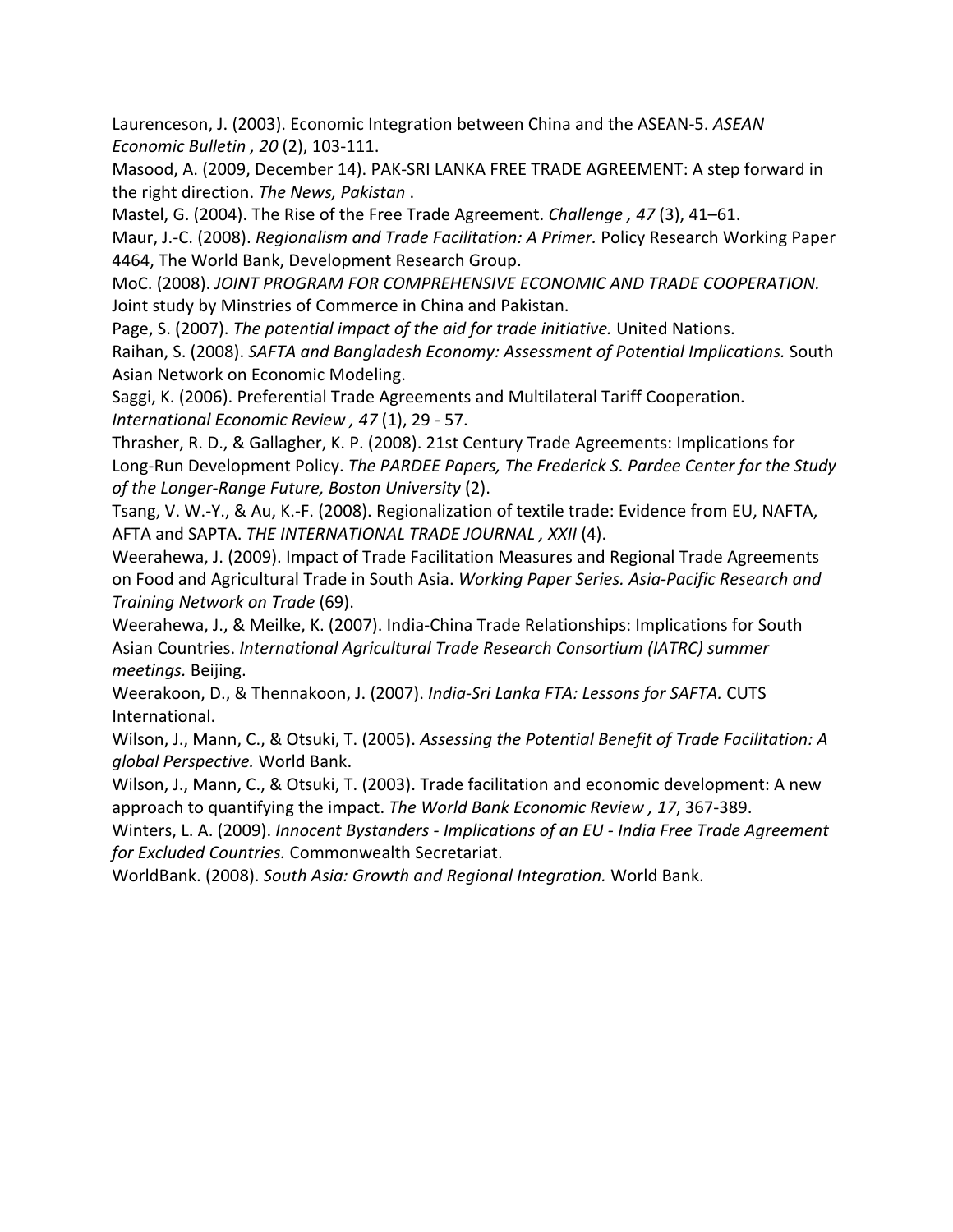Laurenceson, J. (2003). Economic Integration between China and the ASEAN-5. *ASEAN Economic Bulletin , 20* (2), 103-111.

Masood, A. (2009, December 14). PAK-SRI LANKA FREE TRADE AGREEMENT: A step forward in the right direction. *The News, Pakistan* .

Mastel, G. (2004). The Rise of the Free Trade Agreement. *Challenge , 47* (3), 41–61.

Maur, J.-C. (2008). *Regionalism and Trade Facilitation: A Primer.* Policy Research Working Paper 4464, The World Bank, Development Research Group.

MoC. (2008). *JOINT PROGRAM FOR COMPREHENSIVE ECONOMIC AND TRADE COOPERATION.* Joint study by Minstries of Commerce in China and Pakistan.

Page, S. (2007). *The potential impact of the aid for trade initiative.* United Nations.

Raihan, S. (2008). *SAFTA and Bangladesh Economy: Assessment of Potential Implications.* South Asian Network on Economic Modeling.

Saggi, K. (2006). Preferential Trade Agreements and Multilateral Tariff Cooperation. *International Economic Review , 47* (1), 29 - 57.

Thrasher, R. D., & Gallagher, K. P. (2008). 21st Century Trade Agreements: Implications for Long-Run Development Policy. *The PARDEE Papers, The Frederick S. Pardee Center for the Study of the Longer-Range Future, Boston University* (2).

Tsang, V. W.-Y., & Au, K.-F. (2008). Regionalization of textile trade: Evidence from EU, NAFTA, AFTA and SAPTA. *THE INTERNATIONAL TRADE JOURNAL , XXII* (4).

Weerahewa, J. (2009). Impact of Trade Facilitation Measures and Regional Trade Agreements on Food and Agricultural Trade in South Asia. *Working Paper Series. Asia-Pacific Research and Training Network on Trade* (69).

Weerahewa, J., & Meilke, K. (2007). India-China Trade Relationships: Implications for South Asian Countries. *International Agricultural Trade Research Consortium (IATRC) summer meetings.* Beijing.

Weerakoon, D., & Thennakoon, J. (2007). *India-Sri Lanka FTA: Lessons for SAFTA.* CUTS International.

Wilson, J., Mann, C., & Otsuki, T. (2005). *Assessing the Potential Benefit of Trade Facilitation: A global Perspective.* World Bank.

Wilson, J., Mann, C., & Otsuki, T. (2003). Trade facilitation and economic development: A new approach to quantifying the impact. *The World Bank Economic Review , 17*, 367-389.

Winters, L. A. (2009). *Innocent Bystanders - Implications of an EU - India Free Trade Agreement for Excluded Countries.* Commonwealth Secretariat.

WorldBank. (2008). *South Asia: Growth and Regional Integration.* World Bank.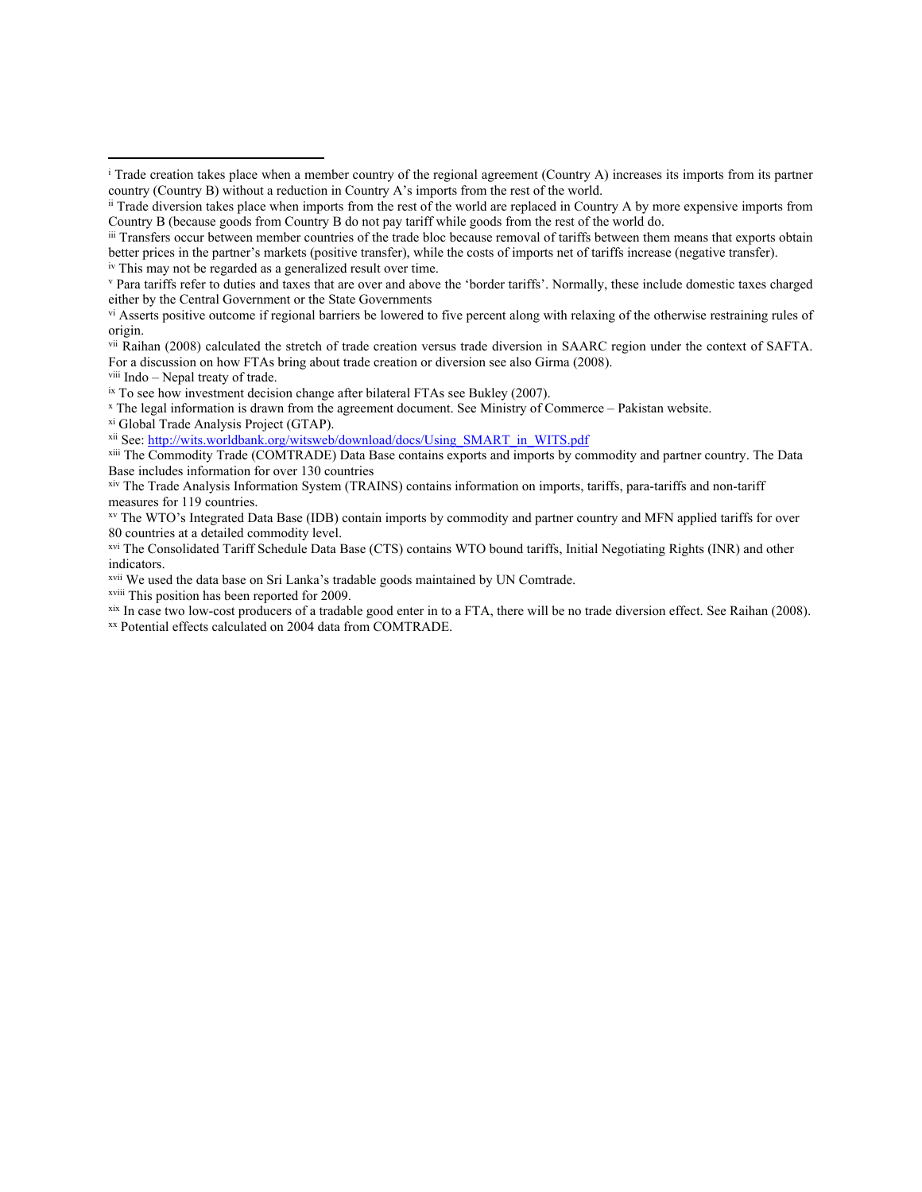---

[i] Trade creation takes place when a member country of the regional agreement (Country A) increases its imports from its partner country (Country B) without a reduction in Country A's imports from the rest of the world.

[ii] Trade diversion takes place when imports from the rest of the world are replaced in Country A by more expensive imports from Country B (because goods from Country B do not pay tariff while goods from the rest of the world do.

[iii] Transfers occur between member countries of the trade bloc because removal of tariffs between them means that exports obtain better prices in the partner's markets (positive transfer), while the costs of imports net of tariffs increase (negative transfer).

[iv] This may not be regarded as a generalized result over time.

[v] Para tariffs refer to duties and taxes that are over and above the 'border tariffs'. Normally, these include domestic taxes charged either by the Central Government or the State Governments

[vi] Asserts positive outcome if regional barriers be lowered to five percent along with relaxing of the otherwise restraining rules of origin.

[vii] Raihan (2008) calculated the stretch of trade creation versus trade diversion in SAARC region under the context of SAFTA. For a discussion on how FTAs bring about trade creation or diversion see also Girma (2008).

[viii] Indo – Nepal treaty of trade.

[ix] To see how investment decision change after bilateral FTAs see Bukley (2007).

[x] The legal information is drawn from the agreement document. See Ministry of Commerce – Pakistan website.

[xi] Global Trade Analysis Project (GTAP).

[xii] See: http://wits.worldbank.org/witsweb/download/docs/Using_SMART_in_WITS.pdf

[xiii] The Commodity Trade (COMTRADE) Data Base contains exports and imports by commodity and partner country. The Data Base includes information for over 130 countries

[xiv] The Trade Analysis Information System (TRAINS) contains information on imports, tariffs, para-tariffs and non-tariff measures for 119 countries.

[xv] The WTO's Integrated Data Base (IDB) contain imports by commodity and partner country and MFN applied tariffs for over 80 countries at a detailed commodity level.

[xvi] The Consolidated Tariff Schedule Data Base (CTS) contains WTO bound tariffs, Initial Negotiating Rights (INR) and other indicators.

[xvii] We used the data base on Sri Lanka's tradable goods maintained by UN Comtrade.

[xviii] This position has been reported for 2009.

[xix] In case two low-cost producers of a tradable good enter in to a FTA, there will be no trade diversion effect. See Raihan (2008).

[xx] Potential effects calculated on 2004 data from COMTRADE.